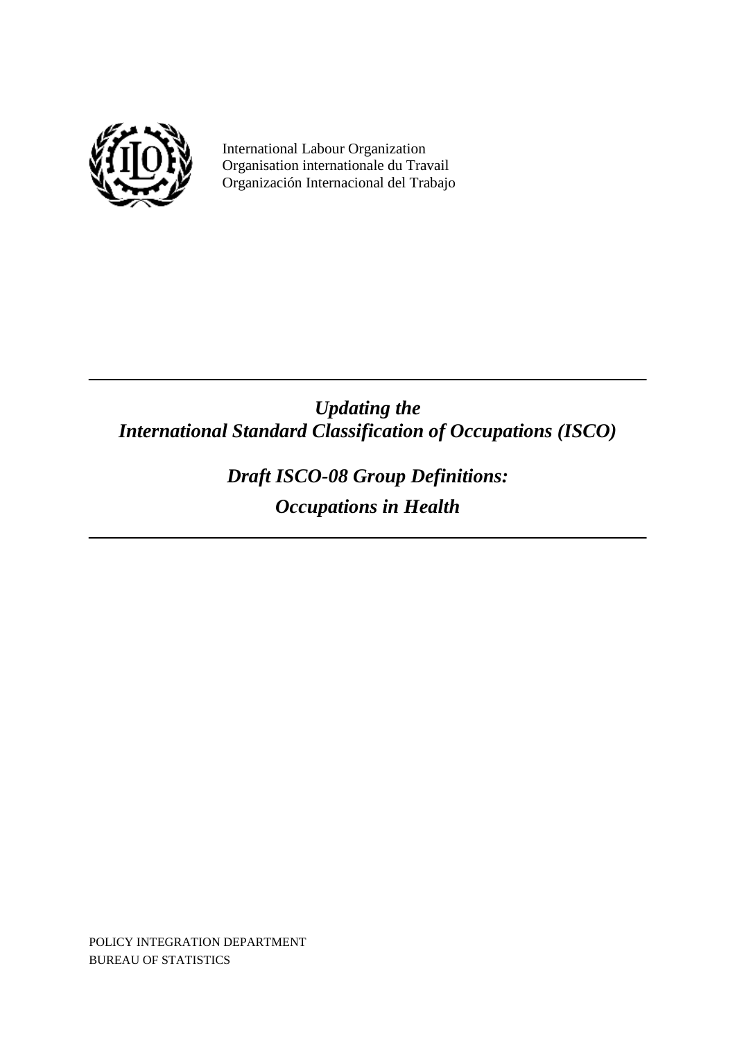International Labour Organization
Organisation internationale du Travail
Organización Internacional del Trabajo

---

# *Updating the International Standard Classification of Occupations (ISCO)*

## *Draft ISCO-08 Group Definitions:*

## *Occupations in Health*

---

POLICY INTEGRATION DEPARTMENT
BUREAU OF STATISTICS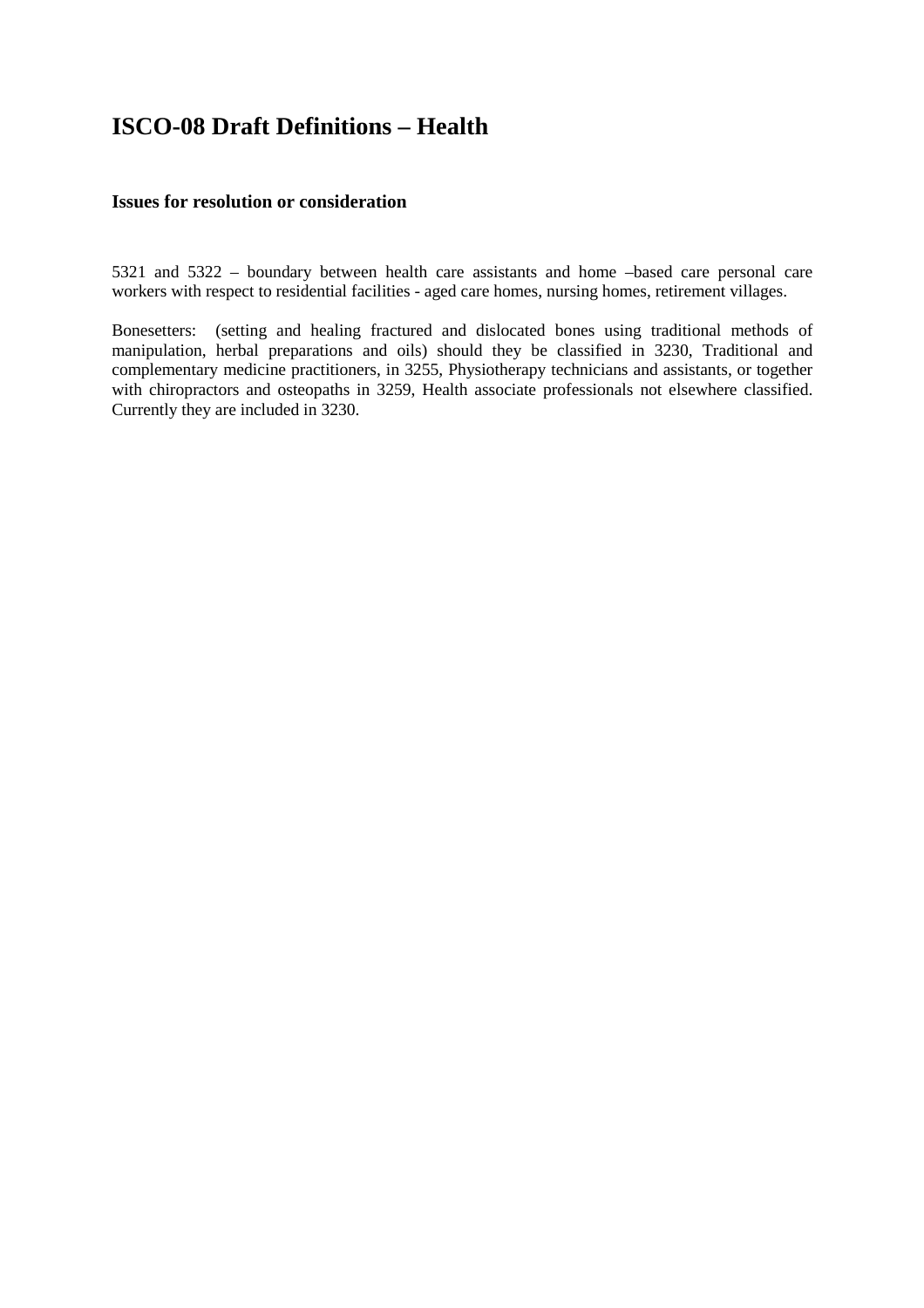# ISCO-08 Draft Definitions – Health

### Issues for resolution or consideration

5321 and 5322 – boundary between health care assistants and home –based care personal care workers with respect to residential facilities - aged care homes, nursing homes, retirement villages.

Bonesetters: (setting and healing fractured and dislocated bones using traditional methods of manipulation, herbal preparations and oils) should they be classified in 3230, Traditional and complementary medicine practitioners, in 3255, Physiotherapy technicians and assistants, or together with chiropractors and osteopaths in 3259, Health associate professionals not elsewhere classified. Currently they are included in 3230.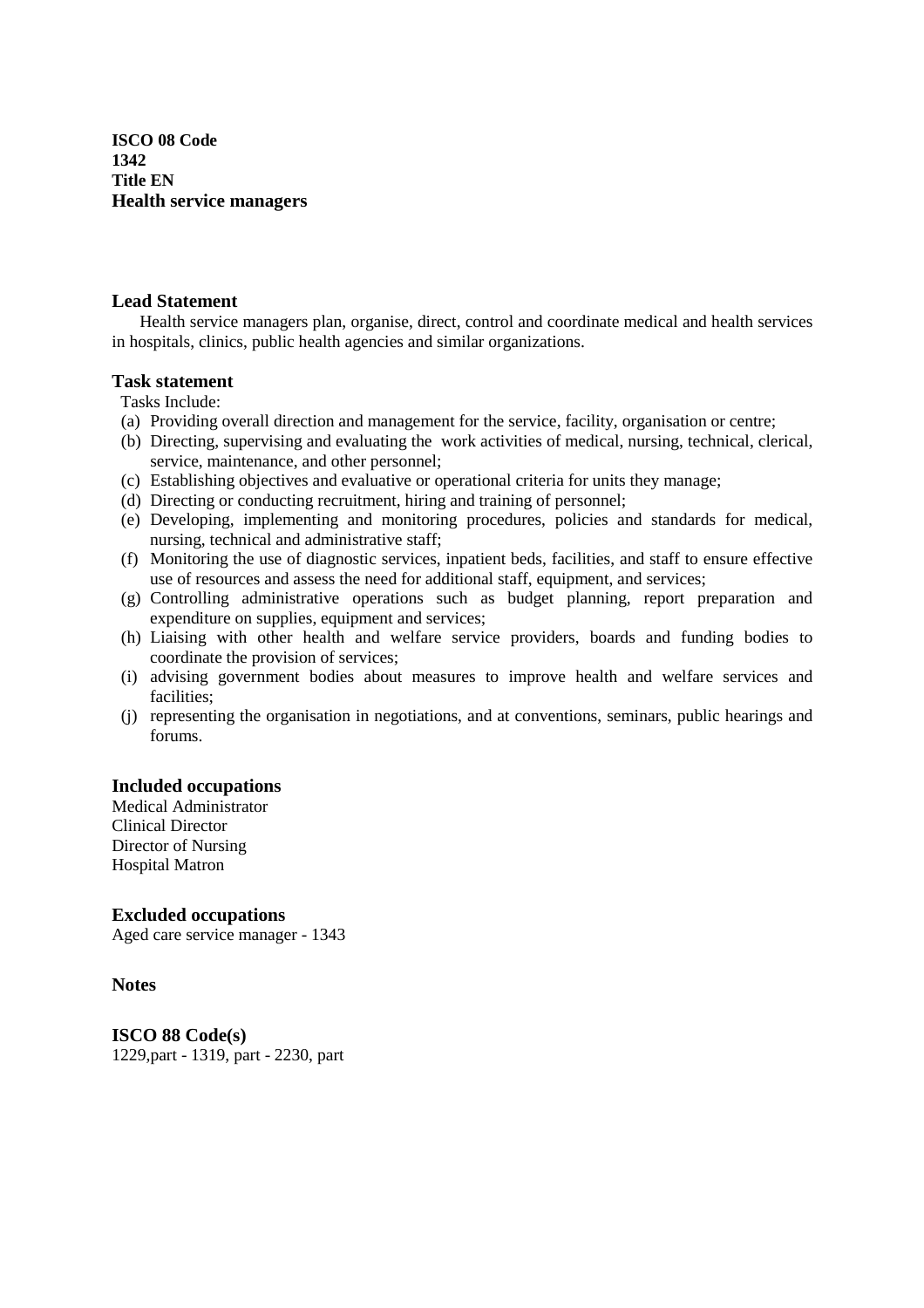**ISCO 08 Code**
**1342**
**Title EN**
**Health service managers**

## Lead Statement

Health service managers plan, organise, direct, control and coordinate medical and health services in hospitals, clinics, public health agencies and similar organizations.

## Task statement

Tasks Include:

(a) Providing overall direction and management for the service, facility, organisation or centre;
(b) Directing, supervising and evaluating the work activities of medical, nursing, technical, clerical, service, maintenance, and other personnel;
(c) Establishing objectives and evaluative or operational criteria for units they manage;
(d) Directing or conducting recruitment, hiring and training of personnel;
(e) Developing, implementing and monitoring procedures, policies and standards for medical, nursing, technical and administrative staff;
(f) Monitoring the use of diagnostic services, inpatient beds, facilities, and staff to ensure effective use of resources and assess the need for additional staff, equipment, and services;
(g) Controlling administrative operations such as budget planning, report preparation and expenditure on supplies, equipment and services;
(h) Liaising with other health and welfare service providers, boards and funding bodies to coordinate the provision of services;
(i) advising government bodies about measures to improve health and welfare services and facilities;
(j) representing the organisation in negotiations, and at conventions, seminars, public hearings and forums.

## Included occupations

Medical Administrator
Clinical Director
Director of Nursing
Hospital Matron

## Excluded occupations

Aged care service manager - 1343

## Notes

## ISCO 88 Code(s)

1229,part - 1319, part - 2230, part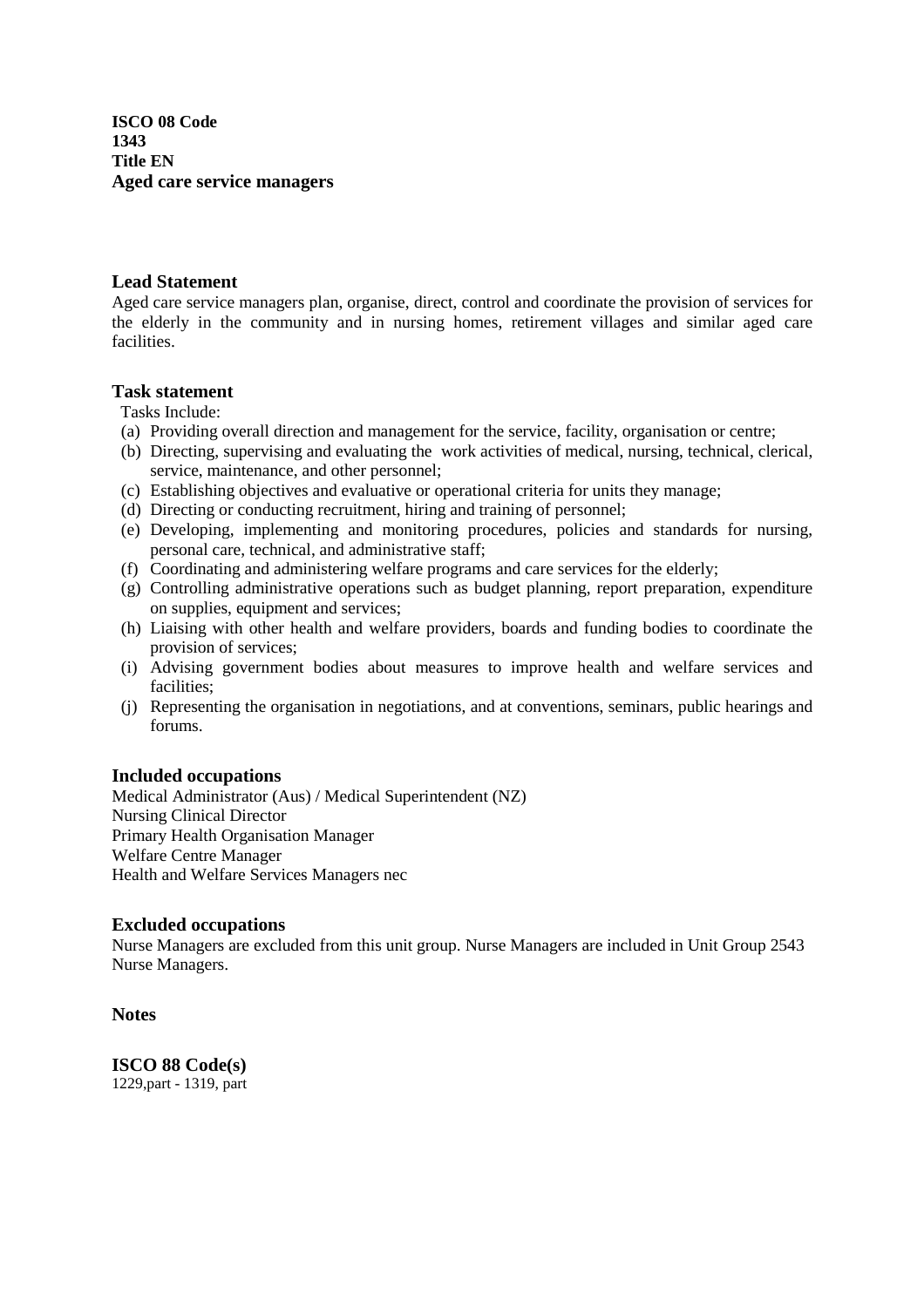**ISCO 08 Code**
**1343**
**Title EN**
**Aged care service managers**

## Lead Statement

Aged care service managers plan, organise, direct, control and coordinate the provision of services for the elderly in the community and in nursing homes, retirement villages and similar aged care facilities.

## Task statement

Tasks Include:

- (a) Providing overall direction and management for the service, facility, organisation or centre;
- (b) Directing, supervising and evaluating the work activities of medical, nursing, technical, clerical, service, maintenance, and other personnel;
- (c) Establishing objectives and evaluative or operational criteria for units they manage;
- (d) Directing or conducting recruitment, hiring and training of personnel;
- (e) Developing, implementing and monitoring procedures, policies and standards for nursing, personal care, technical, and administrative staff;
- (f) Coordinating and administering welfare programs and care services for the elderly;
- (g) Controlling administrative operations such as budget planning, report preparation, expenditure on supplies, equipment and services;
- (h) Liaising with other health and welfare providers, boards and funding bodies to coordinate the provision of services;
- (i) Advising government bodies about measures to improve health and welfare services and facilities;
- (j) Representing the organisation in negotiations, and at conventions, seminars, public hearings and forums.

## Included occupations

Medical Administrator (Aus) / Medical Superintendent (NZ)
Nursing Clinical Director
Primary Health Organisation Manager
Welfare Centre Manager
Health and Welfare Services Managers nec

## Excluded occupations

Nurse Managers are excluded from this unit group. Nurse Managers are included in Unit Group 2543 Nurse Managers.

## Notes

## ISCO 88 Code(s)

1229,part - 1319, part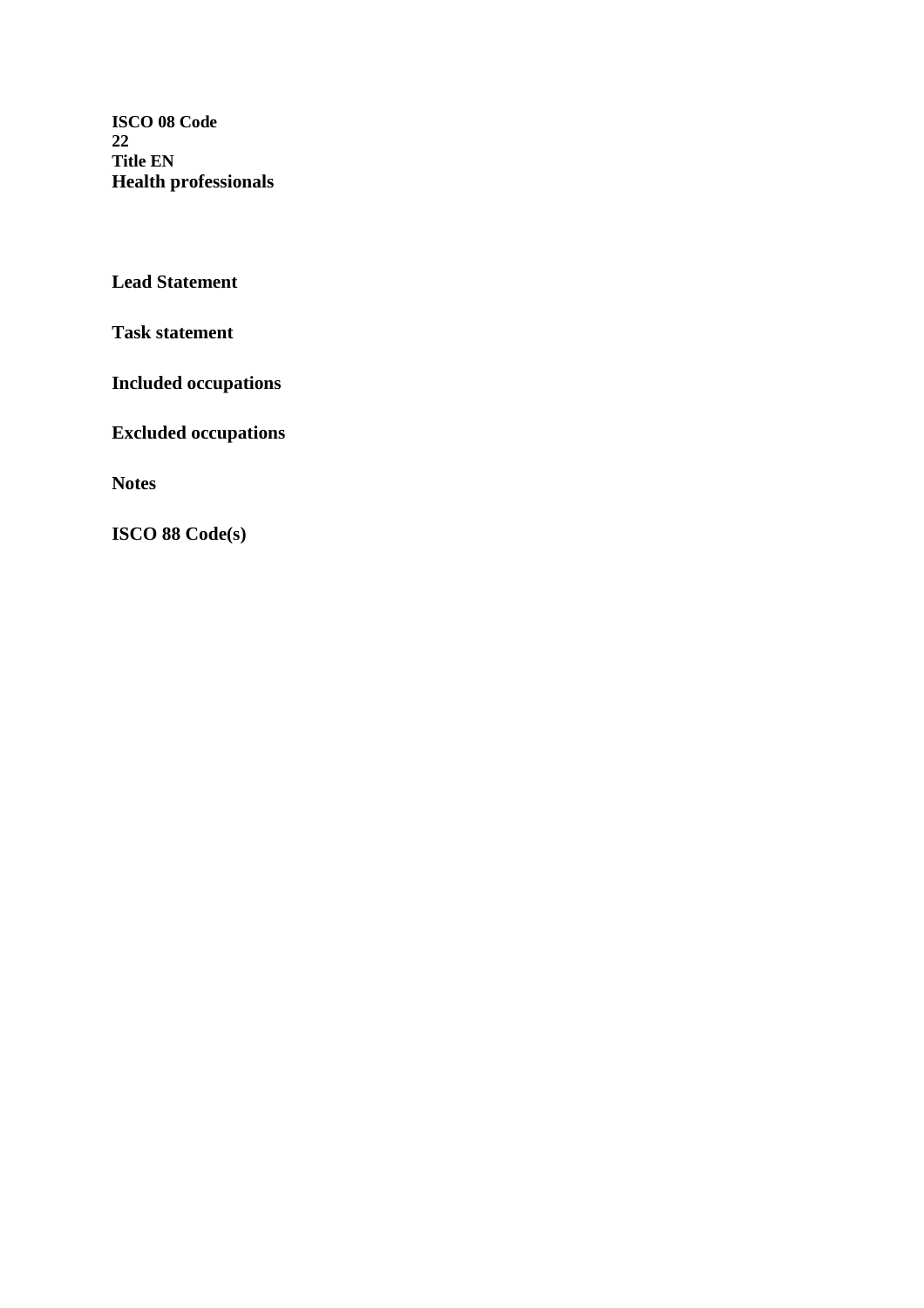**ISCO 08 Code**
**22**
**Title EN**
**Health professionals**

**Lead Statement**

**Task statement**

**Included occupations**

**Excluded occupations**

**Notes**

**ISCO 88 Code(s)**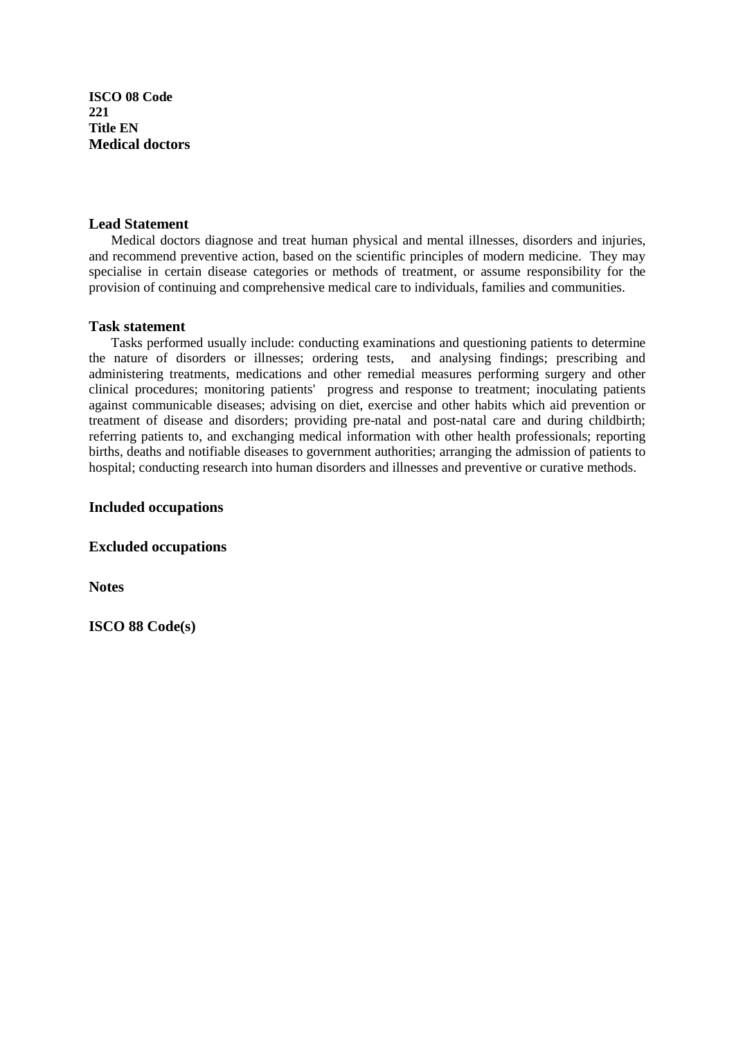**ISCO 08 Code**
**221**
**Title EN**
**Medical doctors**

## Lead Statement

Medical doctors diagnose and treat human physical and mental illnesses, disorders and injuries, and recommend preventive action, based on the scientific principles of modern medicine. They may specialise in certain disease categories or methods of treatment, or assume responsibility for the provision of continuing and comprehensive medical care to individuals, families and communities.

## Task statement

Tasks performed usually include: conducting examinations and questioning patients to determine the nature of disorders or illnesses; ordering tests, and analysing findings; prescribing and administering treatments, medications and other remedial measures performing surgery and other clinical procedures; monitoring patients' progress and response to treatment; inoculating patients against communicable diseases; advising on diet, exercise and other habits which aid prevention or treatment of disease and disorders; providing pre-natal and post-natal care and during childbirth; referring patients to, and exchanging medical information with other health professionals; reporting births, deaths and notifiable diseases to government authorities; arranging the admission of patients to hospital; conducting research into human disorders and illnesses and preventive or curative methods.

## Included occupations

## Excluded occupations

## Notes

## ISCO 88 Code(s)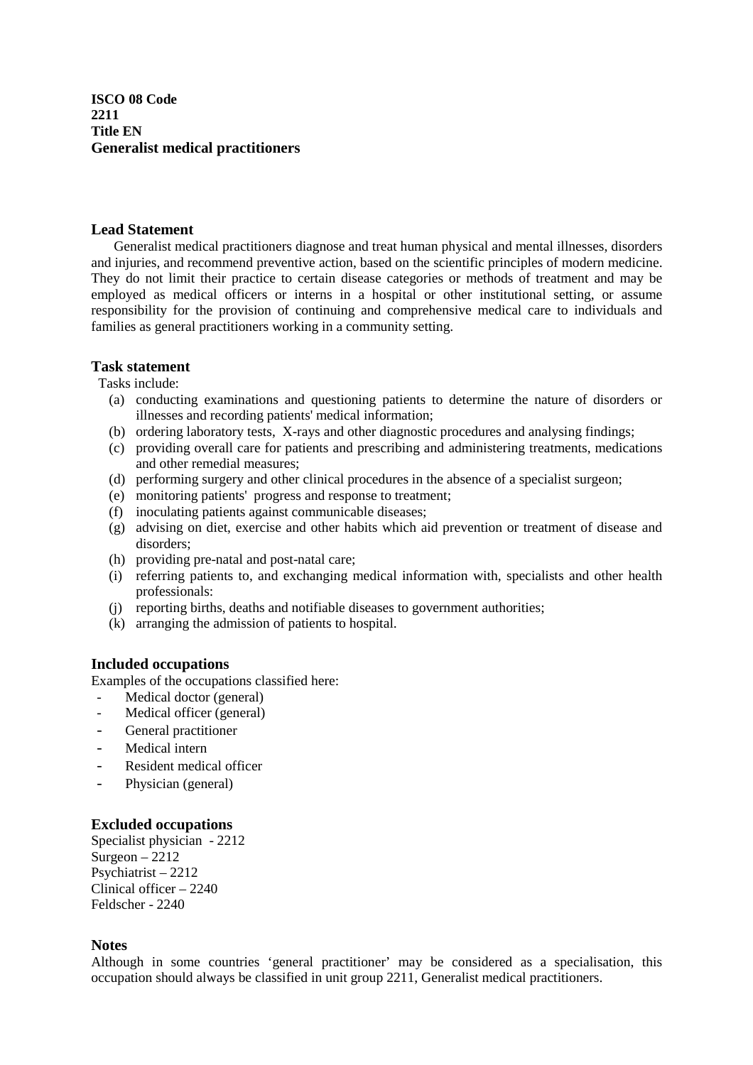**ISCO 08 Code**
**2211**
**Title EN**
**Generalist medical practitioners**

### Lead Statement

Generalist medical practitioners diagnose and treat human physical and mental illnesses, disorders and injuries, and recommend preventive action, based on the scientific principles of modern medicine. They do not limit their practice to certain disease categories or methods of treatment and may be employed as medical officers or interns in a hospital or other institutional setting, or assume responsibility for the provision of continuing and comprehensive medical care to individuals and families as general practitioners working in a community setting.

### Task statement

Tasks include:

(a) conducting examinations and questioning patients to determine the nature of disorders or illnesses and recording patients' medical information;
(b) ordering laboratory tests, X-rays and other diagnostic procedures and analysing findings;
(c) providing overall care for patients and prescribing and administering treatments, medications and other remedial measures;
(d) performing surgery and other clinical procedures in the absence of a specialist surgeon;
(e) monitoring patients' progress and response to treatment;
(f) inoculating patients against communicable diseases;
(g) advising on diet, exercise and other habits which aid prevention or treatment of disease and disorders;
(h) providing pre-natal and post-natal care;
(i) referring patients to, and exchanging medical information with, specialists and other health professionals:
(j) reporting births, deaths and notifiable diseases to government authorities;
(k) arranging the admission of patients to hospital.

### Included occupations

Examples of the occupations classified here:

- Medical doctor (general)
- Medical officer (general)
- General practitioner
- Medical intern
- Resident medical officer
- Physician (general)

### Excluded occupations

Specialist physician - 2212
Surgeon – 2212
Psychiatrist – 2212
Clinical officer – 2240
Feldscher - 2240

### Notes

Although in some countries 'general practitioner' may be considered as a specialisation, this occupation should always be classified in unit group 2211, Generalist medical practitioners.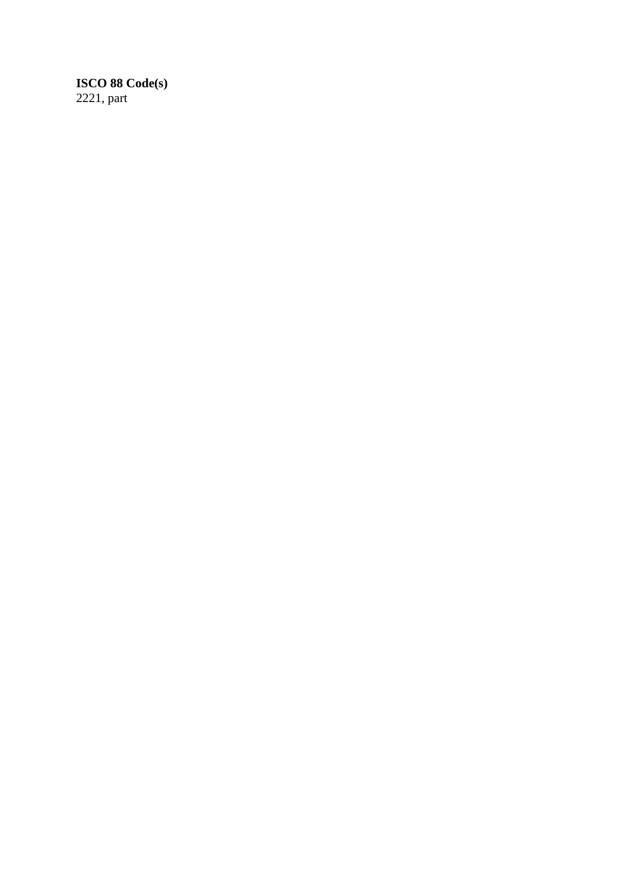**ISCO 88 Code(s)**
2221, part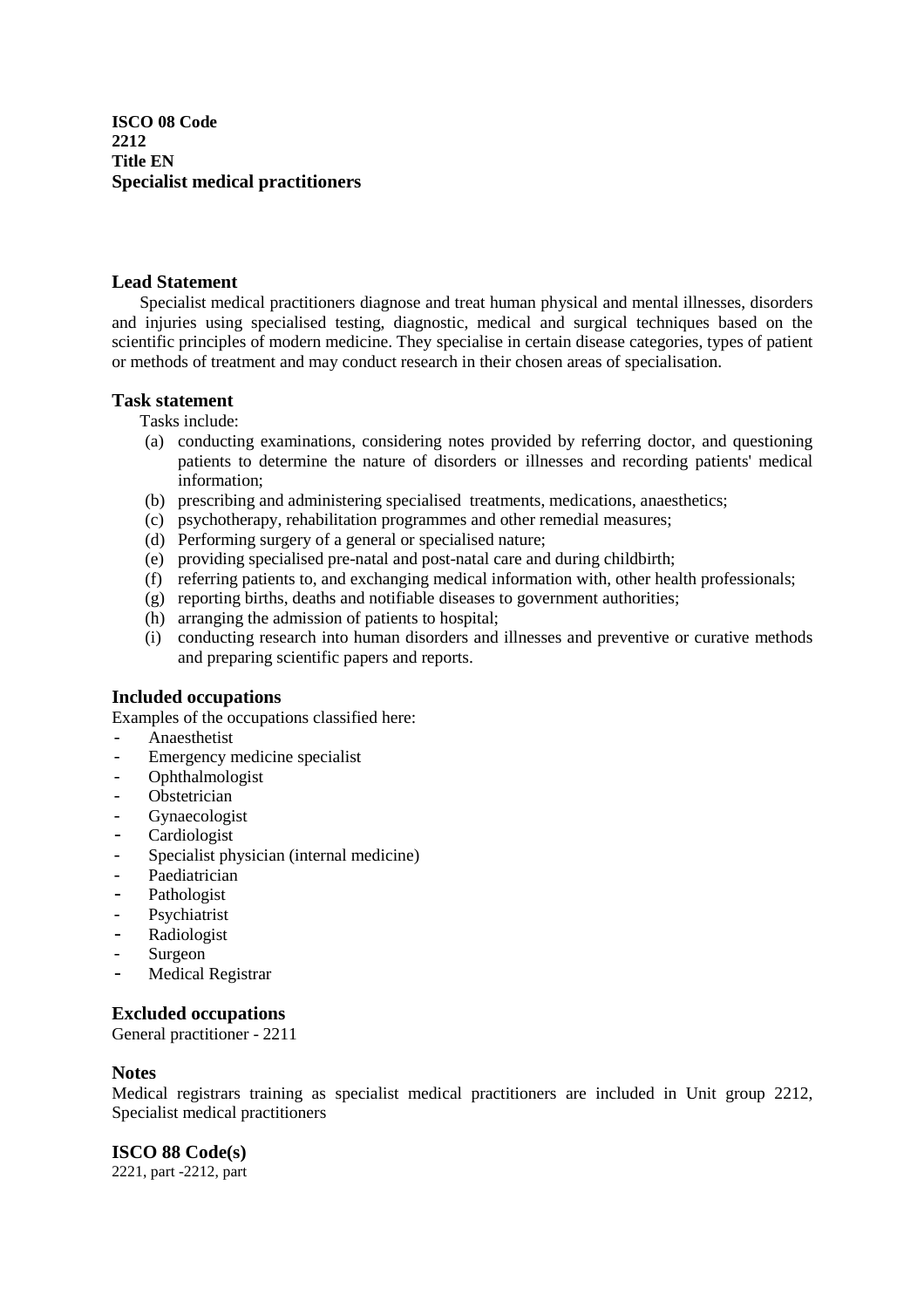**ISCO 08 Code**
**2212**
**Title EN**
**Specialist medical practitioners**

## Lead Statement

Specialist medical practitioners diagnose and treat human physical and mental illnesses, disorders and injuries using specialised testing, diagnostic, medical and surgical techniques based on the scientific principles of modern medicine. They specialise in certain disease categories, types of patient or methods of treatment and may conduct research in their chosen areas of specialisation.

## Task statement

Tasks include:

(a) conducting examinations, considering notes provided by referring doctor, and questioning patients to determine the nature of disorders or illnesses and recording patients' medical information;
(b) prescribing and administering specialised treatments, medications, anaesthetics;
(c) psychotherapy, rehabilitation programmes and other remedial measures;
(d) Performing surgery of a general or specialised nature;
(e) providing specialised pre-natal and post-natal care and during childbirth;
(f) referring patients to, and exchanging medical information with, other health professionals;
(g) reporting births, deaths and notifiable diseases to government authorities;
(h) arranging the admission of patients to hospital;
(i) conducting research into human disorders and illnesses and preventive or curative methods and preparing scientific papers and reports.

## Included occupations

Examples of the occupations classified here:

- Anaesthetist
- Emergency medicine specialist
- Ophthalmologist
- Obstetrician
- Gynaecologist
- Cardiologist
- Specialist physician (internal medicine)
- Paediatrician
- Pathologist
- Psychiatrist
- Radiologist
- Surgeon
- Medical Registrar

## Excluded occupations

General practitioner - 2211

## Notes

Medical registrars training as specialist medical practitioners are included in Unit group 2212, Specialist medical practitioners

## ISCO 88 Code(s)

2221, part -2212, part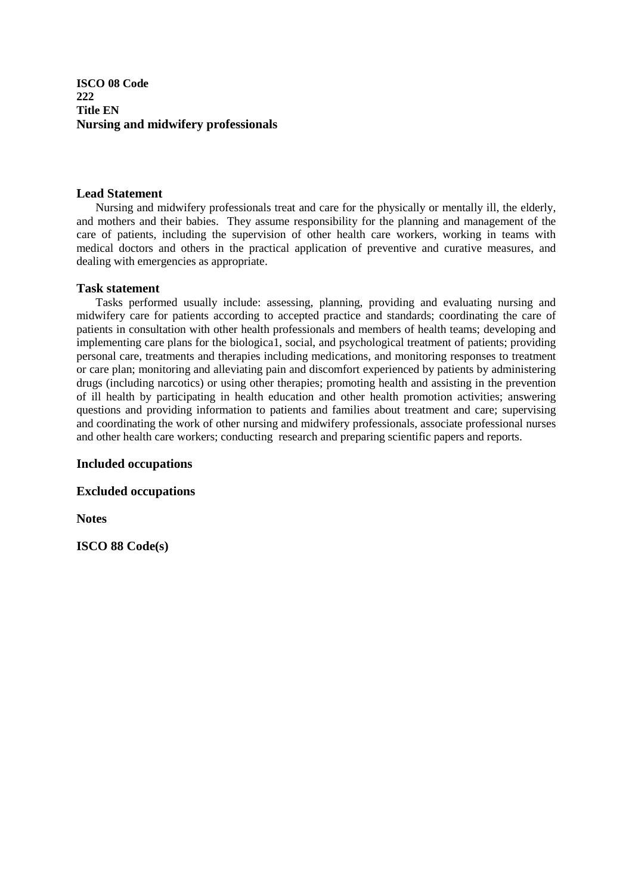**ISCO 08 Code**
**222**
**Title EN**
**Nursing and midwifery professionals**

## Lead Statement

Nursing and midwifery professionals treat and care for the physically or mentally ill, the elderly, and mothers and their babies. They assume responsibility for the planning and management of the care of patients, including the supervision of other health care workers, working in teams with medical doctors and others in the practical application of preventive and curative measures, and dealing with emergencies as appropriate.

## Task statement

Tasks performed usually include: assessing, planning, providing and evaluating nursing and midwifery care for patients according to accepted practice and standards; coordinating the care of patients in consultation with other health professionals and members of health teams; developing and implementing care plans for the biologica1, social, and psychological treatment of patients; providing personal care, treatments and therapies including medications, and monitoring responses to treatment or care plan; monitoring and alleviating pain and discomfort experienced by patients by administering drugs (including narcotics) or using other therapies; promoting health and assisting in the prevention of ill health by participating in health education and other health promotion activities; answering questions and providing information to patients and families about treatment and care; supervising and coordinating the work of other nursing and midwifery professionals, associate professional nurses and other health care workers; conducting research and preparing scientific papers and reports.

## Included occupations

## Excluded occupations

## Notes

## ISCO 88 Code(s)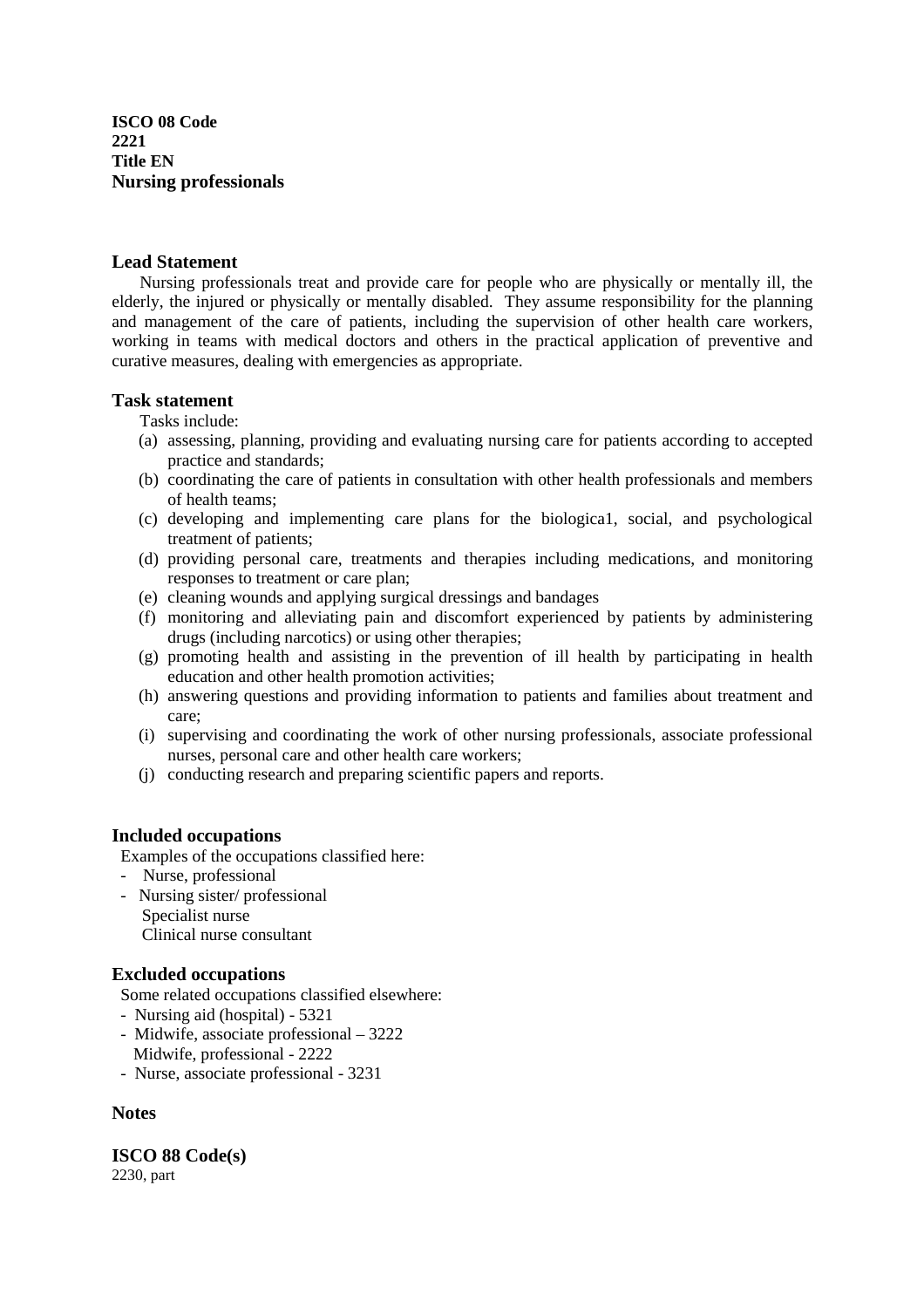**ISCO 08 Code**
**2221**
**Title EN**
**Nursing professionals**

### Lead Statement

Nursing professionals treat and provide care for people who are physically or mentally ill, the elderly, the injured or physically or mentally disabled. They assume responsibility for the planning and management of the care of patients, including the supervision of other health care workers, working in teams with medical doctors and others in the practical application of preventive and curative measures, dealing with emergencies as appropriate.

### Task statement

Tasks include:

(a) assessing, planning, providing and evaluating nursing care for patients according to accepted practice and standards;
(b) coordinating the care of patients in consultation with other health professionals and members of health teams;
(c) developing and implementing care plans for the biologica1, social, and psychological treatment of patients;
(d) providing personal care, treatments and therapies including medications, and monitoring responses to treatment or care plan;
(e) cleaning wounds and applying surgical dressings and bandages
(f) monitoring and alleviating pain and discomfort experienced by patients by administering drugs (including narcotics) or using other therapies;
(g) promoting health and assisting in the prevention of ill health by participating in health education and other health promotion activities;
(h) answering questions and providing information to patients and families about treatment and care;
(i) supervising and coordinating the work of other nursing professionals, associate professional nurses, personal care and other health care workers;
(j) conducting research and preparing scientific papers and reports.

### Included occupations

Examples of the occupations classified here:

- Nurse, professional
- Nursing sister/ professional
  Specialist nurse
  Clinical nurse consultant

### Excluded occupations

Some related occupations classified elsewhere:

- Nursing aid (hospital) - 5321
- Midwife, associate professional – 3222
  Midwife, professional - 2222
- Nurse, associate professional - 3231

### Notes

### ISCO 88 Code(s)

2230, part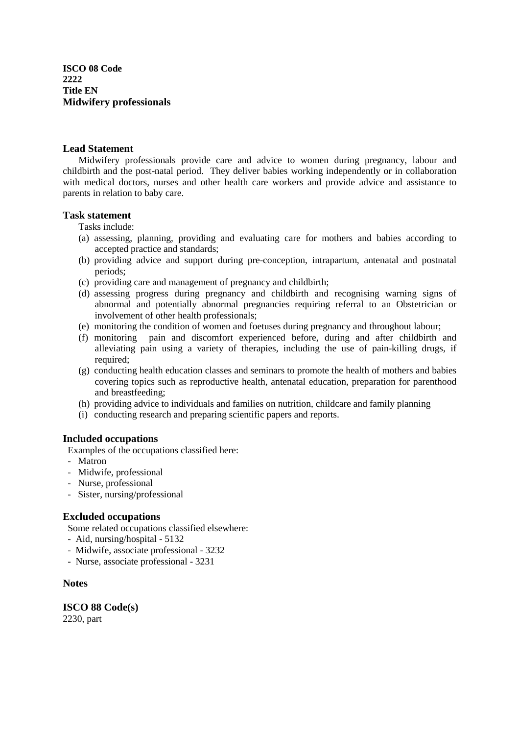**ISCO 08 Code**
**2222**
**Title EN**
**Midwifery professionals**

### Lead Statement

Midwifery professionals provide care and advice to women during pregnancy, labour and childbirth and the post-natal period. They deliver babies working independently or in collaboration with medical doctors, nurses and other health care workers and provide advice and assistance to parents in relation to baby care.

### Task statement

Tasks include:

(a) assessing, planning, providing and evaluating care for mothers and babies according to accepted practice and standards;
(b) providing advice and support during pre-conception, intrapartum, antenatal and postnatal periods;
(c) providing care and management of pregnancy and childbirth;
(d) assessing progress during pregnancy and childbirth and recognising warning signs of abnormal and potentially abnormal pregnancies requiring referral to an Obstetrician or involvement of other health professionals;
(e) monitoring the condition of women and foetuses during pregnancy and throughout labour;
(f) monitoring pain and discomfort experienced before, during and after childbirth and alleviating pain using a variety of therapies, including the use of pain-killing drugs, if required;
(g) conducting health education classes and seminars to promote the health of mothers and babies covering topics such as reproductive health, antenatal education, preparation for parenthood and breastfeeding;
(h) providing advice to individuals and families on nutrition, childcare and family planning
(i) conducting research and preparing scientific papers and reports.

### Included occupations

Examples of the occupations classified here:

- Matron
- Midwife, professional
- Nurse, professional
- Sister, nursing/professional

### Excluded occupations

Some related occupations classified elsewhere:

- Aid, nursing/hospital - 5132
- Midwife, associate professional - 3232
- Nurse, associate professional - 3231

### Notes

### ISCO 88 Code(s)

2230, part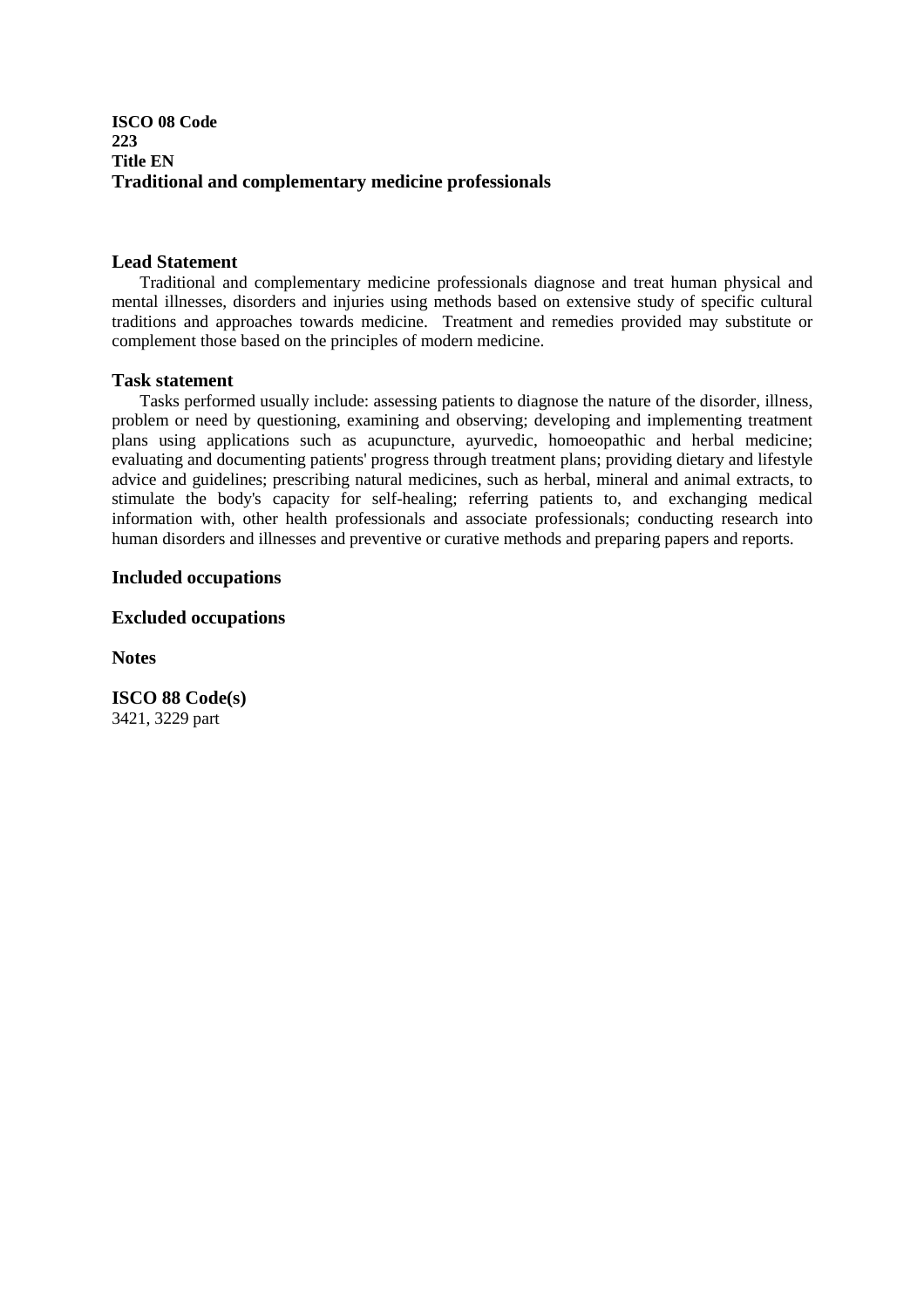**ISCO 08 Code**
**223**
**Title EN**
**Traditional and complementary medicine professionals**

### Lead Statement

Traditional and complementary medicine professionals diagnose and treat human physical and mental illnesses, disorders and injuries using methods based on extensive study of specific cultural traditions and approaches towards medicine. Treatment and remedies provided may substitute or complement those based on the principles of modern medicine.

### Task statement

Tasks performed usually include: assessing patients to diagnose the nature of the disorder, illness, problem or need by questioning, examining and observing; developing and implementing treatment plans using applications such as acupuncture, ayurvedic, homoeopathic and herbal medicine; evaluating and documenting patients' progress through treatment plans; providing dietary and lifestyle advice and guidelines; prescribing natural medicines, such as herbal, mineral and animal extracts, to stimulate the body's capacity for self-healing; referring patients to, and exchanging medical information with, other health professionals and associate professionals; conducting research into human disorders and illnesses and preventive or curative methods and preparing papers and reports.

### Included occupations

### Excluded occupations

### Notes

### ISCO 88 Code(s)

3421, 3229 part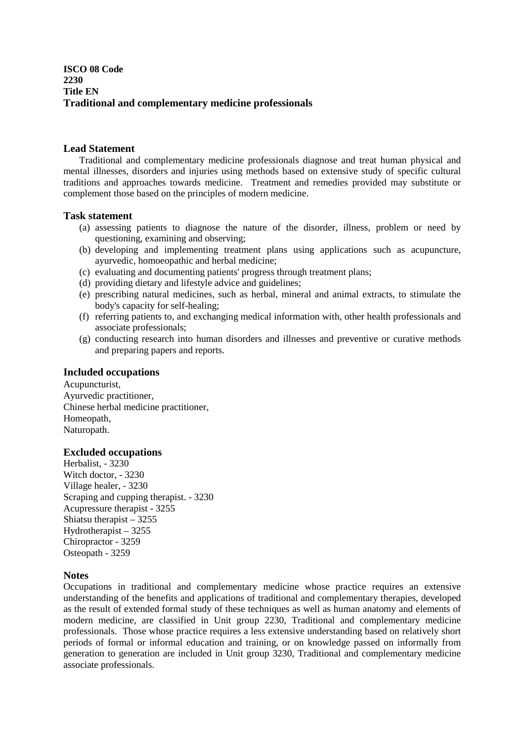**ISCO 08 Code**
**2230**
**Title EN**
**Traditional and complementary medicine professionals**

## Lead Statement

Traditional and complementary medicine professionals diagnose and treat human physical and mental illnesses, disorders and injuries using methods based on extensive study of specific cultural traditions and approaches towards medicine. Treatment and remedies provided may substitute or complement those based on the principles of modern medicine.

## Task statement

(a) assessing patients to diagnose the nature of the disorder, illness, problem or need by questioning, examining and observing;
(b) developing and implementing treatment plans using applications such as acupuncture, ayurvedic, homoeopathic and herbal medicine;
(c) evaluating and documenting patients' progress through treatment plans;
(d) providing dietary and lifestyle advice and guidelines;
(e) prescribing natural medicines, such as herbal, mineral and animal extracts, to stimulate the body's capacity for self-healing;
(f) referring patients to, and exchanging medical information with, other health professionals and associate professionals;
(g) conducting research into human disorders and illnesses and preventive or curative methods and preparing papers and reports.

## Included occupations

Acupuncturist,
Ayurvedic practitioner,
Chinese herbal medicine practitioner,
Homeopath,
Naturopath.

## Excluded occupations

Herbalist, - 3230
Witch doctor, - 3230
Village healer, - 3230
Scraping and cupping therapist. - 3230
Acupressure therapist - 3255
Shiatsu therapist – 3255
Hydrotherapist – 3255
Chiropractor - 3259
Osteopath - 3259

## Notes

Occupations in traditional and complementary medicine whose practice requires an extensive understanding of the benefits and applications of traditional and complementary therapies, developed as the result of extended formal study of these techniques as well as human anatomy and elements of modern medicine, are classified in Unit group 2230, Traditional and complementary medicine professionals. Those whose practice requires a less extensive understanding based on relatively short periods of formal or informal education and training, or on knowledge passed on informally from generation to generation are included in Unit group 3230, Traditional and complementary medicine associate professionals.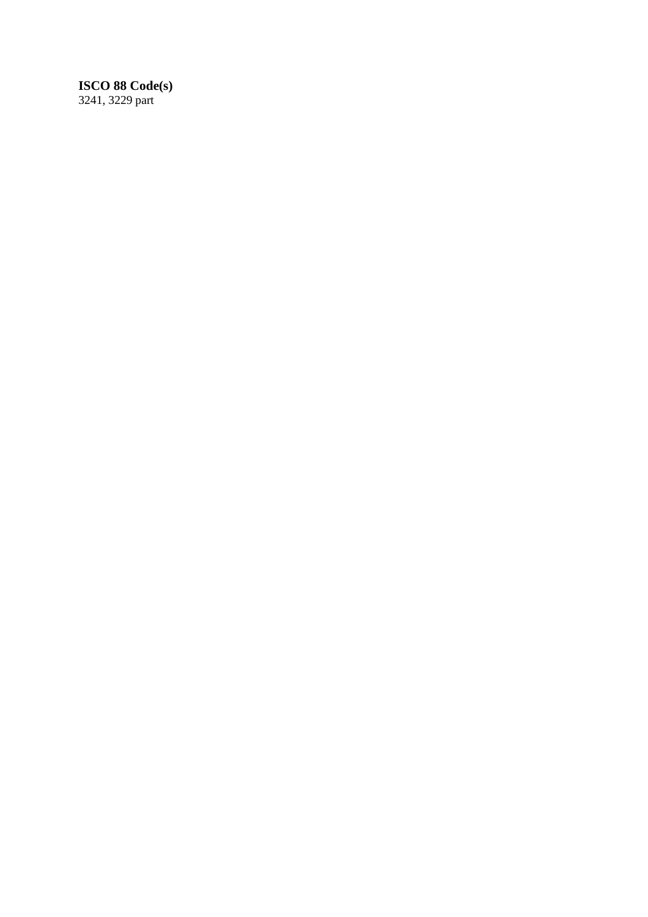**ISCO 88 Code(s)**
3241, 3229 part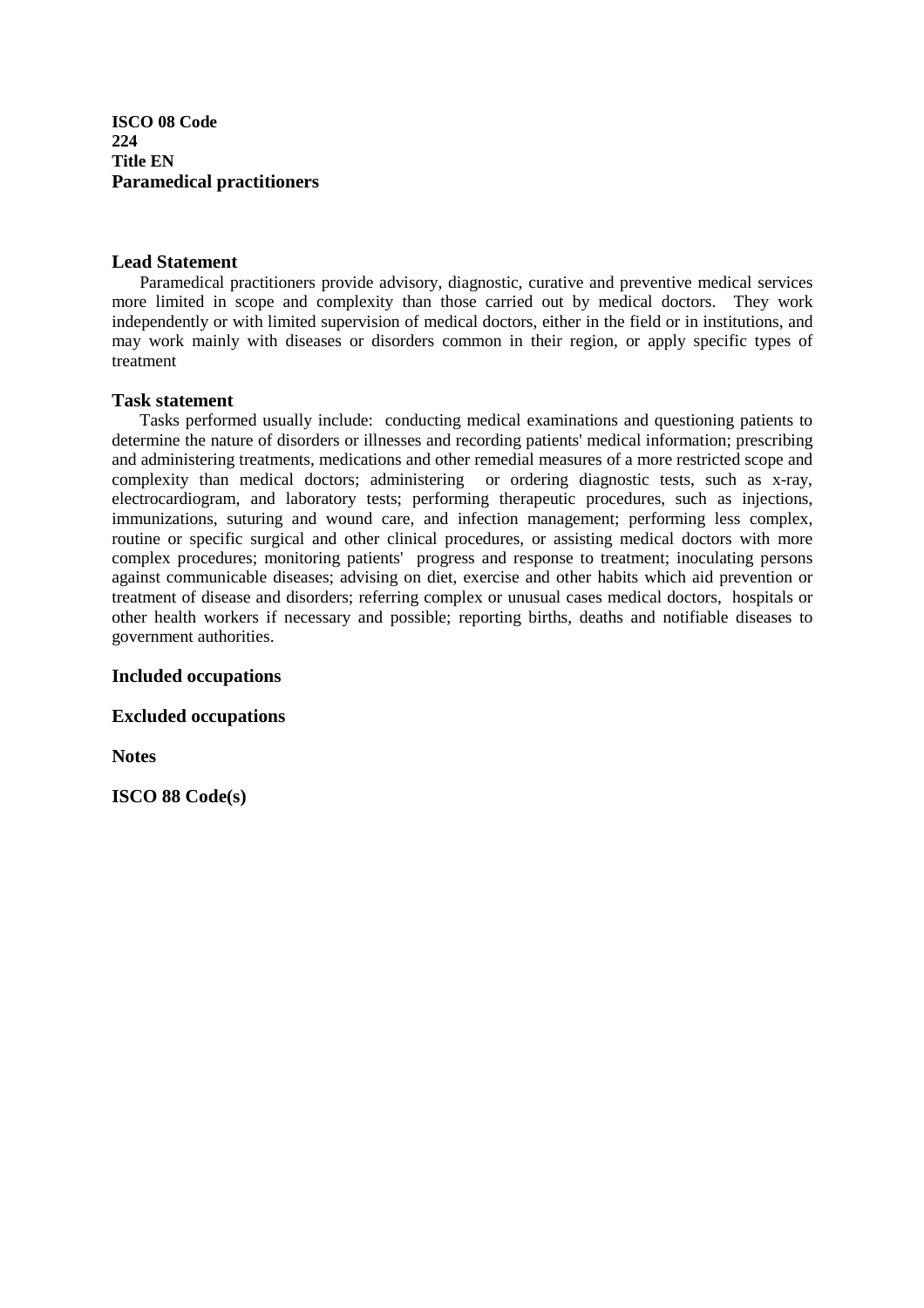**ISCO 08 Code**
**224**
**Title EN**
**Paramedical practitioners**

## Lead Statement

Paramedical practitioners provide advisory, diagnostic, curative and preventive medical services more limited in scope and complexity than those carried out by medical doctors. They work independently or with limited supervision of medical doctors, either in the field or in institutions, and may work mainly with diseases or disorders common in their region, or apply specific types of treatment

## Task statement

Tasks performed usually include: conducting medical examinations and questioning patients to determine the nature of disorders or illnesses and recording patients' medical information; prescribing and administering treatments, medications and other remedial measures of a more restricted scope and complexity than medical doctors; administering or ordering diagnostic tests, such as x-ray, electrocardiogram, and laboratory tests; performing therapeutic procedures, such as injections, immunizations, suturing and wound care, and infection management; performing less complex, routine or specific surgical and other clinical procedures, or assisting medical doctors with more complex procedures; monitoring patients' progress and response to treatment; inoculating persons against communicable diseases; advising on diet, exercise and other habits which aid prevention or treatment of disease and disorders; referring complex or unusual cases medical doctors, hospitals or other health workers if necessary and possible; reporting births, deaths and notifiable diseases to government authorities.

## Included occupations

## Excluded occupations

## Notes

## ISCO 88 Code(s)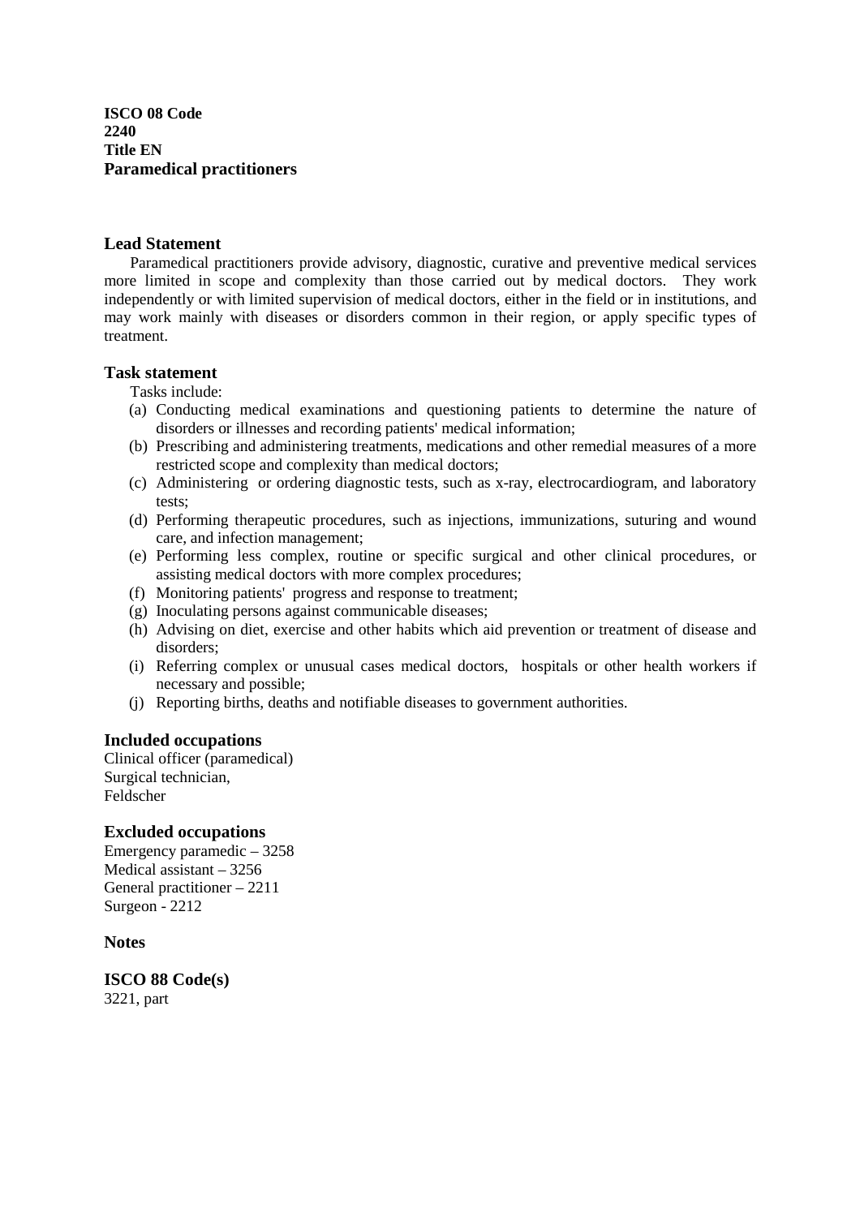**ISCO 08 Code**
**2240**
**Title EN**
**Paramedical practitioners**

### Lead Statement

Paramedical practitioners provide advisory, diagnostic, curative and preventive medical services more limited in scope and complexity than those carried out by medical doctors. They work independently or with limited supervision of medical doctors, either in the field or in institutions, and may work mainly with diseases or disorders common in their region, or apply specific types of treatment.

### Task statement

Tasks include:

(a) Conducting medical examinations and questioning patients to determine the nature of disorders or illnesses and recording patients' medical information;
(b) Prescribing and administering treatments, medications and other remedial measures of a more restricted scope and complexity than medical doctors;
(c) Administering or ordering diagnostic tests, such as x-ray, electrocardiogram, and laboratory tests;
(d) Performing therapeutic procedures, such as injections, immunizations, suturing and wound care, and infection management;
(e) Performing less complex, routine or specific surgical and other clinical procedures, or assisting medical doctors with more complex procedures;
(f) Monitoring patients' progress and response to treatment;
(g) Inoculating persons against communicable diseases;
(h) Advising on diet, exercise and other habits which aid prevention or treatment of disease and disorders;
(i) Referring complex or unusual cases medical doctors, hospitals or other health workers if necessary and possible;
(j) Reporting births, deaths and notifiable diseases to government authorities.

### Included occupations

Clinical officer (paramedical)
Surgical technician,
Feldscher

### Excluded occupations

Emergency paramedic – 3258
Medical assistant – 3256
General practitioner – 2211
Surgeon - 2212

### Notes

### ISCO 88 Code(s)

3221, part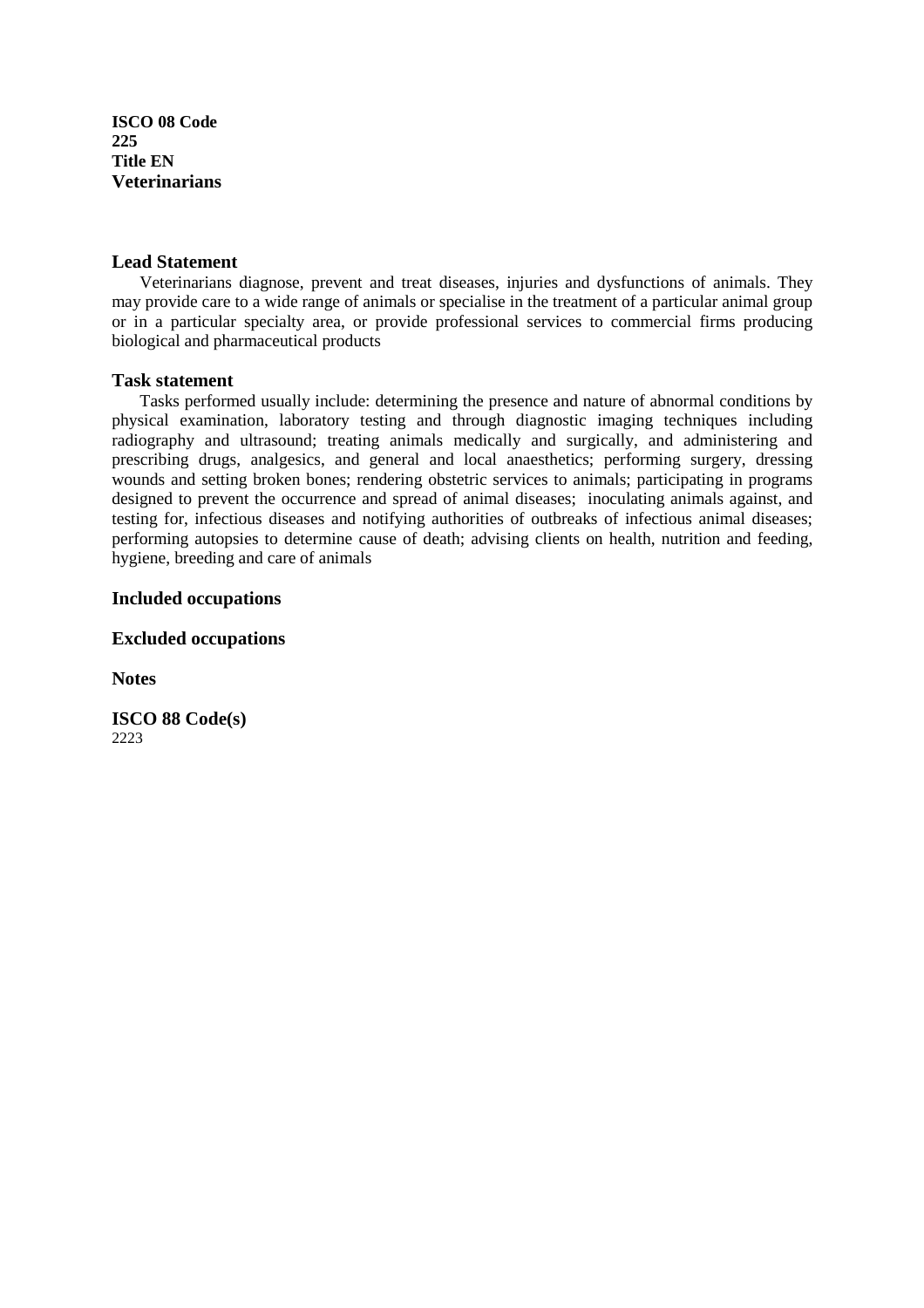**ISCO 08 Code**
**225**
**Title EN**
**Veterinarians**

## Lead Statement

Veterinarians diagnose, prevent and treat diseases, injuries and dysfunctions of animals. They may provide care to a wide range of animals or specialise in the treatment of a particular animal group or in a particular specialty area, or provide professional services to commercial firms producing biological and pharmaceutical products

## Task statement

Tasks performed usually include: determining the presence and nature of abnormal conditions by physical examination, laboratory testing and through diagnostic imaging techniques including radiography and ultrasound; treating animals medically and surgically, and administering and prescribing drugs, analgesics, and general and local anaesthetics; performing surgery, dressing wounds and setting broken bones; rendering obstetric services to animals; participating in programs designed to prevent the occurrence and spread of animal diseases; inoculating animals against, and testing for, infectious diseases and notifying authorities of outbreaks of infectious animal diseases; performing autopsies to determine cause of death; advising clients on health, nutrition and feeding, hygiene, breeding and care of animals

## Included occupations

## Excluded occupations

## Notes

## ISCO 88 Code(s)

2223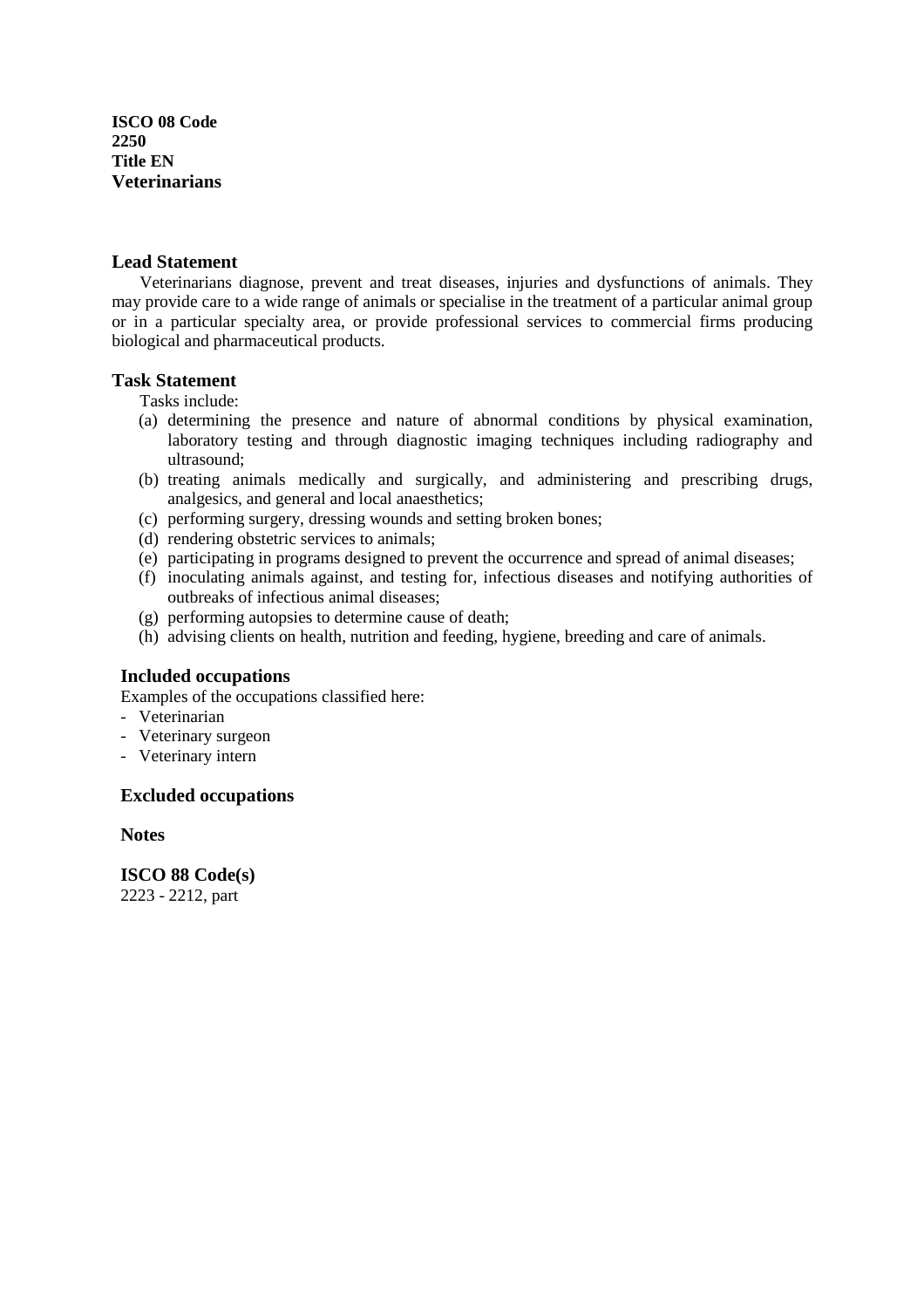**ISCO 08 Code**
**2250**
**Title EN**
**Veterinarians**

## Lead Statement

Veterinarians diagnose, prevent and treat diseases, injuries and dysfunctions of animals. They may provide care to a wide range of animals or specialise in the treatment of a particular animal group or in a particular specialty area, or provide professional services to commercial firms producing biological and pharmaceutical products.

## Task Statement

Tasks include:

(a) determining the presence and nature of abnormal conditions by physical examination, laboratory testing and through diagnostic imaging techniques including radiography and ultrasound;
(b) treating animals medically and surgically, and administering and prescribing drugs, analgesics, and general and local anaesthetics;
(c) performing surgery, dressing wounds and setting broken bones;
(d) rendering obstetric services to animals;
(e) participating in programs designed to prevent the occurrence and spread of animal diseases;
(f) inoculating animals against, and testing for, infectious diseases and notifying authorities of outbreaks of infectious animal diseases;
(g) performing autopsies to determine cause of death;
(h) advising clients on health, nutrition and feeding, hygiene, breeding and care of animals.

## Included occupations

Examples of the occupations classified here:

- Veterinarian
- Veterinary surgeon
- Veterinary intern

## Excluded occupations

## Notes

## ISCO 88 Code(s)

2223 - 2212, part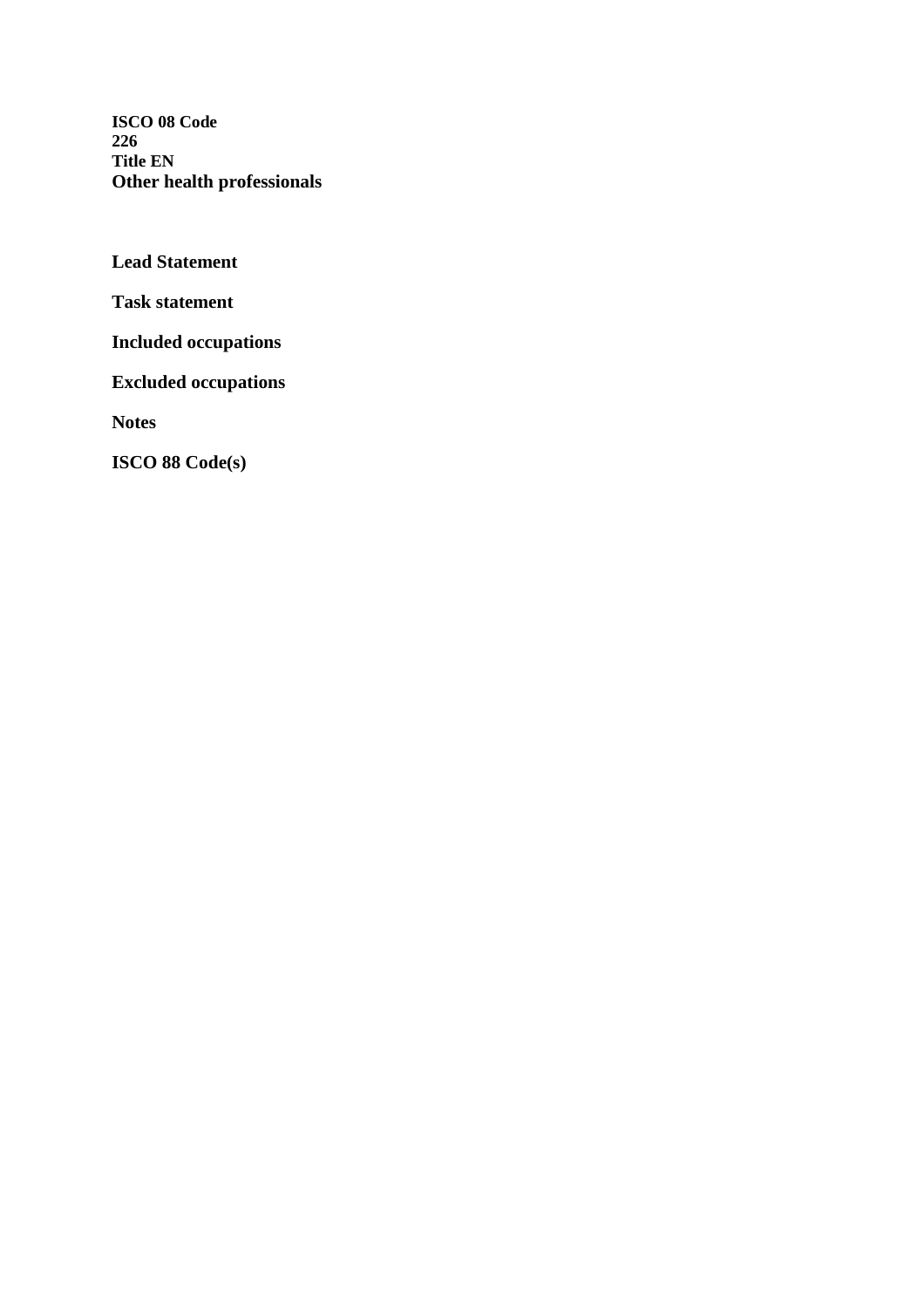**ISCO 08 Code**
**226**
**Title EN**
**Other health professionals**

**Lead Statement**

**Task statement**

**Included occupations**

**Excluded occupations**

**Notes**

**ISCO 88 Code(s)**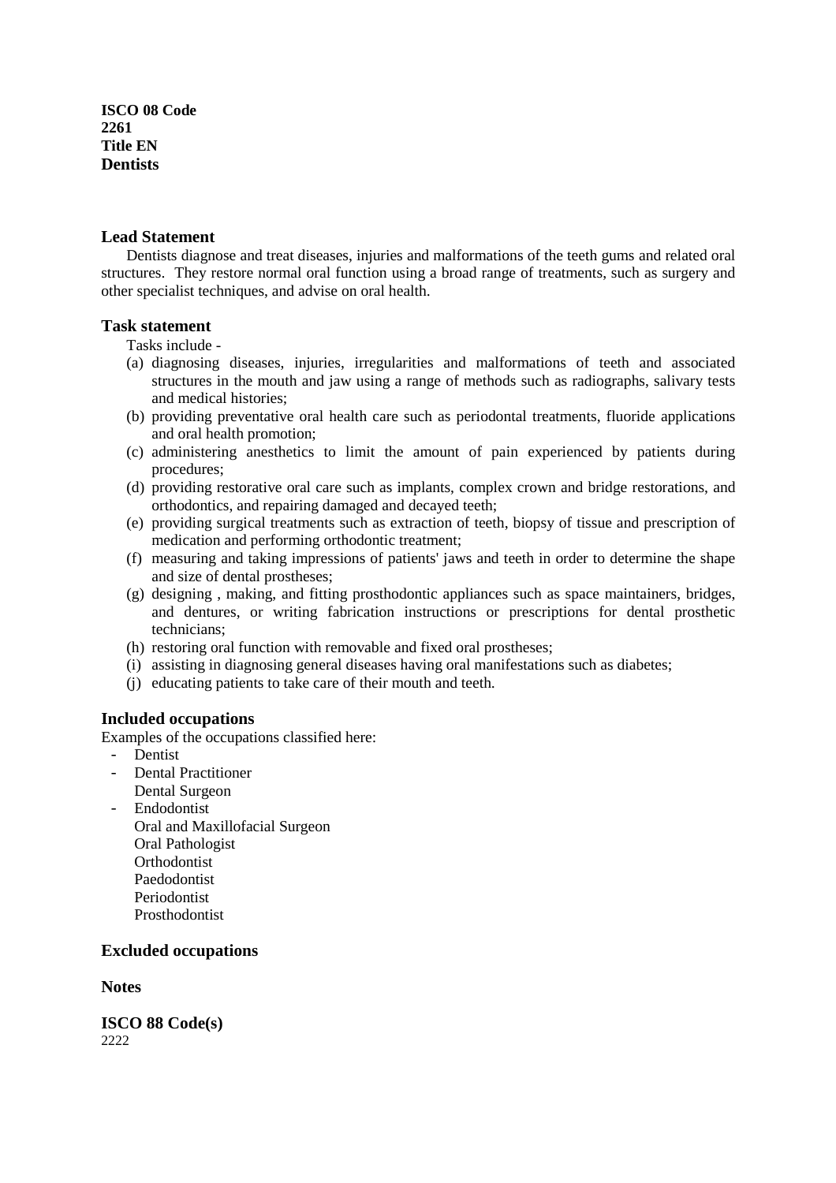**ISCO 08 Code**
**2261**
**Title EN**
**Dentists**

## Lead Statement

Dentists diagnose and treat diseases, injuries and malformations of the teeth gums and related oral structures. They restore normal oral function using a broad range of treatments, such as surgery and other specialist techniques, and advise on oral health.

## Task statement

Tasks include -

(a) diagnosing diseases, injuries, irregularities and malformations of teeth and associated structures in the mouth and jaw using a range of methods such as radiographs, salivary tests and medical histories;
(b) providing preventative oral health care such as periodontal treatments, fluoride applications and oral health promotion;
(c) administering anesthetics to limit the amount of pain experienced by patients during procedures;
(d) providing restorative oral care such as implants, complex crown and bridge restorations, and orthodontics, and repairing damaged and decayed teeth;
(e) providing surgical treatments such as extraction of teeth, biopsy of tissue and prescription of medication and performing orthodontic treatment;
(f) measuring and taking impressions of patients' jaws and teeth in order to determine the shape and size of dental prostheses;
(g) designing , making, and fitting prosthodontic appliances such as space maintainers, bridges, and dentures, or writing fabrication instructions or prescriptions for dental prosthetic technicians;
(h) restoring oral function with removable and fixed oral prostheses;
(i) assisting in diagnosing general diseases having oral manifestations such as diabetes;
(j) educating patients to take care of their mouth and teeth.

## Included occupations

Examples of the occupations classified here:

- Dentist
- Dental Practitioner
  Dental Surgeon
- Endodontist
  Oral and Maxillofacial Surgeon
  Oral Pathologist
  Orthodontist
  Paedodontist
  Periodontist
  Prosthodontist

## Excluded occupations

## Notes

## ISCO 88 Code(s)

2222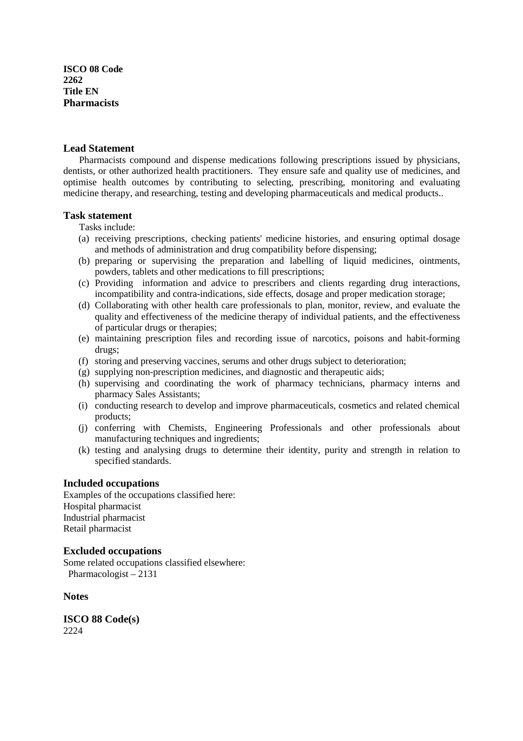**ISCO 08 Code**
**2262**
**Title EN**
**Pharmacists**

## Lead Statement

Pharmacists compound and dispense medications following prescriptions issued by physicians, dentists, or other authorized health practitioners. They ensure safe and quality use of medicines, and optimise health outcomes by contributing to selecting, prescribing, monitoring and evaluating medicine therapy, and researching, testing and developing pharmaceuticals and medical products..

## Task statement

Tasks include:

(a) receiving prescriptions, checking patients' medicine histories, and ensuring optimal dosage and methods of administration and drug compatibility before dispensing;
(b) preparing or supervising the preparation and labelling of liquid medicines, ointments, powders, tablets and other medications to fill prescriptions;
(c) Providing information and advice to prescribers and clients regarding drug interactions, incompatibility and contra-indications, side effects, dosage and proper medication storage;
(d) Collaborating with other health care professionals to plan, monitor, review, and evaluate the quality and effectiveness of the medicine therapy of individual patients, and the effectiveness of particular drugs or therapies;
(e) maintaining prescription files and recording issue of narcotics, poisons and habit-forming drugs;
(f) storing and preserving vaccines, serums and other drugs subject to deterioration;
(g) supplying non-prescription medicines, and diagnostic and therapeutic aids;
(h) supervising and coordinating the work of pharmacy technicians, pharmacy interns and pharmacy Sales Assistants;
(i) conducting research to develop and improve pharmaceuticals, cosmetics and related chemical products;
(j) conferring with Chemists, Engineering Professionals and other professionals about manufacturing techniques and ingredients;
(k) testing and analysing drugs to determine their identity, purity and strength in relation to specified standards.

## Included occupations

Examples of the occupations classified here:
Hospital pharmacist
Industrial pharmacist
Retail pharmacist

## Excluded occupations

Some related occupations classified elsewhere:
Pharmacologist – 2131

## Notes

## ISCO 88 Code(s)

2224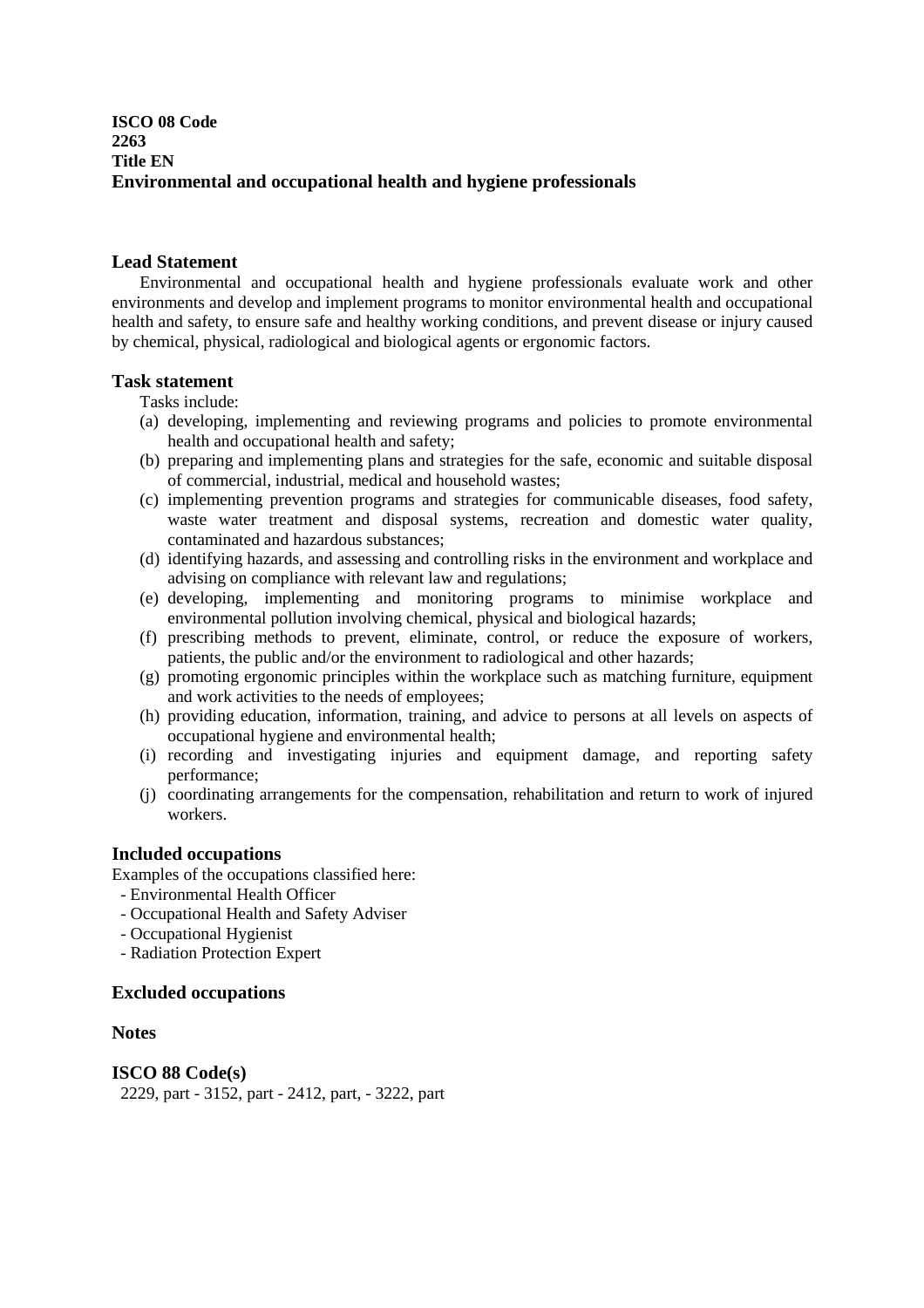**ISCO 08 Code**
**2263**
**Title EN**
**Environmental and occupational health and hygiene professionals**

## Lead Statement

Environmental and occupational health and hygiene professionals evaluate work and other environments and develop and implement programs to monitor environmental health and occupational health and safety, to ensure safe and healthy working conditions, and prevent disease or injury caused by chemical, physical, radiological and biological agents or ergonomic factors.

## Task statement

Tasks include:

(a) developing, implementing and reviewing programs and policies to promote environmental health and occupational health and safety;
(b) preparing and implementing plans and strategies for the safe, economic and suitable disposal of commercial, industrial, medical and household wastes;
(c) implementing prevention programs and strategies for communicable diseases, food safety, waste water treatment and disposal systems, recreation and domestic water quality, contaminated and hazardous substances;
(d) identifying hazards, and assessing and controlling risks in the environment and workplace and advising on compliance with relevant law and regulations;
(e) developing, implementing and monitoring programs to minimise workplace and environmental pollution involving chemical, physical and biological hazards;
(f) prescribing methods to prevent, eliminate, control, or reduce the exposure of workers, patients, the public and/or the environment to radiological and other hazards;
(g) promoting ergonomic principles within the workplace such as matching furniture, equipment and work activities to the needs of employees;
(h) providing education, information, training, and advice to persons at all levels on aspects of occupational hygiene and environmental health;
(i) recording and investigating injuries and equipment damage, and reporting safety performance;
(j) coordinating arrangements for the compensation, rehabilitation and return to work of injured workers.

## Included occupations

Examples of the occupations classified here:

- Environmental Health Officer
- Occupational Health and Safety Adviser
- Occupational Hygienist
- Radiation Protection Expert

## Excluded occupations

## Notes

## ISCO 88 Code(s)

2229, part - 3152, part - 2412, part, - 3222, part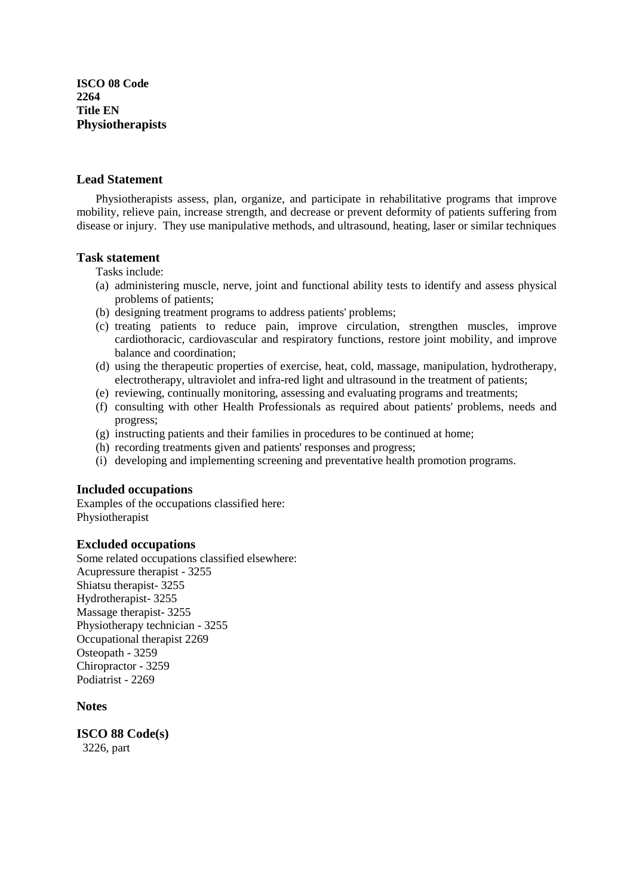**ISCO 08 Code**
**2264**
**Title EN**
**Physiotherapists**

## Lead Statement

Physiotherapists assess, plan, organize, and participate in rehabilitative programs that improve mobility, relieve pain, increase strength, and decrease or prevent deformity of patients suffering from disease or injury. They use manipulative methods, and ultrasound, heating, laser or similar techniques

## Task statement

Tasks include:

(a) administering muscle, nerve, joint and functional ability tests to identify and assess physical problems of patients;
(b) designing treatment programs to address patients' problems;
(c) treating patients to reduce pain, improve circulation, strengthen muscles, improve cardiothoracic, cardiovascular and respiratory functions, restore joint mobility, and improve balance and coordination;
(d) using the therapeutic properties of exercise, heat, cold, massage, manipulation, hydrotherapy, electrotherapy, ultraviolet and infra-red light and ultrasound in the treatment of patients;
(e) reviewing, continually monitoring, assessing and evaluating programs and treatments;
(f) consulting with other Health Professionals as required about patients' problems, needs and progress;
(g) instructing patients and their families in procedures to be continued at home;
(h) recording treatments given and patients' responses and progress;
(i) developing and implementing screening and preventative health promotion programs.

## Included occupations

Examples of the occupations classified here:
Physiotherapist

## Excluded occupations

Some related occupations classified elsewhere:
Acupressure therapist - 3255
Shiatsu therapist- 3255
Hydrotherapist- 3255
Massage therapist- 3255
Physiotherapy technician - 3255
Occupational therapist 2269
Osteopath - 3259
Chiropractor - 3259
Podiatrist - 2269

## Notes

## ISCO 88 Code(s)

3226, part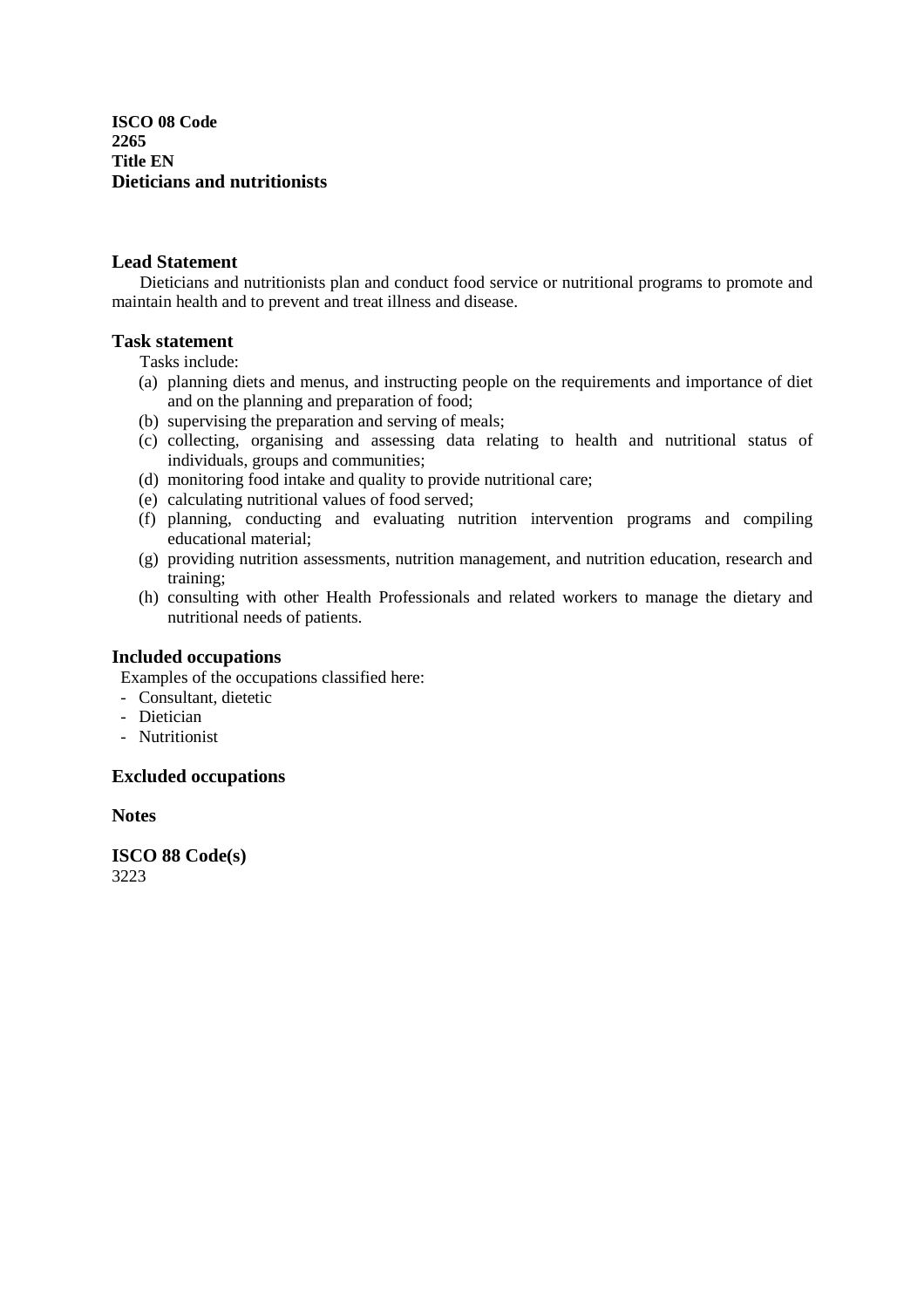**ISCO 08 Code**
**2265**
**Title EN**
**Dieticians and nutritionists**

## Lead Statement

Dieticians and nutritionists plan and conduct food service or nutritional programs to promote and maintain health and to prevent and treat illness and disease.

## Task statement

Tasks include:

(a) planning diets and menus, and instructing people on the requirements and importance of diet and on the planning and preparation of food;
(b) supervising the preparation and serving of meals;
(c) collecting, organising and assessing data relating to health and nutritional status of individuals, groups and communities;
(d) monitoring food intake and quality to provide nutritional care;
(e) calculating nutritional values of food served;
(f) planning, conducting and evaluating nutrition intervention programs and compiling educational material;
(g) providing nutrition assessments, nutrition management, and nutrition education, research and training;
(h) consulting with other Health Professionals and related workers to manage the dietary and nutritional needs of patients.

## Included occupations

Examples of the occupations classified here:

- Consultant, dietetic
- Dietician
- Nutritionist

## Excluded occupations

## Notes

## ISCO 88 Code(s)

3223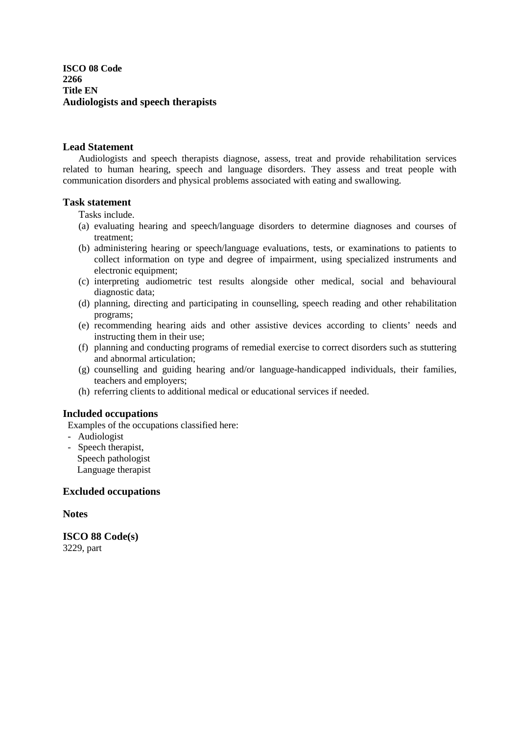**ISCO 08 Code**
**2266**
**Title EN**
**Audiologists and speech therapists**

### Lead Statement

Audiologists and speech therapists diagnose, assess, treat and provide rehabilitation services related to human hearing, speech and language disorders. They assess and treat people with communication disorders and physical problems associated with eating and swallowing.

### Task statement

Tasks include.

(a) evaluating hearing and speech/language disorders to determine diagnoses and courses of treatment;
(b) administering hearing or speech/language evaluations, tests, or examinations to patients to collect information on type and degree of impairment, using specialized instruments and electronic equipment;
(c) interpreting audiometric test results alongside other medical, social and behavioural diagnostic data;
(d) planning, directing and participating in counselling, speech reading and other rehabilitation programs;
(e) recommending hearing aids and other assistive devices according to clients' needs and instructing them in their use;
(f) planning and conducting programs of remedial exercise to correct disorders such as stuttering and abnormal articulation;
(g) counselling and guiding hearing and/or language-handicapped individuals, their families, teachers and employers;
(h) referring clients to additional medical or educational services if needed.

### Included occupations

Examples of the occupations classified here:

- Audiologist
- Speech therapist,
  Speech pathologist
  Language therapist

### Excluded occupations

### Notes

### ISCO 88 Code(s)

3229, part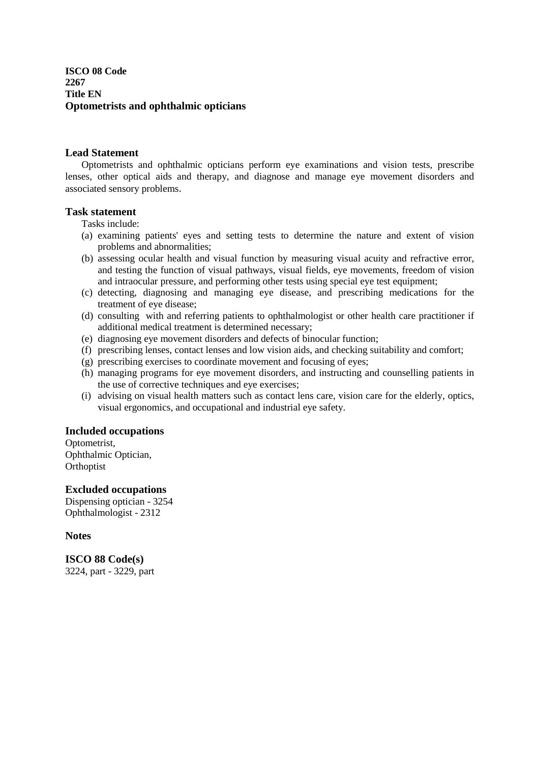**ISCO 08 Code**
**2267**
**Title EN**
**Optoptometrists and ophthalmic opticians**

### Lead Statement

Optometrists and ophthalmic opticians perform eye examinations and vision tests, prescribe lenses, other optical aids and therapy, and diagnose and manage eye movement disorders and associated sensory problems.

### Task statement

Tasks include:

(a) examining patients' eyes and setting tests to determine the nature and extent of vision problems and abnormalities;
(b) assessing ocular health and visual function by measuring visual acuity and refractive error, and testing the function of visual pathways, visual fields, eye movements, freedom of vision and intraocular pressure, and performing other tests using special eye test equipment;
(c) detecting, diagnosing and managing eye disease, and prescribing medications for the treatment of eye disease;
(d) consulting with and referring patients to ophthalmologist or other health care practitioner if additional medical treatment is determined necessary;
(e) diagnosing eye movement disorders and defects of binocular function;
(f) prescribing lenses, contact lenses and low vision aids, and checking suitability and comfort;
(g) prescribing exercises to coordinate movement and focusing of eyes;
(h) managing programs for eye movement disorders, and instructing and counselling patients in the use of corrective techniques and eye exercises;
(i) advising on visual health matters such as contact lens care, vision care for the elderly, optics, visual ergonomics, and occupational and industrial eye safety.

### Included occupations

Optometrist,
Ophthalmic Optician,
Orthoptist

### Excluded occupations

Dispensing optician - 3254
Ophthalmologist - 2312

### Notes

### ISCO 88 Code(s)

3224, part - 3229, part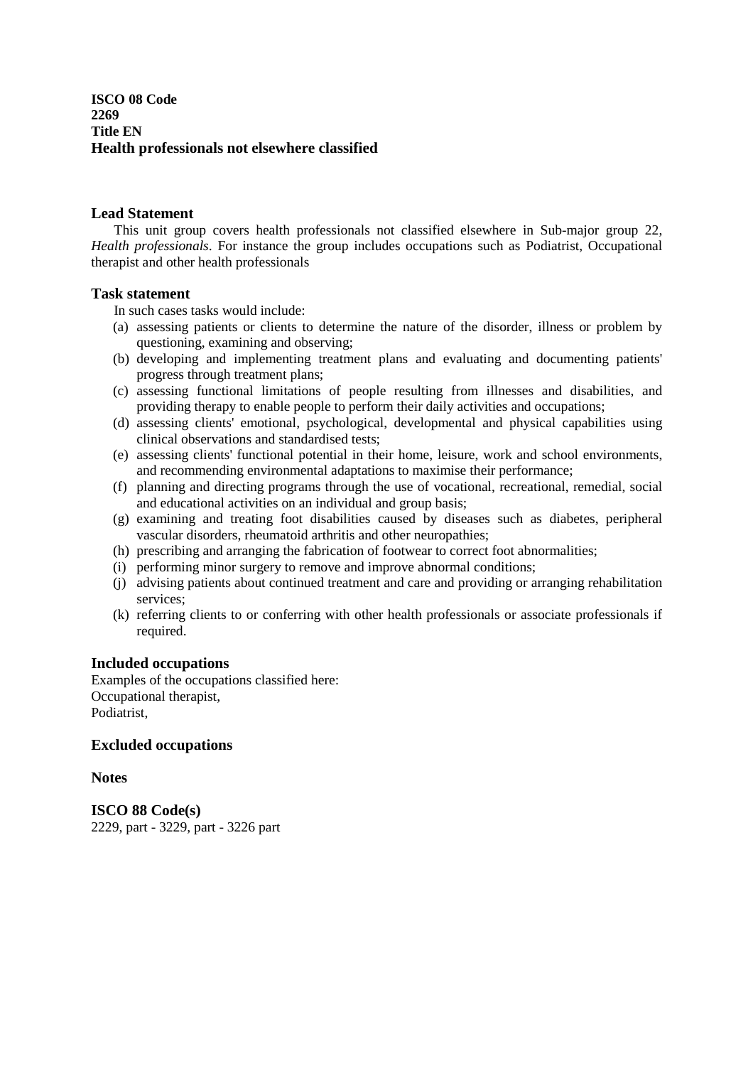**ISCO 08 Code**
**2269**
**Title EN**
**Health professionals not elsewhere classified**

## Lead Statement

This unit group covers health professionals not classified elsewhere in Sub-major group 22, *Health professionals*. For instance the group includes occupations such as Podiatrist, Occupational therapist and other health professionals

## Task statement

In such cases tasks would include:

(a) assessing patients or clients to determine the nature of the disorder, illness or problem by questioning, examining and observing;
(b) developing and implementing treatment plans and evaluating and documenting patients' progress through treatment plans;
(c) assessing functional limitations of people resulting from illnesses and disabilities, and providing therapy to enable people to perform their daily activities and occupations;
(d) assessing clients' emotional, psychological, developmental and physical capabilities using clinical observations and standardised tests;
(e) assessing clients' functional potential in their home, leisure, work and school environments, and recommending environmental adaptations to maximise their performance;
(f) planning and directing programs through the use of vocational, recreational, remedial, social and educational activities on an individual and group basis;
(g) examining and treating foot disabilities caused by diseases such as diabetes, peripheral vascular disorders, rheumatoid arthritis and other neuropathies;
(h) prescribing and arranging the fabrication of footwear to correct foot abnormalities;
(i) performing minor surgery to remove and improve abnormal conditions;
(j) advising patients about continued treatment and care and providing or arranging rehabilitation services;
(k) referring clients to or conferring with other health professionals or associate professionals if required.

## Included occupations

Examples of the occupations classified here:
Occupational therapist,
Podiatrist,

## Excluded occupations

## Notes

## ISCO 88 Code(s)

2229, part - 3229, part - 3226 part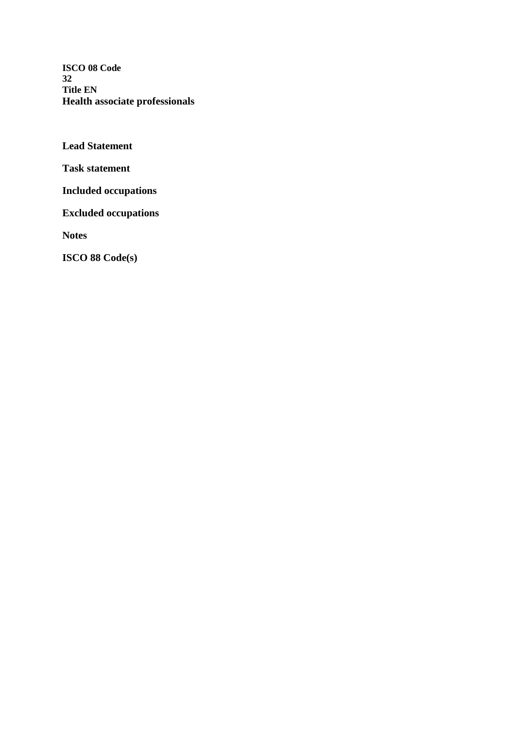**ISCO 08 Code**
**32**
**Title EN**
**Health associate professionals**

**Lead Statement**

**Task statement**

**Included occupations**

**Excluded occupations**

**Notes**

**ISCO 88 Code(s)**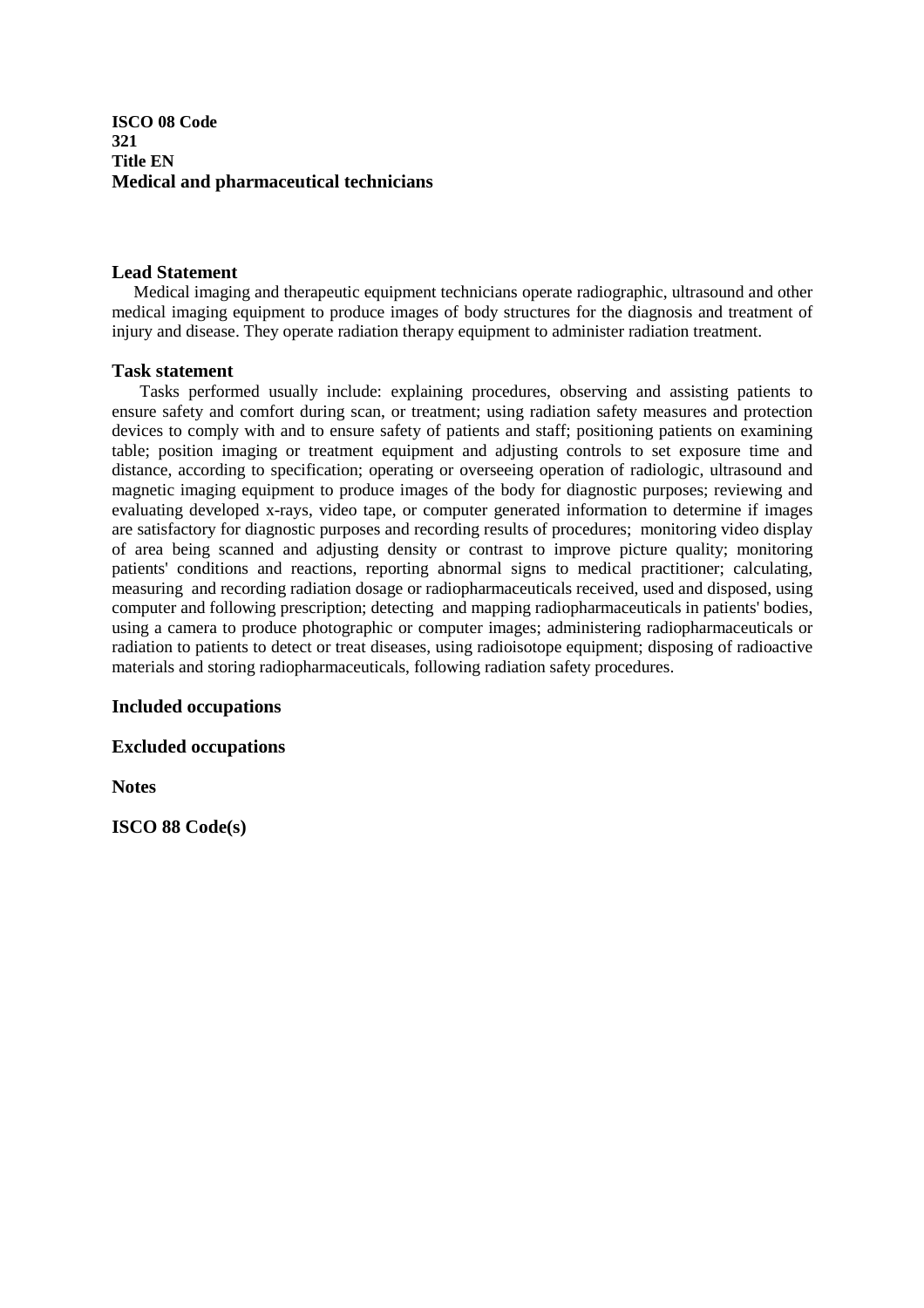**ISCO 08 Code**
**321**
**Title EN**
**Medical and pharmaceutical technicians**

## Lead Statement

Medical imaging and therapeutic equipment technicians operate radiographic, ultrasound and other medical imaging equipment to produce images of body structures for the diagnosis and treatment of injury and disease. They operate radiation therapy equipment to administer radiation treatment.

## Task statement

Tasks performed usually include: explaining procedures, observing and assisting patients to ensure safety and comfort during scan, or treatment; using radiation safety measures and protection devices to comply with and to ensure safety of patients and staff; positioning patients on examining table; position imaging or treatment equipment and adjusting controls to set exposure time and distance, according to specification; operating or overseeing operation of radiologic, ultrasound and magnetic imaging equipment to produce images of the body for diagnostic purposes; reviewing and evaluating developed x-rays, video tape, or computer generated information to determine if images are satisfactory for diagnostic purposes and recording results of procedures; monitoring video display of area being scanned and adjusting density or contrast to improve picture quality; monitoring patients' conditions and reactions, reporting abnormal signs to medical practitioner; calculating, measuring and recording radiation dosage or radiopharmaceuticals received, used and disposed, using computer and following prescription; detecting and mapping radiopharmaceuticals in patients' bodies, using a camera to produce photographic or computer images; administering radiopharmaceuticals or radiation to patients to detect or treat diseases, using radioisotope equipment; disposing of radioactive materials and storing radiopharmaceuticals, following radiation safety procedures.

## Included occupations

## Excluded occupations

## Notes

## ISCO 88 Code(s)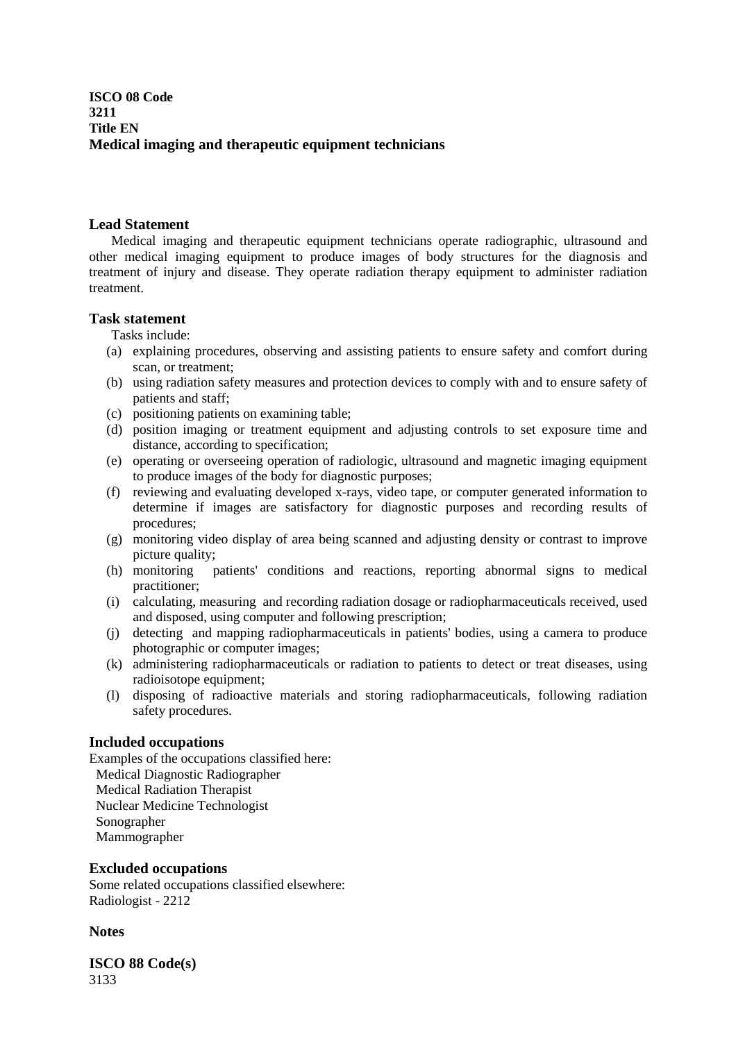**ISCO 08 Code**
**3211**
**Title EN**
**Medical imaging and therapeutic equipment technicians**

### Lead Statement

Medical imaging and therapeutic equipment technicians operate radiographic, ultrasound and other medical imaging equipment to produce images of body structures for the diagnosis and treatment of injury and disease. They operate radiation therapy equipment to administer radiation treatment.

### Task statement

Tasks include:

- (a) explaining procedures, observing and assisting patients to ensure safety and comfort during scan, or treatment;
- (b) using radiation safety measures and protection devices to comply with and to ensure safety of patients and staff;
- (c) positioning patients on examining table;
- (d) position imaging or treatment equipment and adjusting controls to set exposure time and distance, according to specification;
- (e) operating or overseeing operation of radiologic, ultrasound and magnetic imaging equipment to produce images of the body for diagnostic purposes;
- (f) reviewing and evaluating developed x-rays, video tape, or computer generated information to determine if images are satisfactory for diagnostic purposes and recording results of procedures;
- (g) monitoring video display of area being scanned and adjusting density or contrast to improve picture quality;
- (h) monitoring patients' conditions and reactions, reporting abnormal signs to medical practitioner;
- (i) calculating, measuring and recording radiation dosage or radiopharmaceuticals received, used and disposed, using computer and following prescription;
- (j) detecting and mapping radiopharmaceuticals in patients' bodies, using a camera to produce photographic or computer images;
- (k) administering radiopharmaceuticals or radiation to patients to detect or treat diseases, using radioisotope equipment;
- (l) disposing of radioactive materials and storing radiopharmaceuticals, following radiation safety procedures.

### Included occupations

Examples of the occupations classified here:

Medical Diagnostic Radiographer
Medical Radiation Therapist
Nuclear Medicine Technologist
Sonographer
Mammographer

### Excluded occupations

Some related occupations classified elsewhere:

Radiologist - 2212

### Notes

### ISCO 88 Code(s)

3133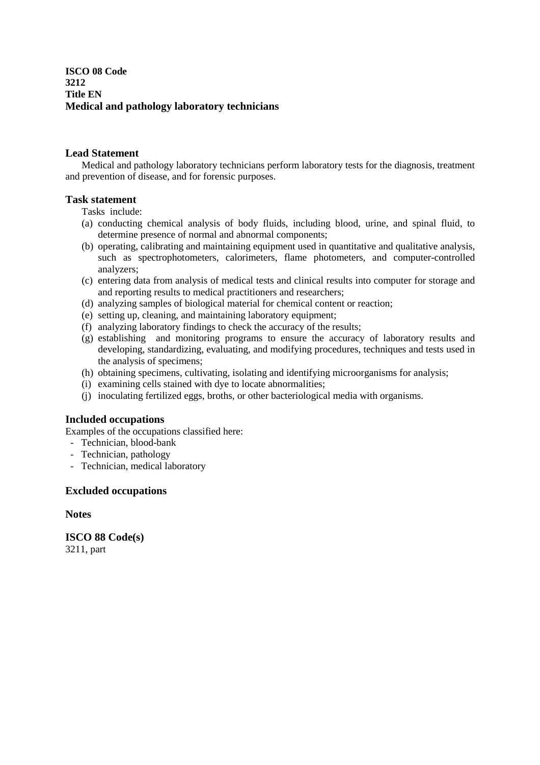**ISCO 08 Code**
**3212**
**Title EN**
**Medical and pathology laboratory technicians**

### Lead Statement

Medical and pathology laboratory technicians perform laboratory tests for the diagnosis, treatment and prevention of disease, and for forensic purposes.

### Task statement

Tasks include:

(a) conducting chemical analysis of body fluids, including blood, urine, and spinal fluid, to determine presence of normal and abnormal components;
(b) operating, calibrating and maintaining equipment used in quantitative and qualitative analysis, such as spectrophotometers, calorimeters, flame photometers, and computer-controlled analyzers;
(c) entering data from analysis of medical tests and clinical results into computer for storage and and reporting results to medical practitioners and researchers;
(d) analyzing samples of biological material for chemical content or reaction;
(e) setting up, cleaning, and maintaining laboratory equipment;
(f) analyzing laboratory findings to check the accuracy of the results;
(g) establishing and monitoring programs to ensure the accuracy of laboratory results and developing, standardizing, evaluating, and modifying procedures, techniques and tests used in the analysis of specimens;
(h) obtaining specimens, cultivating, isolating and identifying microorganisms for analysis;
(i) examining cells stained with dye to locate abnormalities;
(j) inoculating fertilized eggs, broths, or other bacteriological media with organisms.

### Included occupations

Examples of the occupations classified here:

- Technician, blood-bank
- Technician, pathology
- Technician, medical laboratory

### Excluded occupations

### Notes

### ISCO 88 Code(s)

3211, part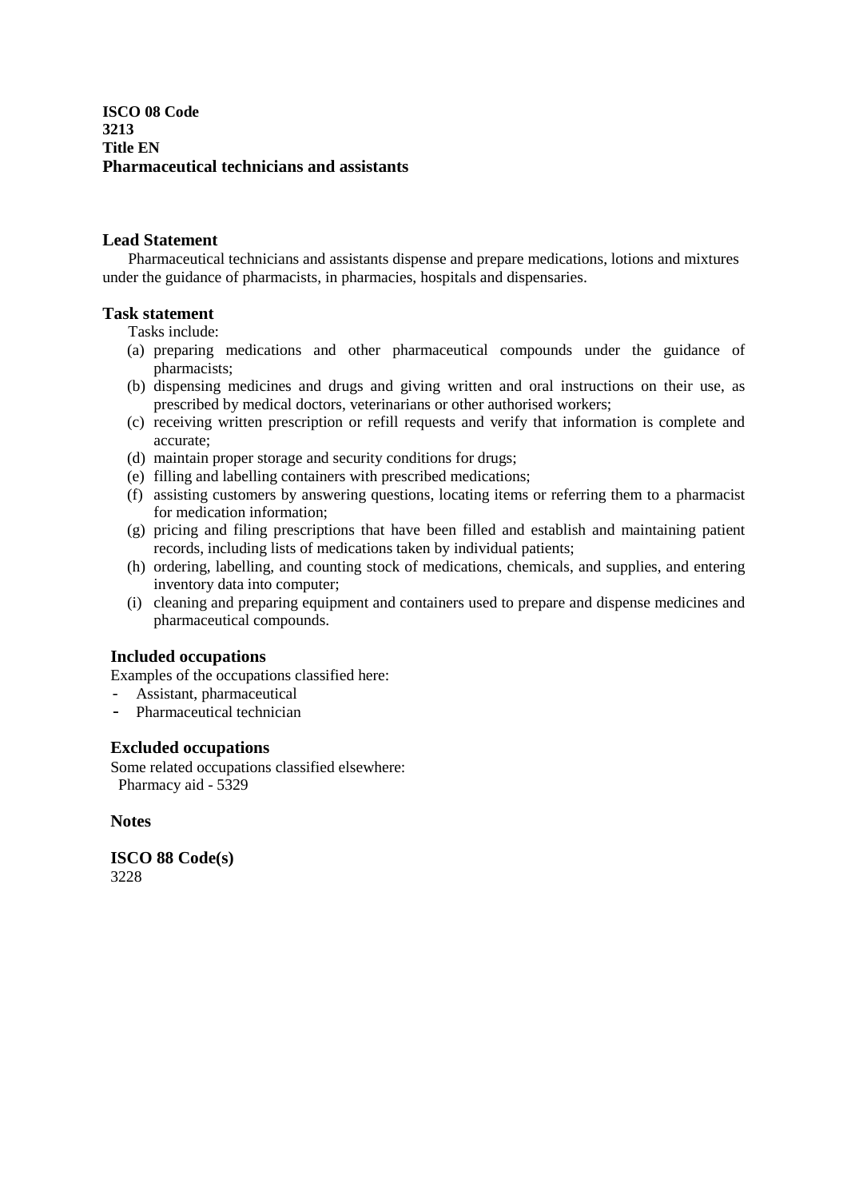**ISCO 08 Code**
**3213**
**Title EN**
**Pharmaceutical technicians and assistants**

### Lead Statement

Pharmaceutical technicians and assistants dispense and prepare medications, lotions and mixtures under the guidance of pharmacists, in pharmacies, hospitals and dispensaries.

### Task statement

Tasks include:

(a) preparing medications and other pharmaceutical compounds under the guidance of pharmacists;
(b) dispensing medicines and drugs and giving written and oral instructions on their use, as prescribed by medical doctors, veterinarians or other authorised workers;
(c) receiving written prescription or refill requests and verify that information is complete and accurate;
(d) maintain proper storage and security conditions for drugs;
(e) filling and labelling containers with prescribed medications;
(f) assisting customers by answering questions, locating items or referring them to a pharmacist for medication information;
(g) pricing and filing prescriptions that have been filled and establish and maintaining patient records, including lists of medications taken by individual patients;
(h) ordering, labelling, and counting stock of medications, chemicals, and supplies, and entering inventory data into computer;
(i) cleaning and preparing equipment and containers used to prepare and dispense medicines and pharmaceutical compounds.

### Included occupations

Examples of the occupations classified here:

- Assistant, pharmaceutical
- Pharmaceutical technician

### Excluded occupations

Some related occupations classified elsewhere:
Pharmacy aid - 5329

### Notes

### ISCO 88 Code(s)

3228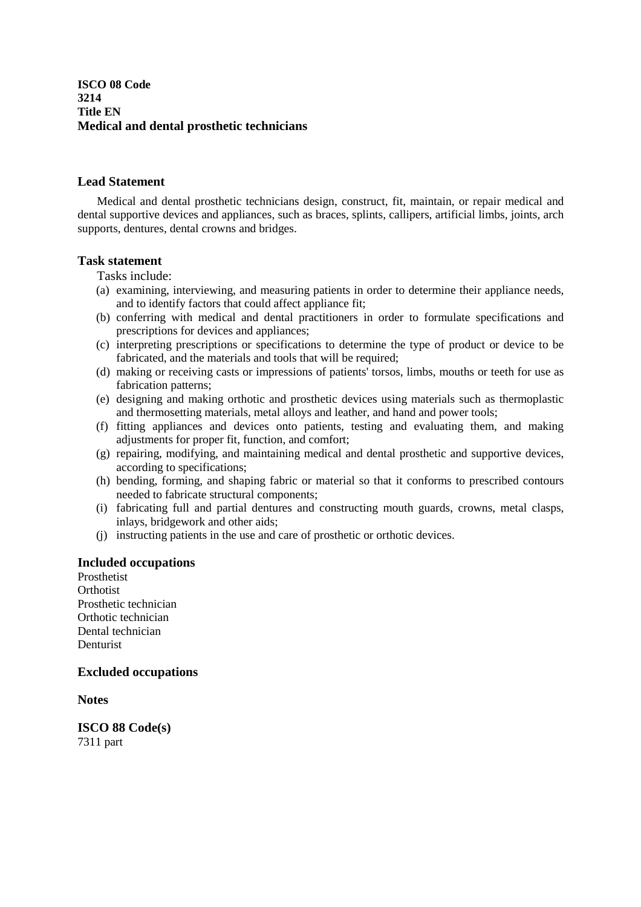**ISCO 08 Code**
**3214**
**Title EN**
**Medical and dental prosthetic technicians**

## Lead Statement

Medical and dental prosthetic technicians design, construct, fit, maintain, or repair medical and dental supportive devices and appliances, such as braces, splints, callipers, artificial limbs, joints, arch supports, dentures, dental crowns and bridges.

## Task statement

Tasks include:

(a) examining, interviewing, and measuring patients in order to determine their appliance needs, and to identify factors that could affect appliance fit;
(b) conferring with medical and dental practitioners in order to formulate specifications and prescriptions for devices and appliances;
(c) interpreting prescriptions or specifications to determine the type of product or device to be fabricated, and the materials and tools that will be required;
(d) making or receiving casts or impressions of patients' torsos, limbs, mouths or teeth for use as fabrication patterns;
(e) designing and making orthotic and prosthetic devices using materials such as thermoplastic and thermosetting materials, metal alloys and leather, and hand and power tools;
(f) fitting appliances and devices onto patients, testing and evaluating them, and making adjustments for proper fit, function, and comfort;
(g) repairing, modifying, and maintaining medical and dental prosthetic and supportive devices, according to specifications;
(h) bending, forming, and shaping fabric or material so that it conforms to prescribed contours needed to fabricate structural components;
(i) fabricating full and partial dentures and constructing mouth guards, crowns, metal clasps, inlays, bridgework and other aids;
(j) instructing patients in the use and care of prosthetic or orthotic devices.

## Included occupations

Prosthetist
Orthotist
Prosthetic technician
Orthotic technician
Dental technician
Denturist

## Excluded occupations

## Notes

## ISCO 88 Code(s)

7311 part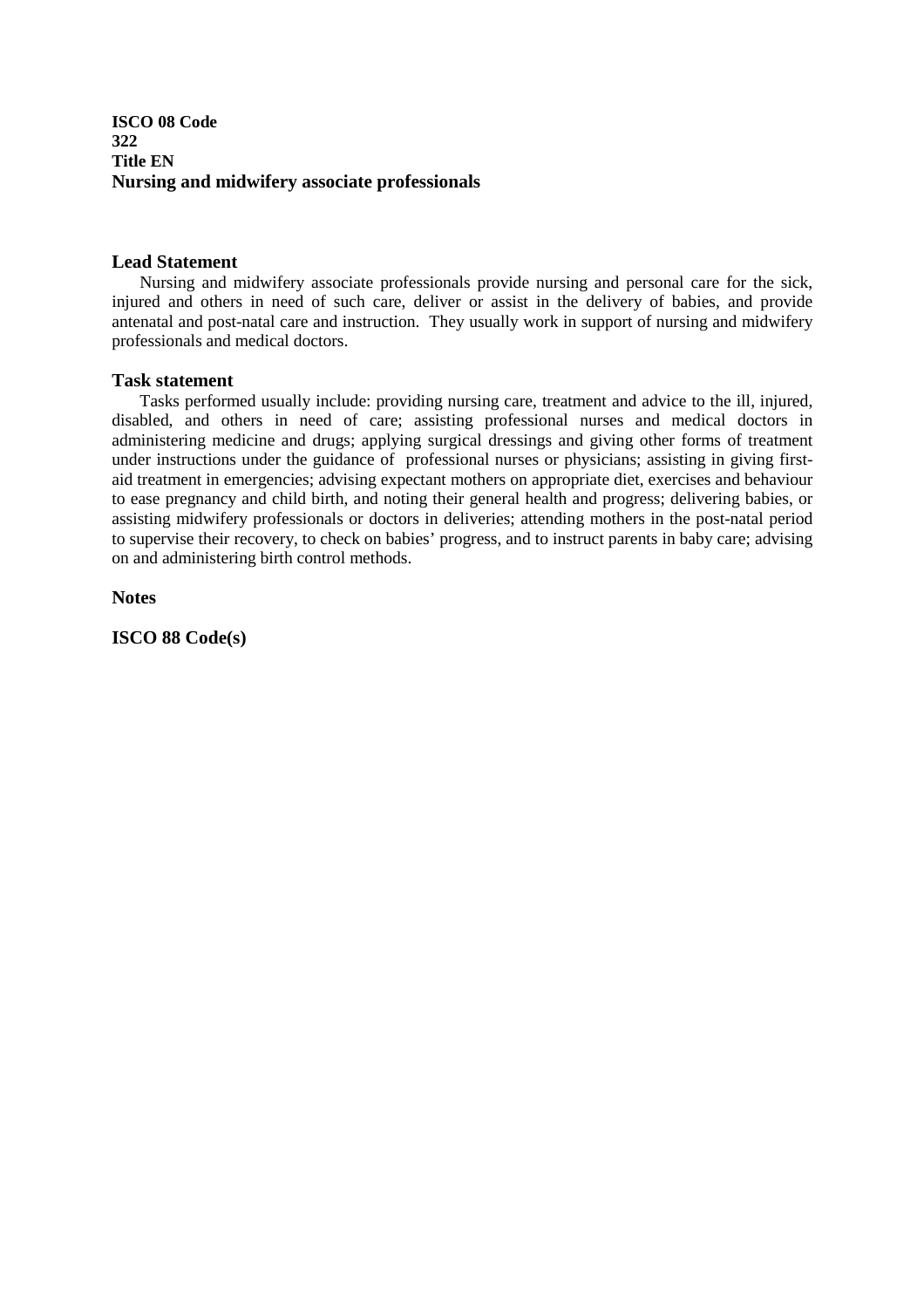**ISCO 08 Code**
**322**
**Title EN**
**Nursing and midwifery associate professionals**

## Lead Statement

Nursing and midwifery associate professionals provide nursing and personal care for the sick, injured and others in need of such care, deliver or assist in the delivery of babies, and provide antenatal and post-natal care and instruction. They usually work in support of nursing and midwifery professionals and medical doctors.

## Task statement

Tasks performed usually include: providing nursing care, treatment and advice to the ill, injured, disabled, and others in need of care; assisting professional nurses and medical doctors in administering medicine and drugs; applying surgical dressings and giving other forms of treatment under instructions under the guidance of professional nurses or physicians; assisting in giving first-aid treatment in emergencies; advising expectant mothers on appropriate diet, exercises and behaviour to ease pregnancy and child birth, and noting their general health and progress; delivering babies, or assisting midwifery professionals or doctors in deliveries; attending mothers in the post-natal period to supervise their recovery, to check on babies' progress, and to instruct parents in baby care; advising on and administering birth control methods.

## Notes

## ISCO 88 Code(s)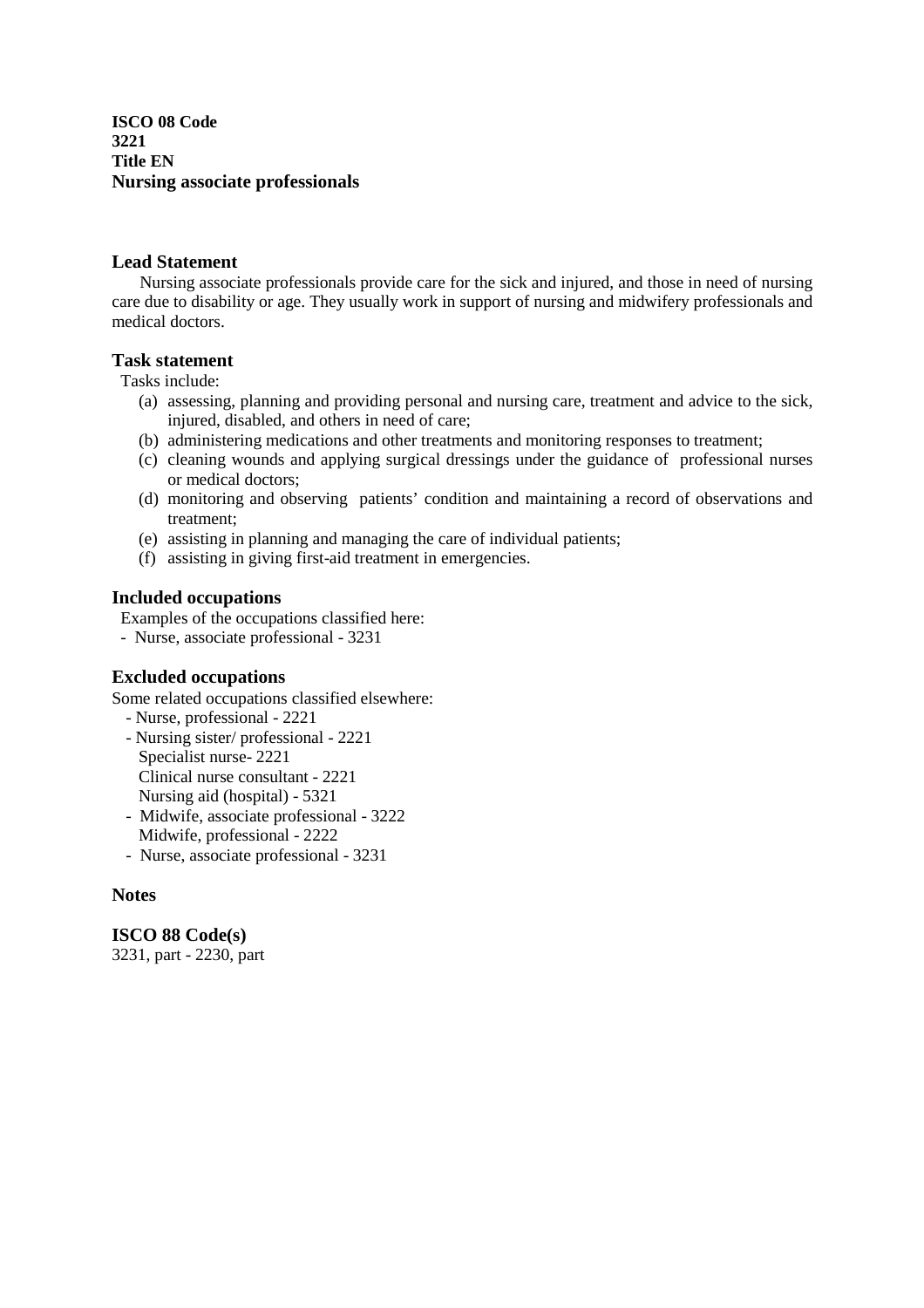**ISCO 08 Code**
**3221**
**Title EN**
**Nursing associate professionals**

## Lead Statement

Nursing associate professionals provide care for the sick and injured, and those in need of nursing care due to disability or age. They usually work in support of nursing and midwifery professionals and medical doctors.

## Task statement

Tasks include:

(a) assessing, planning and providing personal and nursing care, treatment and advice to the sick, injured, disabled, and others in need of care;
(b) administering medications and other treatments and monitoring responses to treatment;
(c) cleaning wounds and applying surgical dressings under the guidance of professional nurses or medical doctors;
(d) monitoring and observing patients' condition and maintaining a record of observations and treatment;
(e) assisting in planning and managing the care of individual patients;
(f) assisting in giving first-aid treatment in emergencies.

## Included occupations

Examples of the occupations classified here:

- Nurse, associate professional - 3231

## Excluded occupations

Some related occupations classified elsewhere:

- Nurse, professional - 2221
- Nursing sister/ professional - 2221
  Specialist nurse- 2221
  Clinical nurse consultant - 2221
  Nursing aid (hospital) - 5321
- Midwife, associate professional - 3222
  Midwife, professional - 2222
- Nurse, associate professional - 3231

## Notes

## ISCO 88 Code(s)

3231, part - 2230, part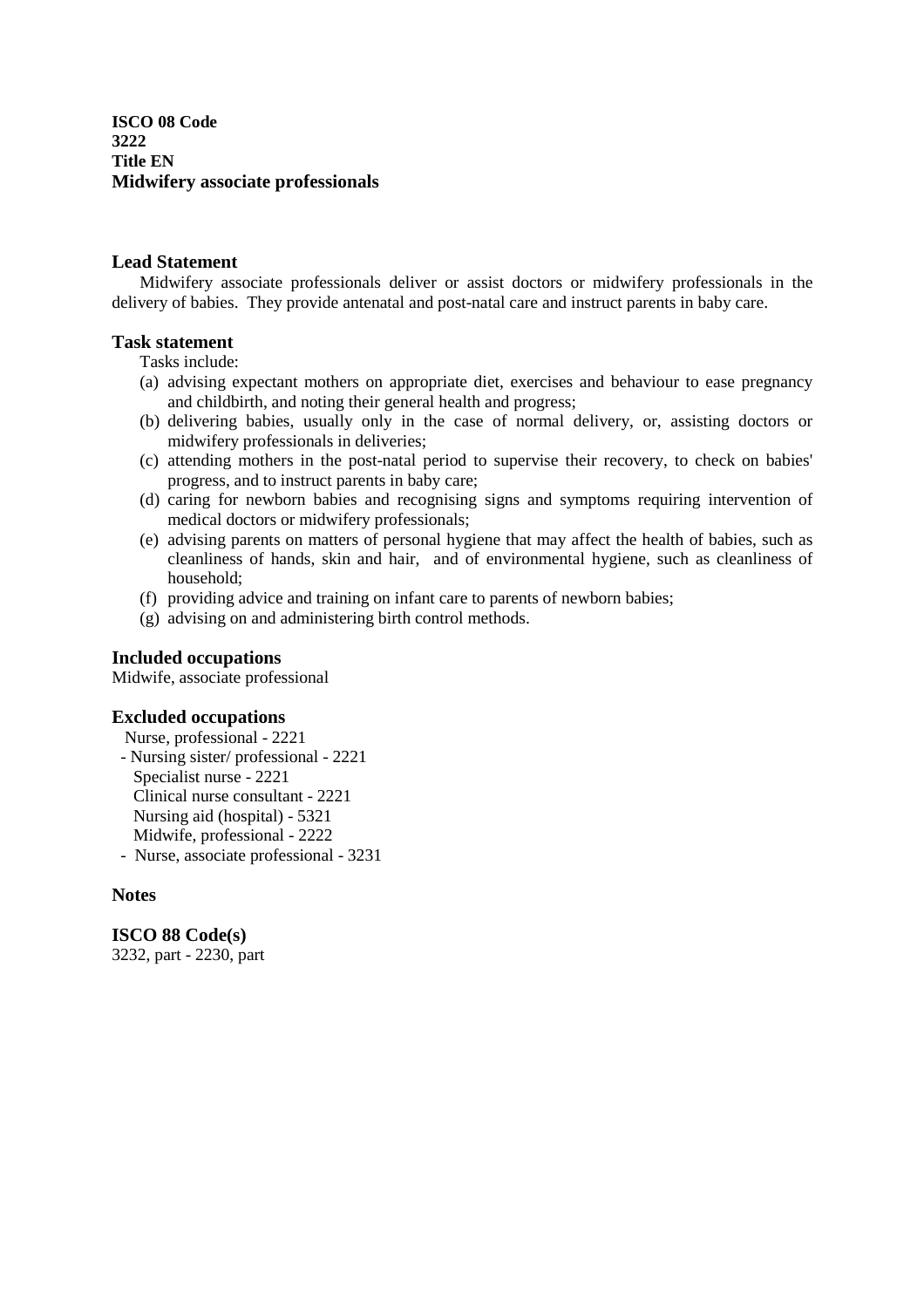**ISCO 08 Code**
**3222**
**Title EN**
**Midwifery associate professionals**

## Lead Statement

Midwifery associate professionals deliver or assist doctors or midwifery professionals in the delivery of babies. They provide antenatal and post-natal care and instruct parents in baby care.

## Task statement

Tasks include:

(a) advising expectant mothers on appropriate diet, exercises and behaviour to ease pregnancy and childbirth, and noting their general health and progress;
(b) delivering babies, usually only in the case of normal delivery, or, assisting doctors or midwifery professionals in deliveries;
(c) attending mothers in the post-natal period to supervise their recovery, to check on babies' progress, and to instruct parents in baby care;
(d) caring for newborn babies and recognising signs and symptoms requiring intervention of medical doctors or midwifery professionals;
(e) advising parents on matters of personal hygiene that may affect the health of babies, such as cleanliness of hands, skin and hair, and of environmental hygiene, such as cleanliness of household;
(f) providing advice and training on infant care to parents of newborn babies;
(g) advising on and administering birth control methods.

## Included occupations

Midwife, associate professional

## Excluded occupations

Nurse, professional - 2221
- Nursing sister/ professional - 2221
Specialist nurse - 2221
Clinical nurse consultant - 2221
Nursing aid (hospital) - 5321
Midwife, professional - 2222
- Nurse, associate professional - 3231

## Notes

## ISCO 88 Code(s)

3232, part - 2230, part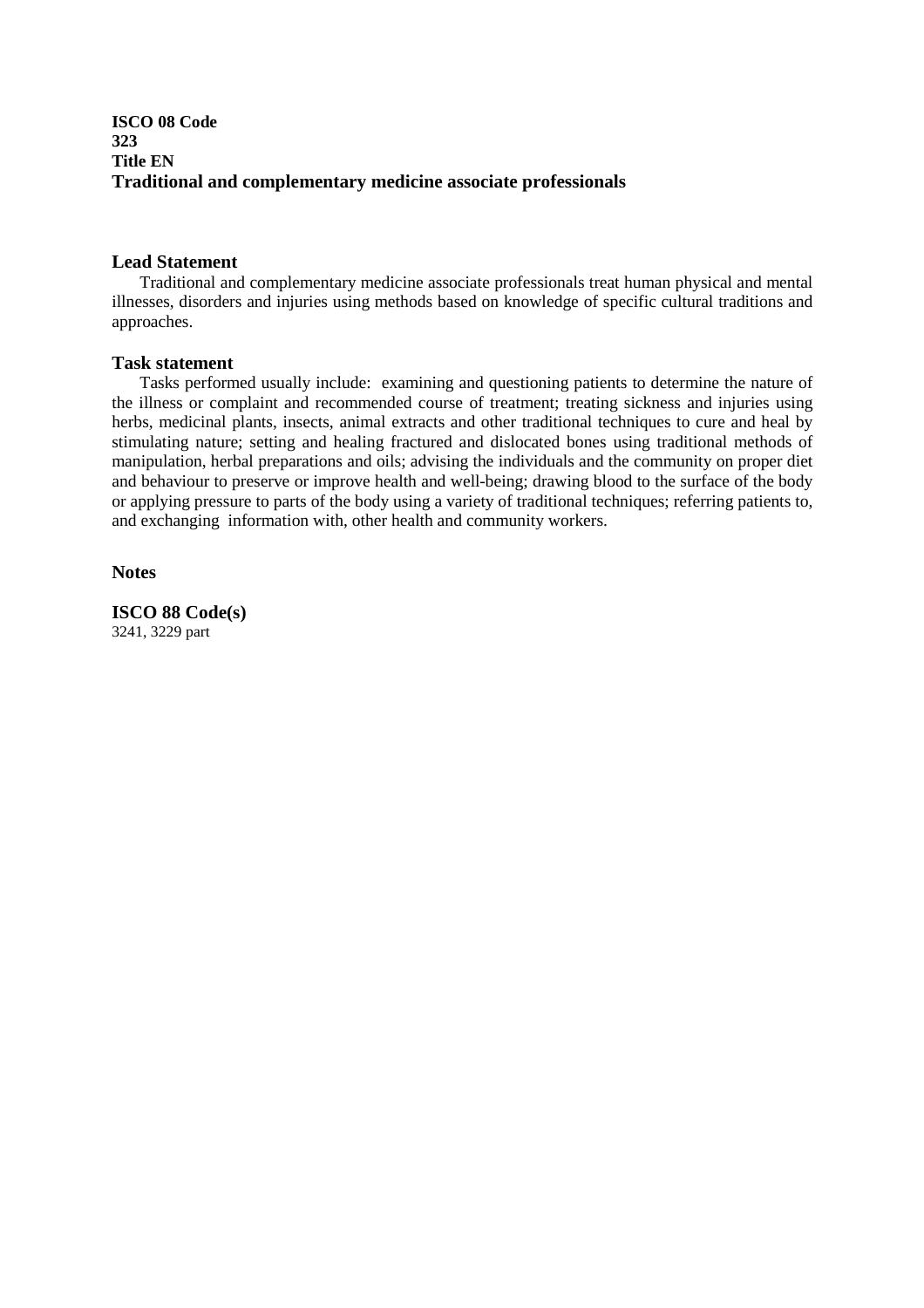**ISCO 08 Code**
**323**
**Title EN**
**Traditional and complementary medicine associate professionals**

## Lead Statement

Traditional and complementary medicine associate professionals treat human physical and mental illnesses, disorders and injuries using methods based on knowledge of specific cultural traditions and approaches.

## Task statement

Tasks performed usually include: examining and questioning patients to determine the nature of the illness or complaint and recommended course of treatment; treating sickness and injuries using herbs, medicinal plants, insects, animal extracts and other traditional techniques to cure and heal by stimulating nature; setting and healing fractured and dislocated bones using traditional methods of manipulation, herbal preparations and oils; advising the individuals and the community on proper diet and behaviour to preserve or improve health and well-being; drawing blood to the surface of the body or applying pressure to parts of the body using a variety of traditional techniques; referring patients to, and exchanging information with, other health and community workers.

## Notes

## ISCO 88 Code(s)

3241, 3229 part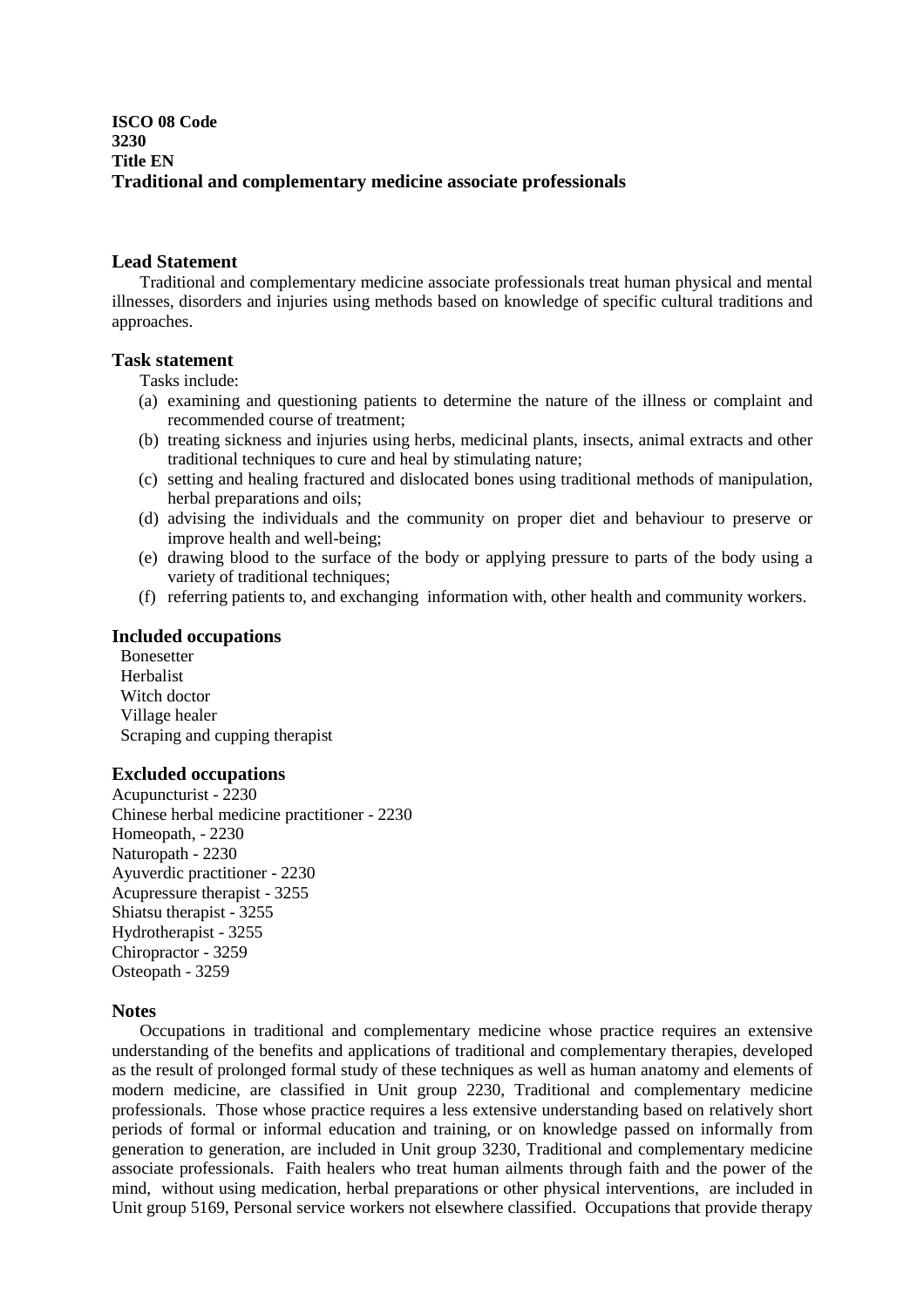**ISCO 08 Code**
**3230**
**Title EN**
**Traditional and complementary medicine associate professionals**

### Lead Statement

Traditional and complementary medicine associate professionals treat human physical and mental illnesses, disorders and injuries using methods based on knowledge of specific cultural traditions and approaches.

### Task statement

Tasks include:

(a) examining and questioning patients to determine the nature of the illness or complaint and recommended course of treatment;
(b) treating sickness and injuries using herbs, medicinal plants, insects, animal extracts and other traditional techniques to cure and heal by stimulating nature;
(c) setting and healing fractured and dislocated bones using traditional methods of manipulation, herbal preparations and oils;
(d) advising the individuals and the community on proper diet and behaviour to preserve or improve health and well-being;
(e) drawing blood to the surface of the body or applying pressure to parts of the body using a variety of traditional techniques;
(f) referring patients to, and exchanging information with, other health and community workers.

### Included occupations

Bonesetter
Herbalist
Witch doctor
Village healer
Scraping and cupping therapist

### Excluded occupations

Acupuncturist - 2230
Chinese herbal medicine practitioner - 2230
Homeopath, - 2230
Naturopath - 2230
Ayuverdic practitioner - 2230
Acupressure therapist - 3255
Shiatsu therapist - 3255
Hydrotherapist - 3255
Chiropractor - 3259
Osteopath - 3259

### Notes

Occupations in traditional and complementary medicine whose practice requires an extensive understanding of the benefits and applications of traditional and complementary therapies, developed as the result of prolonged formal study of these techniques as well as human anatomy and elements of modern medicine, are classified in Unit group 2230, Traditional and complementary medicine professionals. Those whose practice requires a less extensive understanding based on relatively short periods of formal or informal education and training, or on knowledge passed on informally from generation to generation, are included in Unit group 3230, Traditional and complementary medicine associate professionals. Faith healers who treat human ailments through faith and the power of the mind, without using medication, herbal preparations or other physical interventions, are included in Unit group 5169, Personal service workers not elsewhere classified. Occupations that provide therapy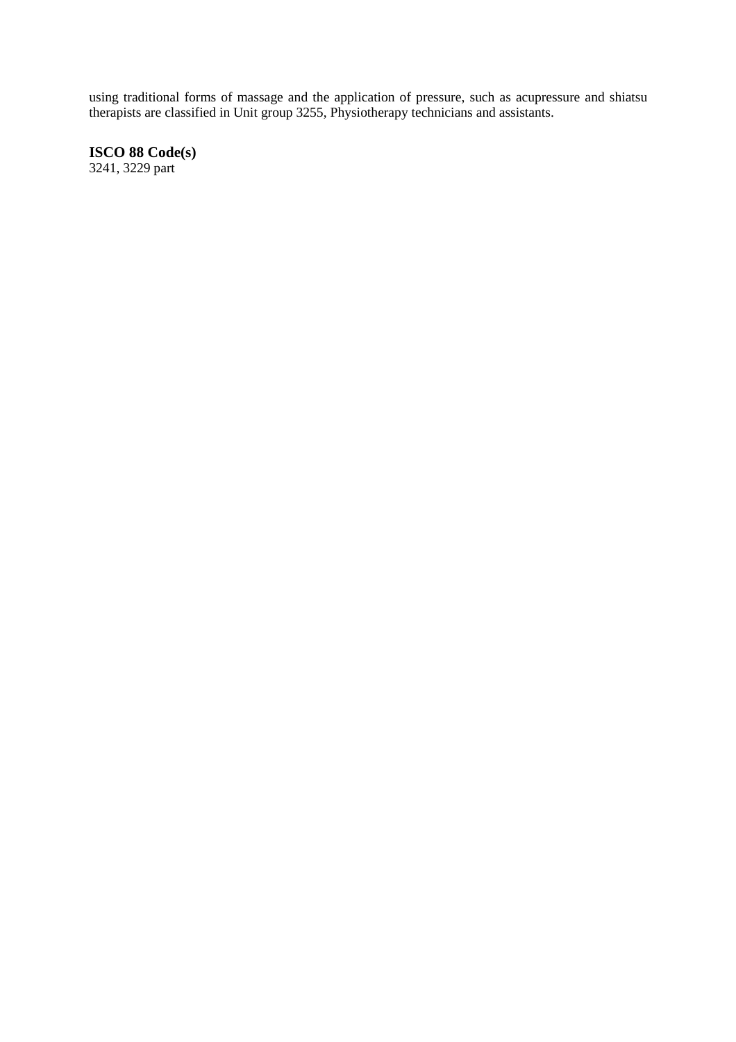using traditional forms of massage and the application of pressure, such as acupressure and shiatsu therapists are classified in Unit group 3255, Physiotherapy technicians and assistants.

**ISCO 88 Code(s)**
3241, 3229 part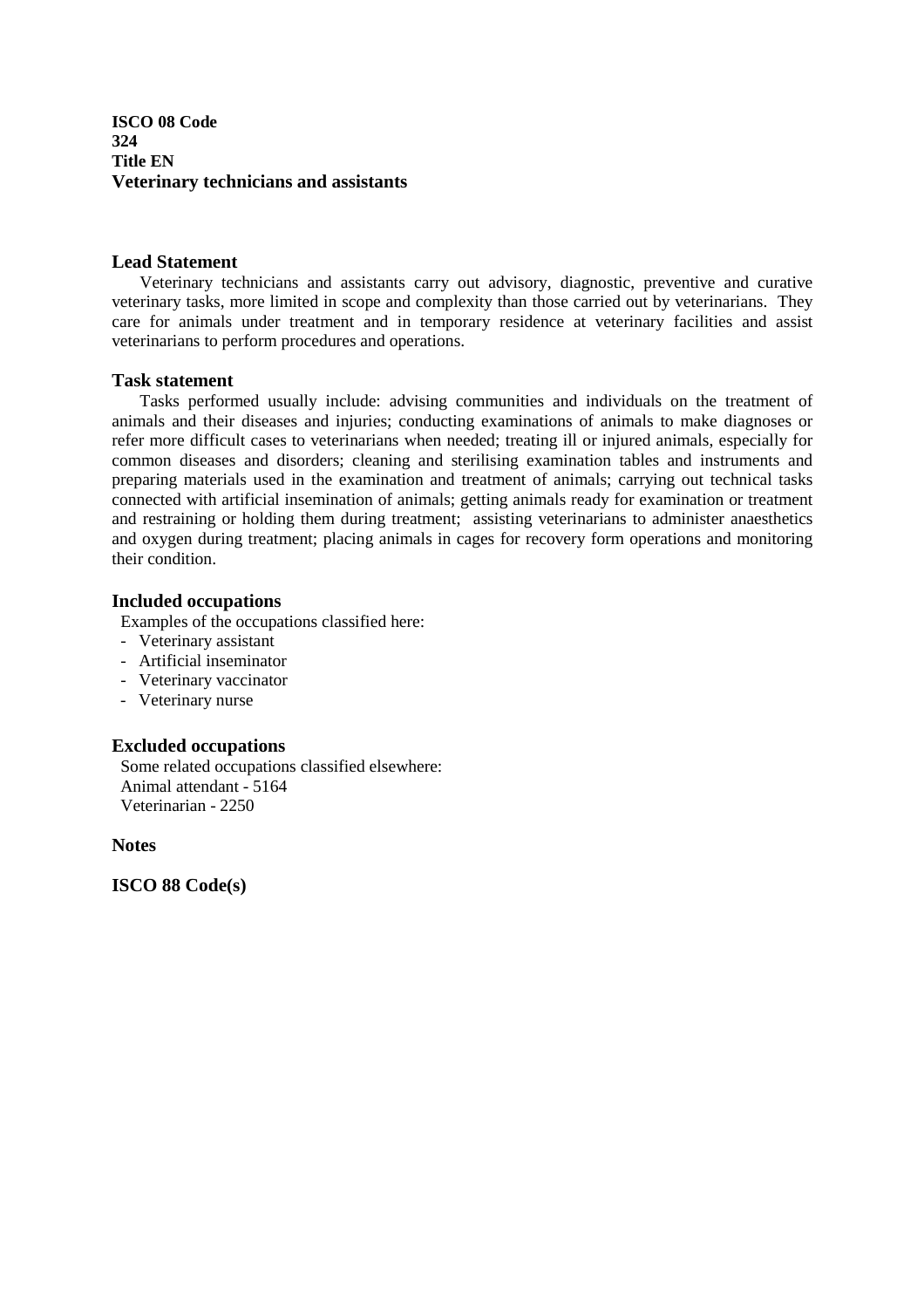**ISCO 08 Code**
**324**
**Title EN**
**Veterinary technicians and assistants**

## Lead Statement

Veterinary technicians and assistants carry out advisory, diagnostic, preventive and curative veterinary tasks, more limited in scope and complexity than those carried out by veterinarians. They care for animals under treatment and in temporary residence at veterinary facilities and assist veterinarians to perform procedures and operations.

## Task statement

Tasks performed usually include: advising communities and individuals on the treatment of animals and their diseases and injuries; conducting examinations of animals to make diagnoses or refer more difficult cases to veterinarians when needed; treating ill or injured animals, especially for common diseases and disorders; cleaning and sterilising examination tables and instruments and preparing materials used in the examination and treatment of animals; carrying out technical tasks connected with artificial insemination of animals; getting animals ready for examination or treatment and restraining or holding them during treatment; assisting veterinarians to administer anaesthetics and oxygen during treatment; placing animals in cages for recovery form operations and monitoring their condition.

## Included occupations

Examples of the occupations classified here:

- Veterinary assistant
- Artificial inseminator
- Veterinary vaccinator
- Veterinary nurse

## Excluded occupations

Some related occupations classified elsewhere:
Animal attendant - 5164
Veterinarian - 2250

## Notes

## ISCO 88 Code(s)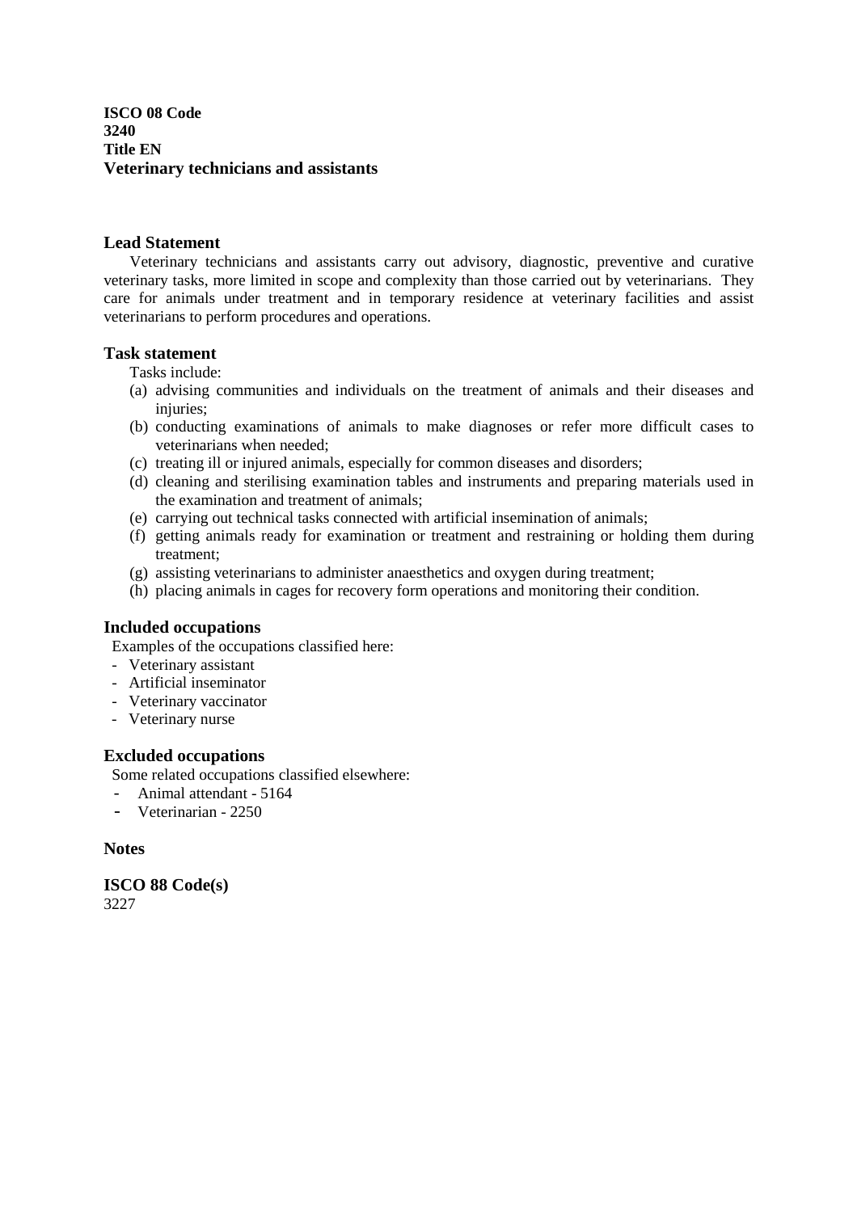**ISCO 08 Code**
**3240**
**Title EN**
**Veterinary technicians and assistants**

## Lead Statement

Veterinary technicians and assistants carry out advisory, diagnostic, preventive and curative veterinary tasks, more limited in scope and complexity than those carried out by veterinarians. They care for animals under treatment and in temporary residence at veterinary facilities and assist veterinarians to perform procedures and operations.

## Task statement

Tasks include:

(a) advising communities and individuals on the treatment of animals and their diseases and injuries;
(b) conducting examinations of animals to make diagnoses or refer more difficult cases to veterinarians when needed;
(c) treating ill or injured animals, especially for common diseases and disorders;
(d) cleaning and sterilising examination tables and instruments and preparing materials used in the examination and treatment of animals;
(e) carrying out technical tasks connected with artificial insemination of animals;
(f) getting animals ready for examination or treatment and restraining or holding them during treatment;
(g) assisting veterinarians to administer anaesthetics and oxygen during treatment;
(h) placing animals in cages for recovery form operations and monitoring their condition.

## Included occupations

Examples of the occupations classified here:

- Veterinary assistant
- Artificial inseminator
- Veterinary vaccinator
- Veterinary nurse

## Excluded occupations

Some related occupations classified elsewhere:

- Animal attendant - 5164
- Veterinarian - 2250

## Notes

## ISCO 88 Code(s)

3227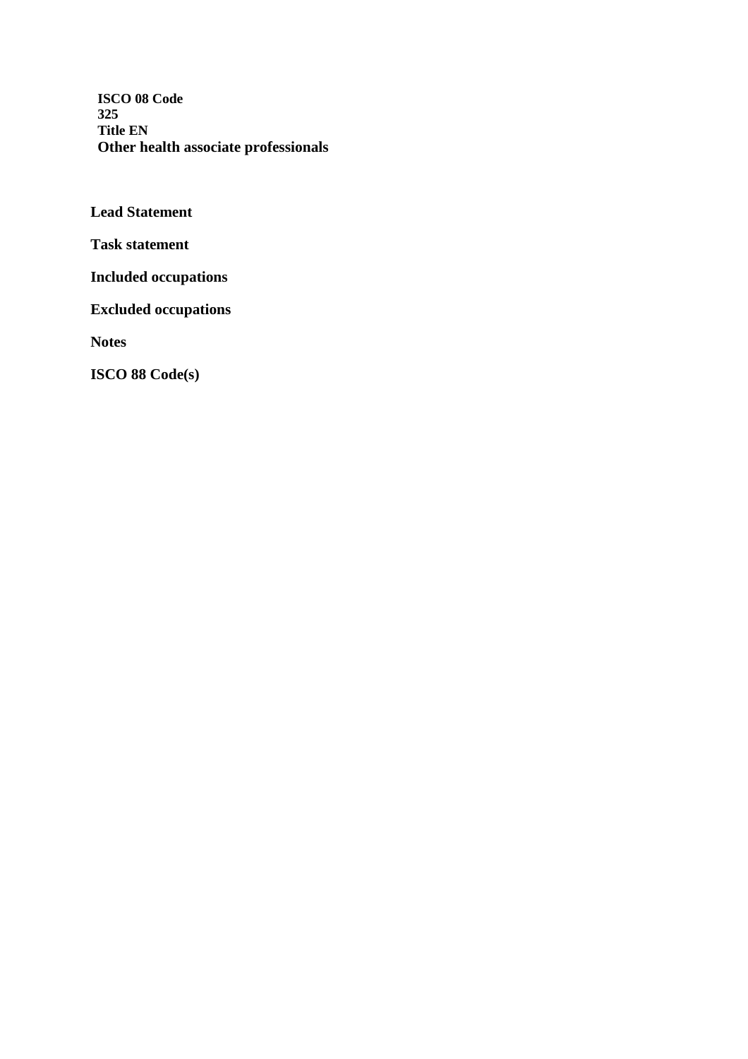**ISCO 08 Code**
**325**
**Title EN**
**Other health associate professionals**

**Lead Statement**

**Task statement**

**Included occupations**

**Excluded occupations**

**Notes**

**ISCO 88 Code(s)**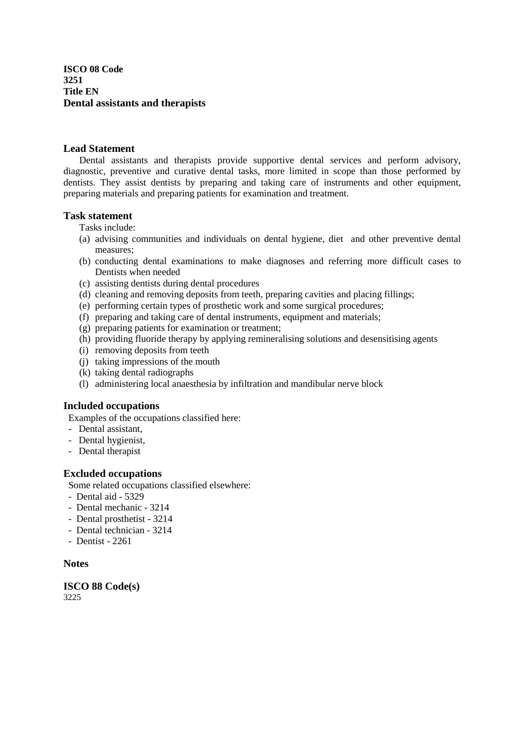**ISCO 08 Code**
**3251**
**Title EN**
**Dental assistants and therapists**

## Lead Statement

Dental assistants and therapists provide supportive dental services and perform advisory, diagnostic, preventive and curative dental tasks, more limited in scope than those performed by dentists. They assist dentists by preparing and taking care of instruments and other equipment, preparing materials and preparing patients for examination and treatment.

## Task statement

Tasks include:

(a) advising communities and individuals on dental hygiene, diet and other preventive dental measures;
(b) conducting dental examinations to make diagnoses and referring more difficult cases to Dentists when needed
(c) assisting dentists during dental procedures
(d) cleaning and removing deposits from teeth, preparing cavities and placing fillings;
(e) performing certain types of prosthetic work and some surgical procedures;
(f) preparing and taking care of dental instruments, equipment and materials;
(g) preparing patients for examination or treatment;
(h) providing fluoride therapy by applying remineralising solutions and desensitising agents
(i) removing deposits from teeth
(j) taking impressions of the mouth
(k) taking dental radiographs
(l) administering local anaesthesia by infiltration and mandibular nerve block

## Included occupations

Examples of the occupations classified here:

- Dental assistant,
- Dental hygienist,
- Dental therapist

## Excluded occupations

Some related occupations classified elsewhere:

- Dental aid - 5329
- Dental mechanic - 3214
- Dental prosthetist - 3214
- Dental technician - 3214
- Dentist - 2261

## Notes

## ISCO 88 Code(s)

3225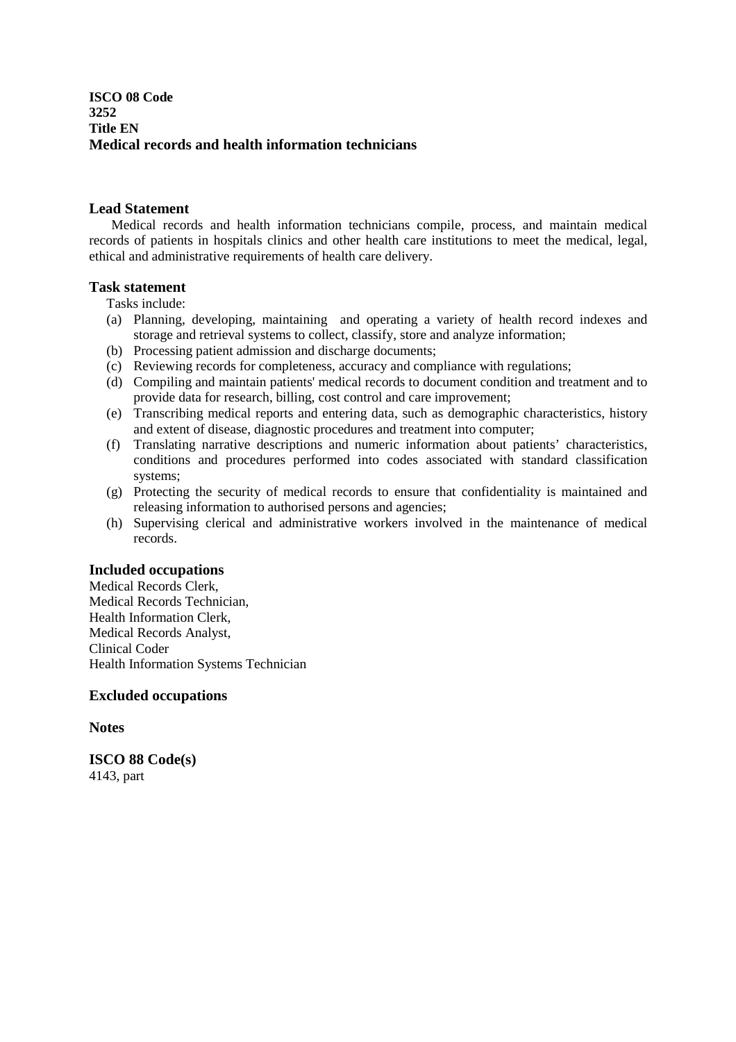**ISCO 08 Code**
**3252**
**Title EN**
**Medical records and health information technicians**

### Lead Statement

Medical records and health information technicians compile, process, and maintain medical records of patients in hospitals clinics and other health care institutions to meet the medical, legal, ethical and administrative requirements of health care delivery.

### Task statement

Tasks include:

(a) Planning, developing, maintaining and operating a variety of health record indexes and storage and retrieval systems to collect, classify, store and analyze information;
(b) Processing patient admission and discharge documents;
(c) Reviewing records for completeness, accuracy and compliance with regulations;
(d) Compiling and maintain patients' medical records to document condition and treatment and to provide data for research, billing, cost control and care improvement;
(e) Transcribing medical reports and entering data, such as demographic characteristics, history and extent of disease, diagnostic procedures and treatment into computer;
(f) Translating narrative descriptions and numeric information about patients' characteristics, conditions and procedures performed into codes associated with standard classification systems;
(g) Protecting the security of medical records to ensure that confidentiality is maintained and releasing information to authorised persons and agencies;
(h) Supervising clerical and administrative workers involved in the maintenance of medical records.

### Included occupations

Medical Records Clerk,
Medical Records Technician,
Health Information Clerk,
Medical Records Analyst,
Clinical Coder
Health Information Systems Technician

### Excluded occupations

### Notes

### ISCO 88 Code(s)

4143, part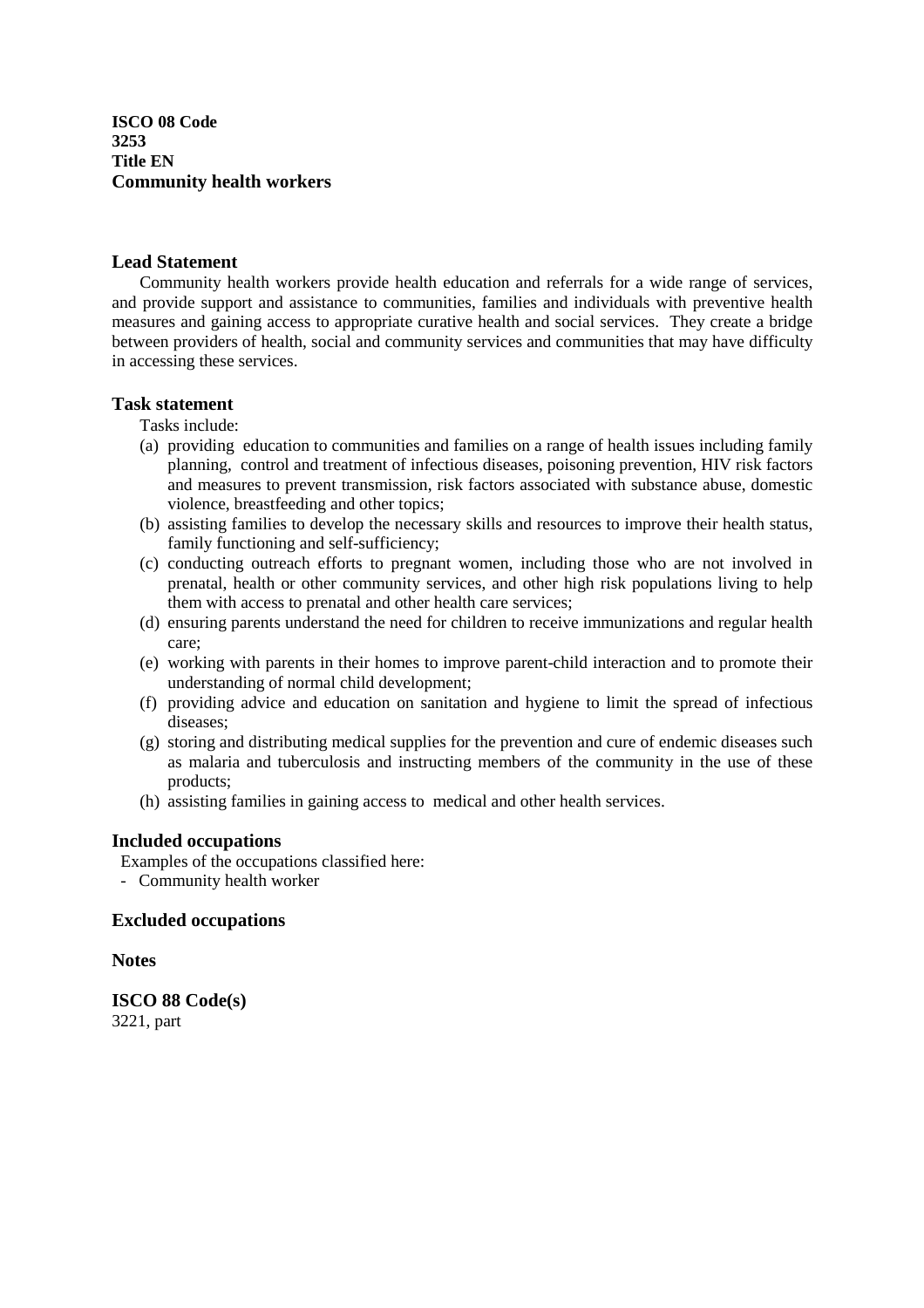**ISCO 08 Code**
**3253**
**Title EN**
**Community health workers**

## Lead Statement

Community health workers provide health education and referrals for a wide range of services, and provide support and assistance to communities, families and individuals with preventive health measures and gaining access to appropriate curative health and social services. They create a bridge between providers of health, social and community services and communities that may have difficulty in accessing these services.

## Task statement

Tasks include:

(a) providing education to communities and families on a range of health issues including family planning, control and treatment of infectious diseases, poisoning prevention, HIV risk factors and measures to prevent transmission, risk factors associated with substance abuse, domestic violence, breastfeeding and other topics;
(b) assisting families to develop the necessary skills and resources to improve their health status, family functioning and self-sufficiency;
(c) conducting outreach efforts to pregnant women, including those who are not involved in prenatal, health or other community services, and other high risk populations living to help them with access to prenatal and other health care services;
(d) ensuring parents understand the need for children to receive immunizations and regular health care;
(e) working with parents in their homes to improve parent-child interaction and to promote their understanding of normal child development;
(f) providing advice and education on sanitation and hygiene to limit the spread of infectious diseases;
(g) storing and distributing medical supplies for the prevention and cure of endemic diseases such as malaria and tuberculosis and instructing members of the community in the use of these products;
(h) assisting families in gaining access to medical and other health services.

## Included occupations

Examples of the occupations classified here:

- Community health worker

## Excluded occupations

## Notes

## ISCO 88 Code(s)

3221, part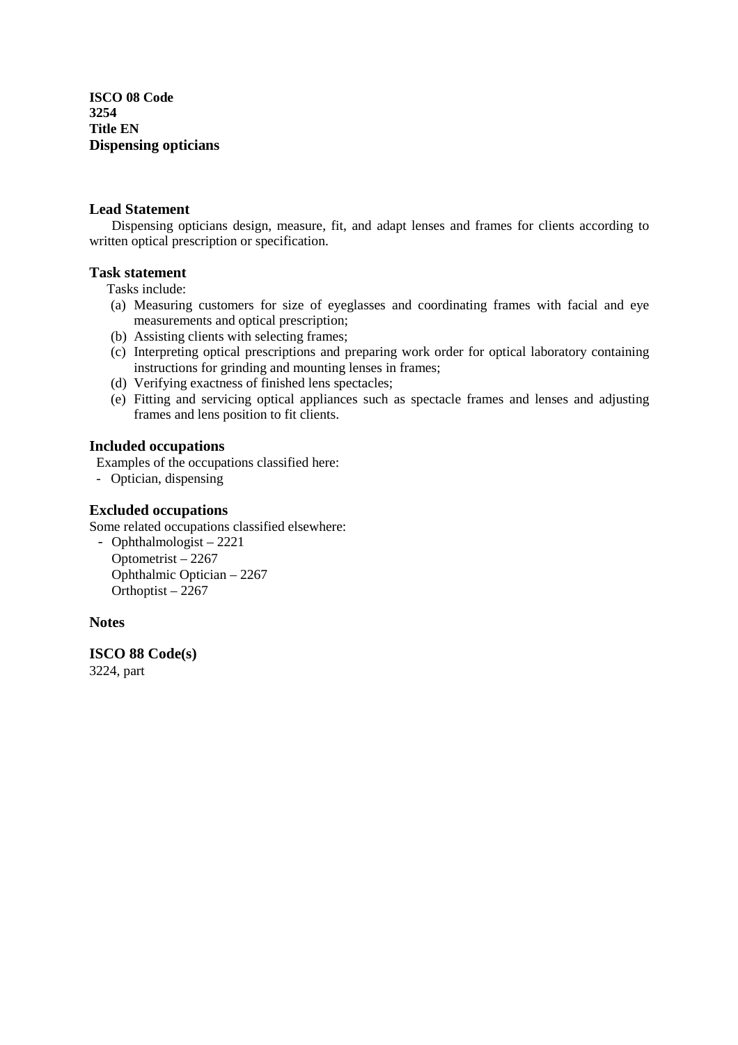**ISCO 08 Code**
**3254**
**Title EN**
**Dispensing opticians**

## Lead Statement

Dispensing opticians design, measure, fit, and adapt lenses and frames for clients according to written optical prescription or specification.

## Task statement

Tasks include:

(a) Measuring customers for size of eyeglasses and coordinating frames with facial and eye measurements and optical prescription;
(b) Assisting clients with selecting frames;
(c) Interpreting optical prescriptions and preparing work order for optical laboratory containing instructions for grinding and mounting lenses in frames;
(d) Verifying exactness of finished lens spectacles;
(e) Fitting and servicing optical appliances such as spectacle frames and lenses and adjusting frames and lens position to fit clients.

## Included occupations

Examples of the occupations classified here:

- Optician, dispensing

## Excluded occupations

Some related occupations classified elsewhere:

- Ophthalmologist – 2221
  Optometrist – 2267
  Ophthalmic Optician – 2267
  Orthoptist – 2267

## Notes

## ISCO 88 Code(s)

3224, part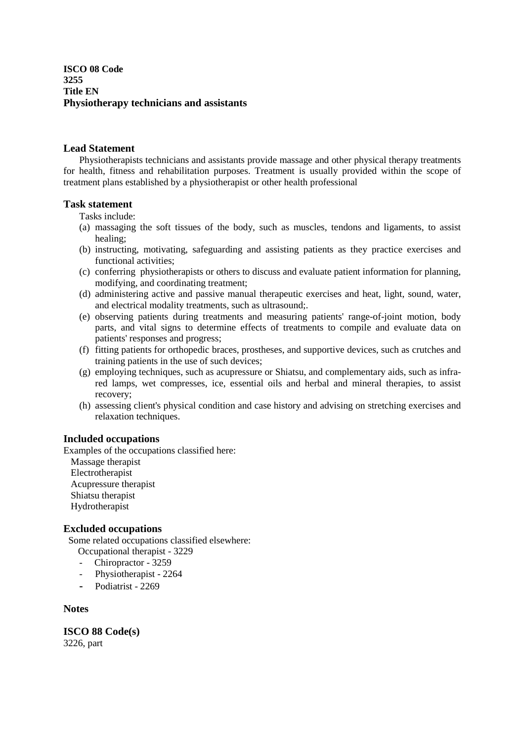**ISCO 08 Code**
**3255**
**Title EN**
**Physiotherapy technicians and assistants**

## Lead Statement

Physiotherapists technicians and assistants provide massage and other physical therapy treatments for health, fitness and rehabilitation purposes. Treatment is usually provided within the scope of treatment plans established by a physiotherapist or other health professional

## Task statement

Tasks include:

(a) massaging the soft tissues of the body, such as muscles, tendons and ligaments, to assist healing;
(b) instructing, motivating, safeguarding and assisting patients as they practice exercises and functional activities;
(c) conferring physiotherapists or others to discuss and evaluate patient information for planning, modifying, and coordinating treatment;
(d) administering active and passive manual therapeutic exercises and heat, light, sound, water, and electrical modality treatments, such as ultrasound;.
(e) observing patients during treatments and measuring patients' range-of-joint motion, body parts, and vital signs to determine effects of treatments to compile and evaluate data on patients' responses and progress;
(f) fitting patients for orthopedic braces, prostheses, and supportive devices, such as crutches and training patients in the use of such devices;
(g) employing techniques, such as acupressure or Shiatsu, and complementary aids, such as infra-red lamps, wet compresses, ice, essential oils and herbal and mineral therapies, to assist recovery;
(h) assessing client's physical condition and case history and advising on stretching exercises and relaxation techniques.

## Included occupations

Examples of the occupations classified here:

Massage therapist
Electrotherapist
Acupressure therapist
Shiatsu therapist
Hydrotherapist

## Excluded occupations

Some related occupations classified elsewhere:

Occupational therapist - 3229
- Chiropractor - 3259
- Physiotherapist - 2264
- Podiatrist - 2269

## Notes

**ISCO 88 Code(s)**
3226, part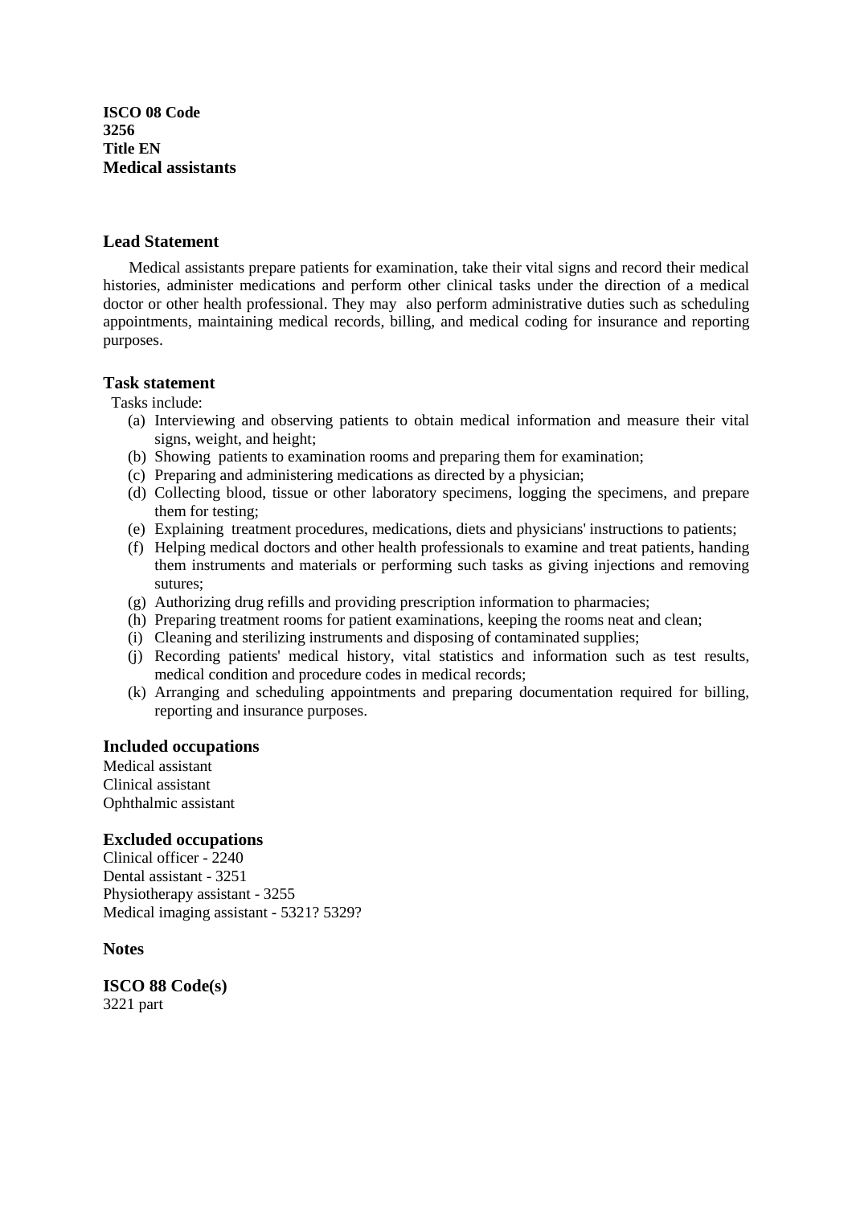**ISCO 08 Code**
**3256**
**Title EN**
**Medical assistants**

## Lead Statement

Medical assistants prepare patients for examination, take their vital signs and record their medical histories, administer medications and perform other clinical tasks under the direction of a medical doctor or other health professional. They may also perform administrative duties such as scheduling appointments, maintaining medical records, billing, and medical coding for insurance and reporting purposes.

## Task statement

Tasks include:

(a) Interviewing and observing patients to obtain medical information and measure their vital signs, weight, and height;
(b) Showing patients to examination rooms and preparing them for examination;
(c) Preparing and administering medications as directed by a physician;
(d) Collecting blood, tissue or other laboratory specimens, logging the specimens, and prepare them for testing;
(e) Explaining treatment procedures, medications, diets and physicians' instructions to patients;
(f) Helping medical doctors and other health professionals to examine and treat patients, handing them instruments and materials or performing such tasks as giving injections and removing sutures;
(g) Authorizing drug refills and providing prescription information to pharmacies;
(h) Preparing treatment rooms for patient examinations, keeping the rooms neat and clean;
(i) Cleaning and sterilizing instruments and disposing of contaminated supplies;
(j) Recording patients' medical history, vital statistics and information such as test results, medical condition and procedure codes in medical records;
(k) Arranging and scheduling appointments and preparing documentation required for billing, reporting and insurance purposes.

## Included occupations

Medical assistant
Clinical assistant
Ophthalmic assistant

## Excluded occupations

Clinical officer - 2240
Dental assistant - 3251
Physiotherapy assistant - 3255
Medical imaging assistant - 5321? 5329?

## Notes

## ISCO 88 Code(s)

3221 part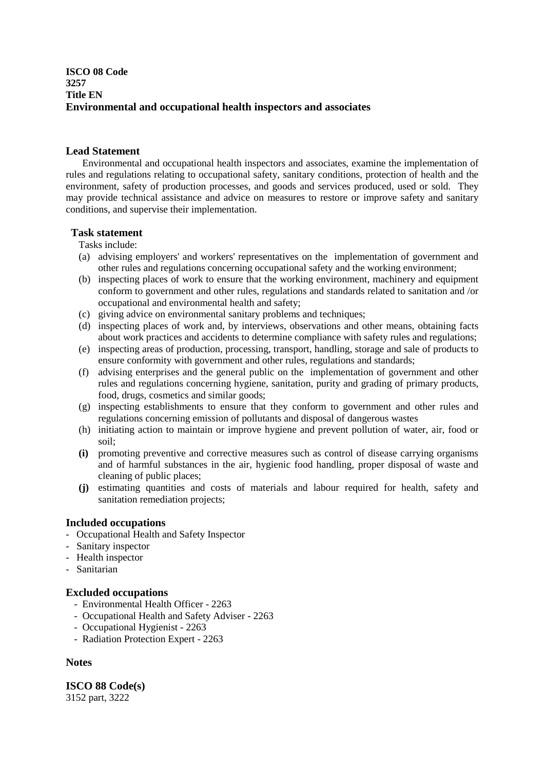**ISCO 08 Code**
**3257**
**Title EN**
**Environmental and occupational health inspectors and associates**

## Lead Statement

Environmental and occupational health inspectors and associates, examine the implementation of rules and regulations relating to occupational safety, sanitary conditions, protection of health and the environment, safety of production processes, and goods and services produced, used or sold. They may provide technical assistance and advice on measures to restore or improve safety and sanitary conditions, and supervise their implementation.

## Task statement

Tasks include:

(a) advising employers' and workers' representatives on the implementation of government and other rules and regulations concerning occupational safety and the working environment;
(b) inspecting places of work to ensure that the working environment, machinery and equipment conform to government and other rules, regulations and standards related to sanitation and /or occupational and environmental health and safety;
(c) giving advice on environmental sanitary problems and techniques;
(d) inspecting places of work and, by interviews, observations and other means, obtaining facts about work practices and accidents to determine compliance with safety rules and regulations;
(e) inspecting areas of production, processing, transport, handling, storage and sale of products to ensure conformity with government and other rules, regulations and standards;
(f) advising enterprises and the general public on the implementation of government and other rules and regulations concerning hygiene, sanitation, purity and grading of primary products, food, drugs, cosmetics and similar goods;
(g) inspecting establishments to ensure that they conform to government and other rules and regulations concerning emission of pollutants and disposal of dangerous wastes
(h) initiating action to maintain or improve hygiene and prevent pollution of water, air, food or soil;
**(i)** promoting preventive and corrective measures such as control of disease carrying organisms and of harmful substances in the air, hygienic food handling, proper disposal of waste and cleaning of public places;
**(j)** estimating quantities and costs of materials and labour required for health, safety and sanitation remediation projects;

## Included occupations

- Occupational Health and Safety Inspector
- Sanitary inspector
- Health inspector
- Sanitarian

## Excluded occupations

- Environmental Health Officer - 2263
- Occupational Health and Safety Adviser - 2263
- Occupational Hygienist - 2263
- Radiation Protection Expert - 2263

## Notes

**ISCO 88 Code(s)**
3152 part, 3222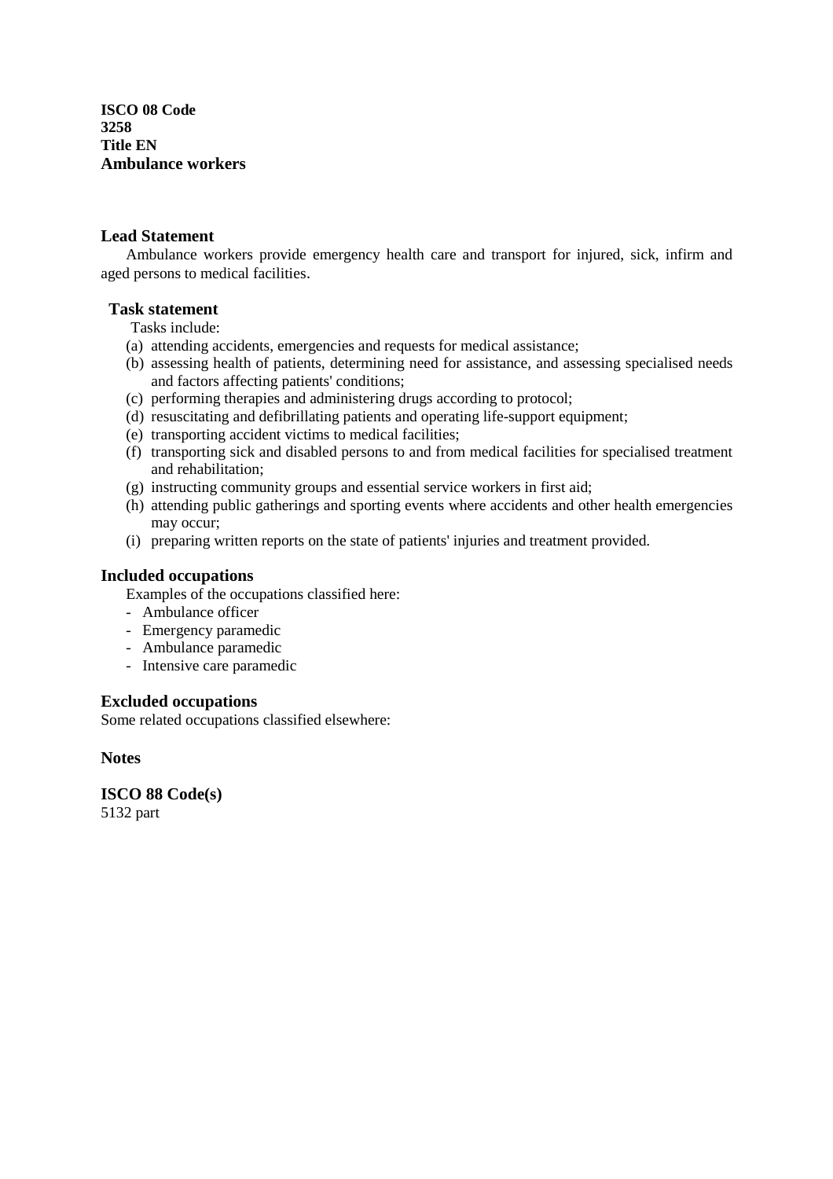**ISCO 08 Code**
**3258**
**Title EN**
**Ambulance workers**

## Lead Statement

Ambulance workers provide emergency health care and transport for injured, sick, infirm and aged persons to medical facilities.

## Task statement

Tasks include:

(a) attending accidents, emergencies and requests for medical assistance;
(b) assessing health of patients, determining need for assistance, and assessing specialised needs and factors affecting patients' conditions;
(c) performing therapies and administering drugs according to protocol;
(d) resuscitating and defibrillating patients and operating life-support equipment;
(e) transporting accident victims to medical facilities;
(f) transporting sick and disabled persons to and from medical facilities for specialised treatment and rehabilitation;
(g) instructing community groups and essential service workers in first aid;
(h) attending public gatherings and sporting events where accidents and other health emergencies may occur;
(i) preparing written reports on the state of patients' injuries and treatment provided.

## Included occupations

Examples of the occupations classified here:

- Ambulance officer
- Emergency paramedic
- Ambulance paramedic
- Intensive care paramedic

## Excluded occupations

Some related occupations classified elsewhere:

## Notes

## ISCO 88 Code(s)

5132 part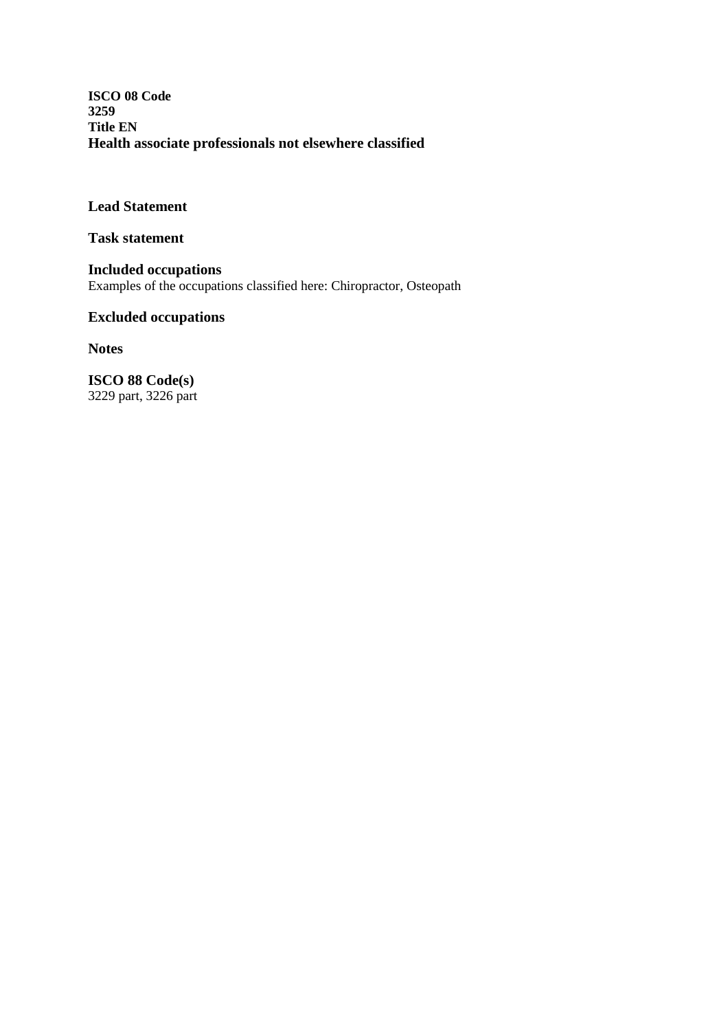**ISCO 08 Code**
**3259**
**Title EN**
**Health associate professionals not elsewhere classified**

**Lead Statement**

**Task statement**

**Included occupations**
Examples of the occupations classified here: Chiropractor, Osteopath

**Excluded occupations**

**Notes**

**ISCO 88 Code(s)**
3229 part, 3226 part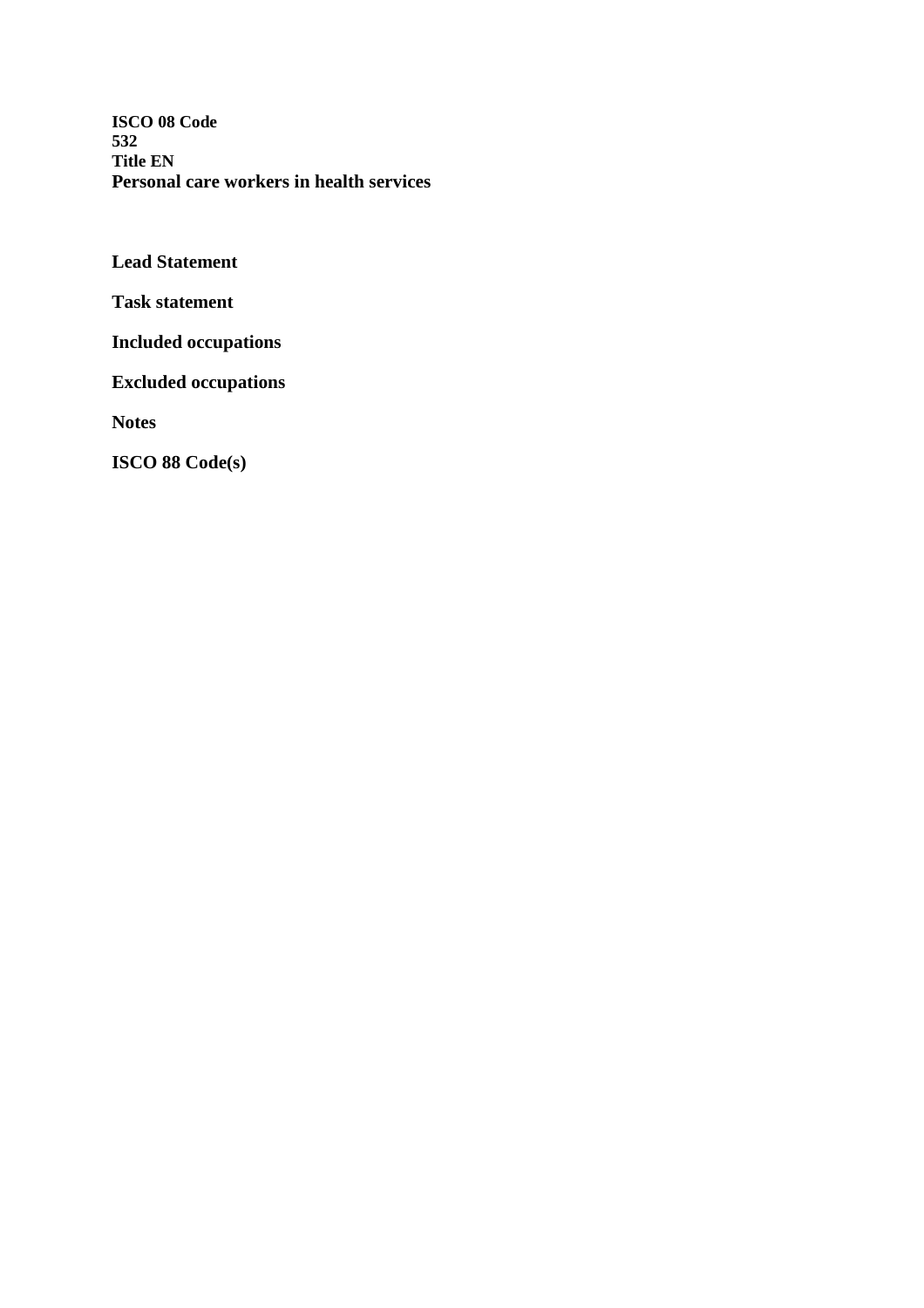**ISCO 08 Code**
**532**
**Title EN**
**Personal care workers in health services**

**Lead Statement**

**Task statement**

**Included occupations**

**Excluded occupations**

**Notes**

**ISCO 88 Code(s)**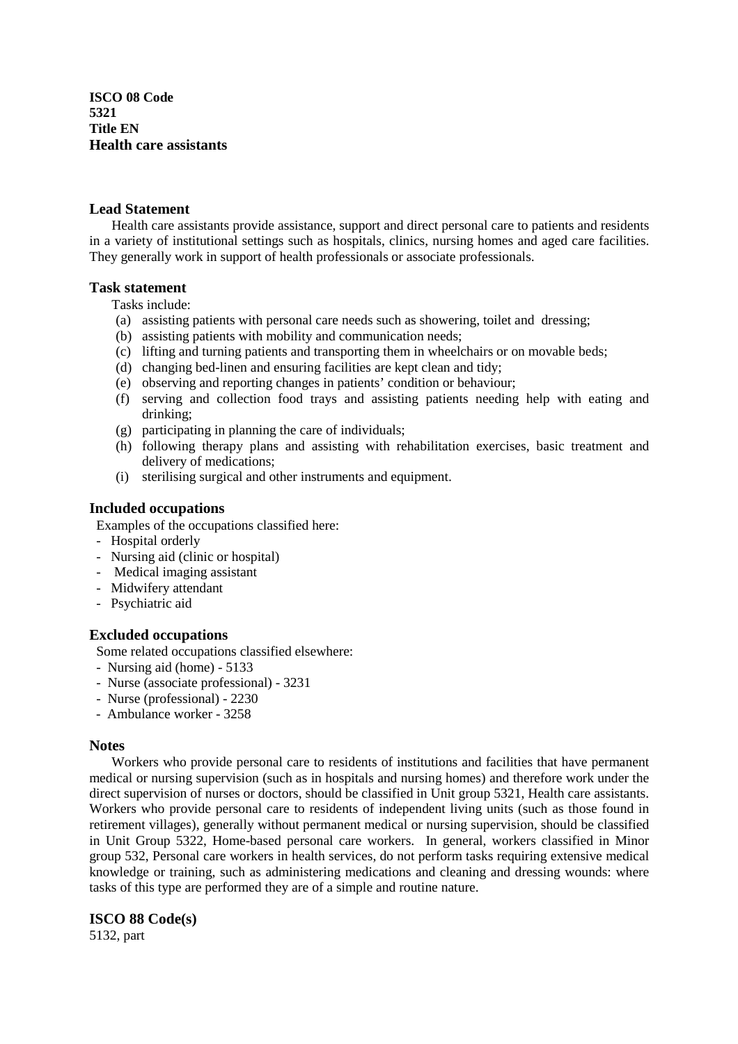**ISCO 08 Code**
**5321**
**Title EN**
**Health care assistants**

## Lead Statement

Health care assistants provide assistance, support and direct personal care to patients and residents in a variety of institutional settings such as hospitals, clinics, nursing homes and aged care facilities. They generally work in support of health professionals or associate professionals.

## Task statement

Tasks include:

- (a) assisting patients with personal care needs such as showering, toilet and dressing;
- (b) assisting patients with mobility and communication needs;
- (c) lifting and turning patients and transporting them in wheelchairs or on movable beds;
- (d) changing bed-linen and ensuring facilities are kept clean and tidy;
- (e) observing and reporting changes in patients' condition or behaviour;
- (f) serving and collection food trays and assisting patients needing help with eating and drinking;
- (g) participating in planning the care of individuals;
- (h) following therapy plans and assisting with rehabilitation exercises, basic treatment and delivery of medications;
- (i) sterilising surgical and other instruments and equipment.

## Included occupations

Examples of the occupations classified here:

- Hospital orderly
- Nursing aid (clinic or hospital)
- Medical imaging assistant
- Midwifery attendant
- Psychiatric aid

## Excluded occupations

Some related occupations classified elsewhere:

- Nursing aid (home) - 5133
- Nurse (associate professional) - 3231
- Nurse (professional) - 2230
- Ambulance worker - 3258

## Notes

Workers who provide personal care to residents of institutions and facilities that have permanent medical or nursing supervision (such as in hospitals and nursing homes) and therefore work under the direct supervision of nurses or doctors, should be classified in Unit group 5321, Health care assistants. Workers who provide personal care to residents of independent living units (such as those found in retirement villages), generally without permanent medical or nursing supervision, should be classified in Unit Group 5322, Home-based personal care workers. In general, workers classified in Minor group 532, Personal care workers in health services, do not perform tasks requiring extensive medical knowledge or training, such as administering medications and cleaning and dressing wounds: where tasks of this type are performed they are of a simple and routine nature.

## ISCO 88 Code(s)

5132, part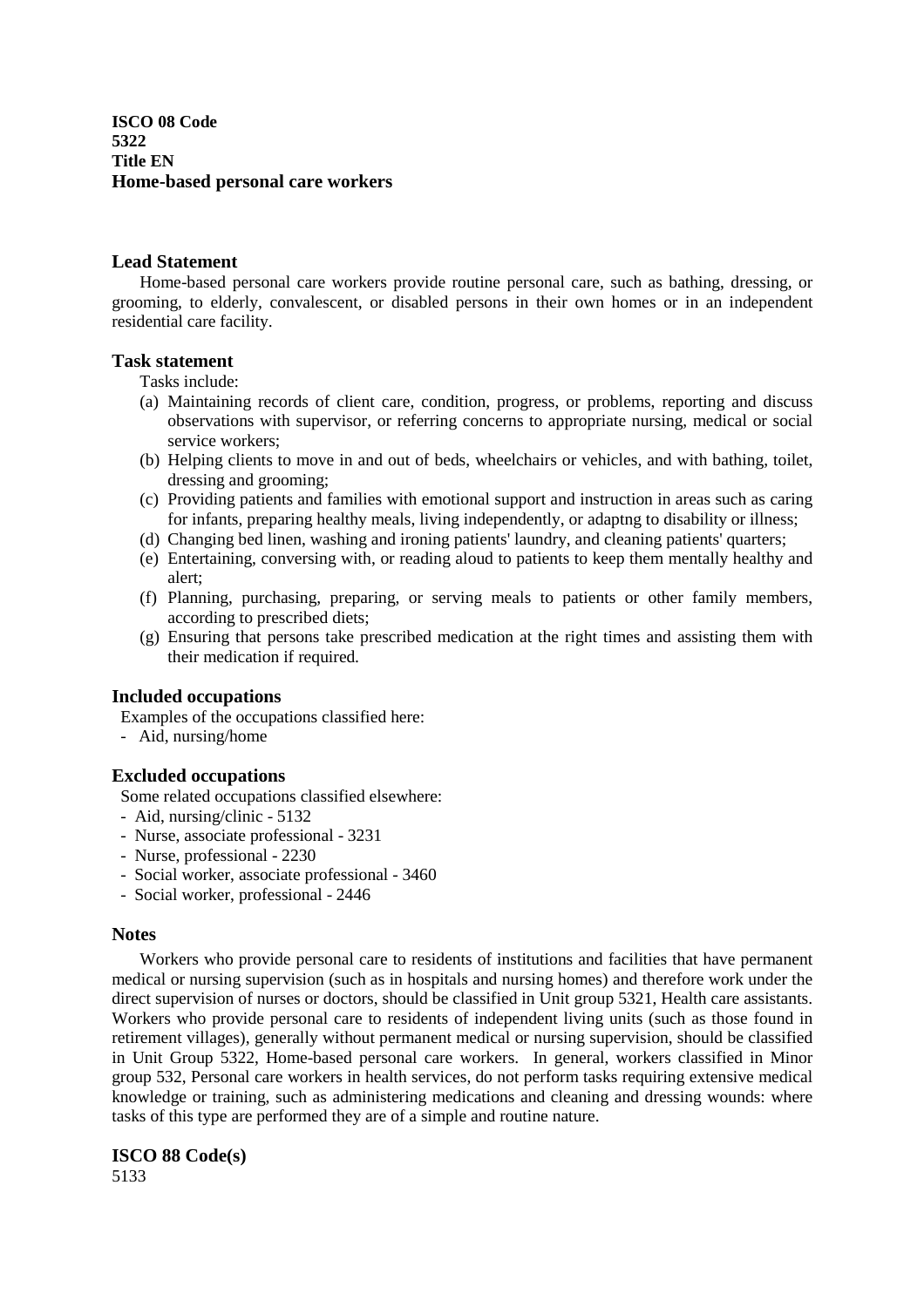**ISCO 08 Code**
**5322**
**Title EN**
**Home-based personal care workers**

## Lead Statement

Home-based personal care workers provide routine personal care, such as bathing, dressing, or grooming, to elderly, convalescent, or disabled persons in their own homes or in an independent residential care facility.

## Task statement

Tasks include:

(a) Maintaining records of client care, condition, progress, or problems, reporting and discuss observations with supervisor, or referring concerns to appropriate nursing, medical or social service workers;
(b) Helping clients to move in and out of beds, wheelchairs or vehicles, and with bathing, toilet, dressing and grooming;
(c) Providing patients and families with emotional support and instruction in areas such as caring for infants, preparing healthy meals, living independently, or adaptng to disability or illness;
(d) Changing bed linen, washing and ironing patients' laundry, and cleaning patients' quarters;
(e) Entertaining, conversing with, or reading aloud to patients to keep them mentally healthy and alert;
(f) Planning, purchasing, preparing, or serving meals to patients or other family members, according to prescribed diets;
(g) Ensuring that persons take prescribed medication at the right times and assisting them with their medication if required.

## Included occupations

Examples of the occupations classified here:

- Aid, nursing/home

## Excluded occupations

Some related occupations classified elsewhere:

- Aid, nursing/clinic - 5132
- Nurse, associate professional - 3231
- Nurse, professional - 2230
- Social worker, associate professional - 3460
- Social worker, professional - 2446

## Notes

Workers who provide personal care to residents of institutions and facilities that have permanent medical or nursing supervision (such as in hospitals and nursing homes) and therefore work under the direct supervision of nurses or doctors, should be classified in Unit group 5321, Health care assistants. Workers who provide personal care to residents of independent living units (such as those found in retirement villages), generally without permanent medical or nursing supervision, should be classified in Unit Group 5322, Home-based personal care workers. In general, workers classified in Minor group 532, Personal care workers in health services, do not perform tasks requiring extensive medical knowledge or training, such as administering medications and cleaning and dressing wounds: where tasks of this type are performed they are of a simple and routine nature.

## ISCO 88 Code(s)

5133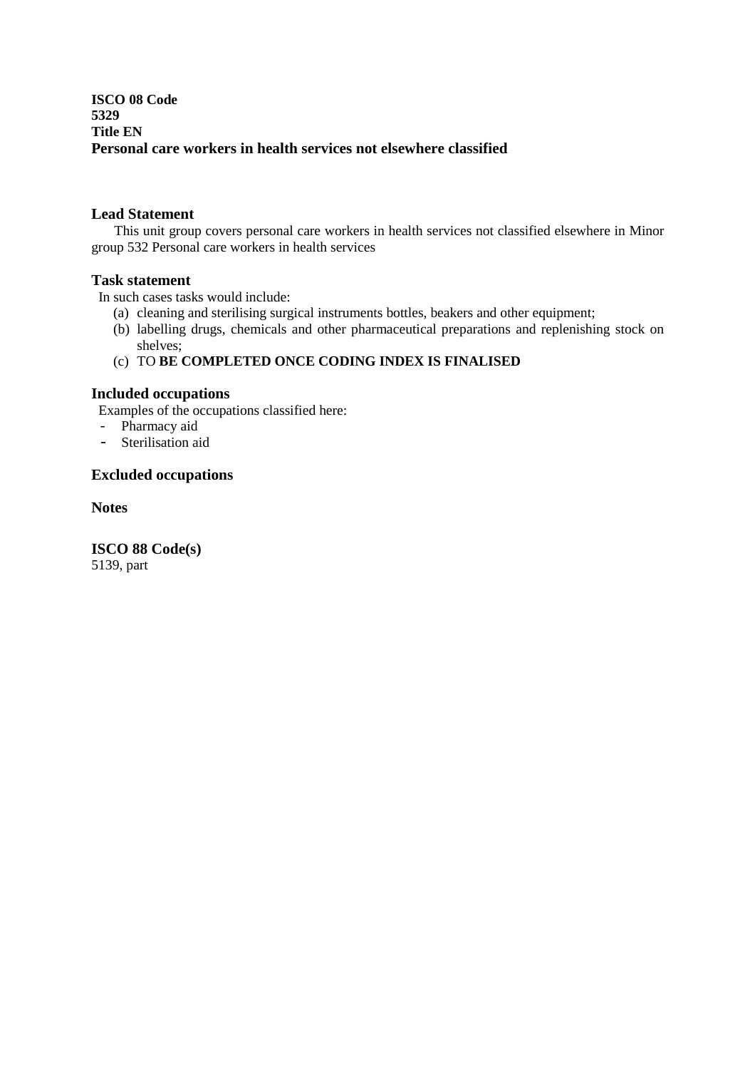**ISCO 08 Code**
**5329**
**Title EN**
**Personal care workers in health services not elsewhere classified**

## Lead Statement

This unit group covers personal care workers in health services not classified elsewhere in Minor group 532 Personal care workers in health services

## Task statement

In such cases tasks would include:

(a) cleaning and sterilising surgical instruments bottles, beakers and other equipment;
(b) labelling drugs, chemicals and other pharmaceutical preparations and replenishing stock on shelves;
(c) TO **BE COMPLETED ONCE CODING INDEX IS FINALISED**

## Included occupations

Examples of the occupations classified here:

- Pharmacy aid
- Sterilisation aid

## Excluded occupations

## Notes

## ISCO 88 Code(s)

5139, part